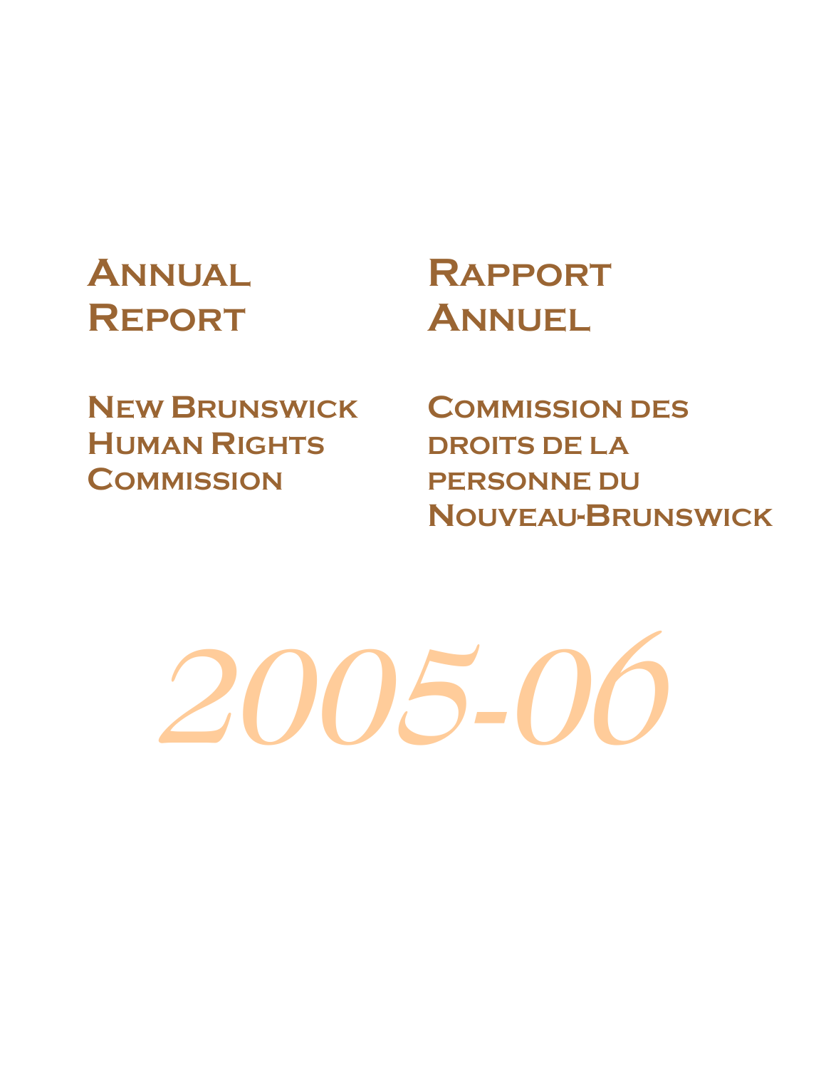# Annual Report

## New Brunswick Human Rights Commission

# Rapport Annuel

## Commission des droits de la personne du Nouveau-Brunswick

*2005-06*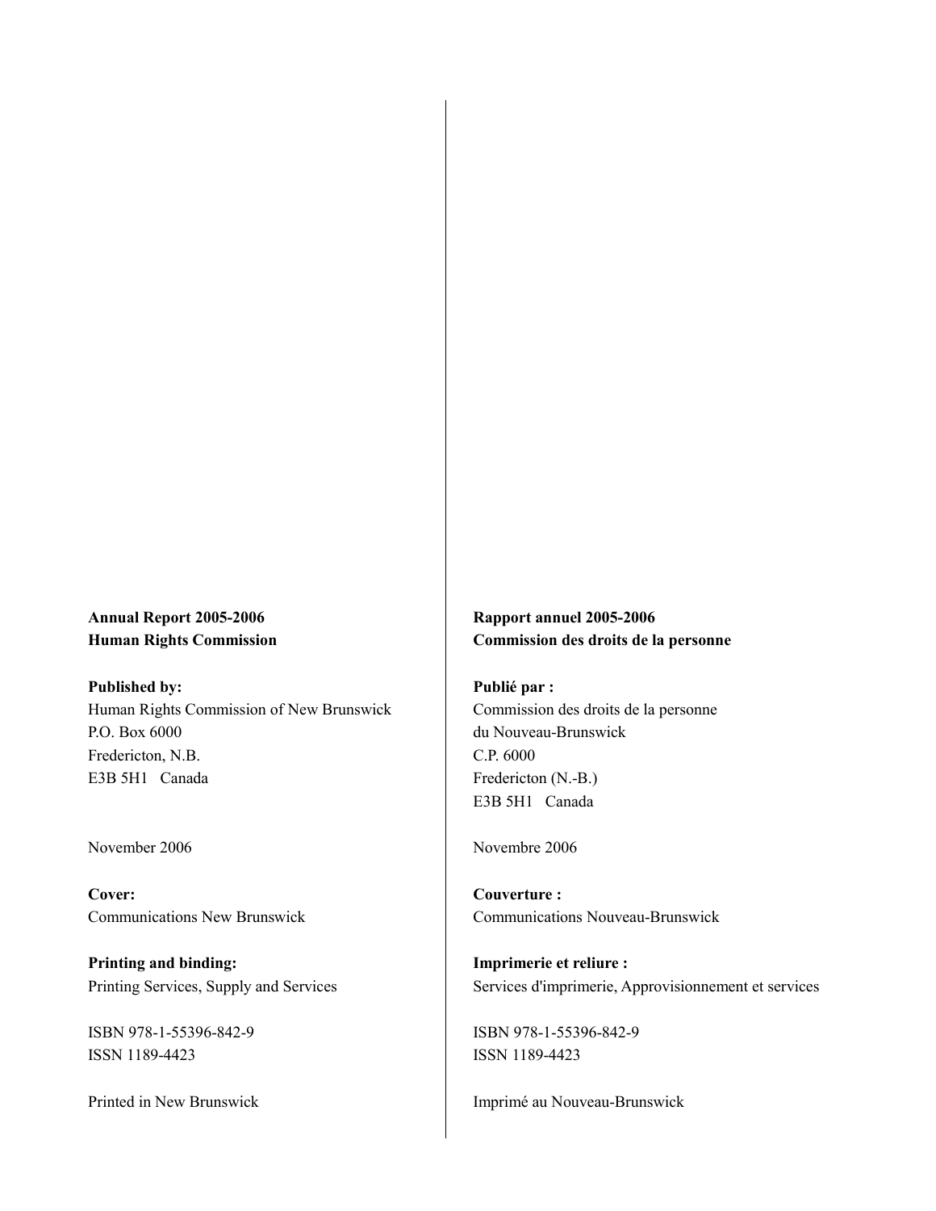**Annual Report 2005-2006**
**Human Rights Commission**

**Published by:**
Human Rights Commission of New Brunswick
P.O. Box 6000
Fredericton, N.B.
E3B 5H1 Canada

November 2006

**Cover:**
Communications New Brunswick

**Printing and binding:**
Printing Services, Supply and Services

ISBN 978-1-55396-842-9
ISSN 1189-4423

Printed in New Brunswick

**Rapport annuel 2005-2006**
**Commission des droits de la personne**

**Publié par :**
Commission des droits de la personne
du Nouveau-Brunswick
C.P. 6000
Fredericton (N.-B.)
E3B 5H1 Canada

Novembre 2006

**Couverture :**
Communications Nouveau-Brunswick

**Imprimerie et reliure :**
Services d'imprimerie, Approvisionnement et services

ISBN 978-1-55396-842-9
ISSN 1189-4423

Imprimé au Nouveau-Brunswick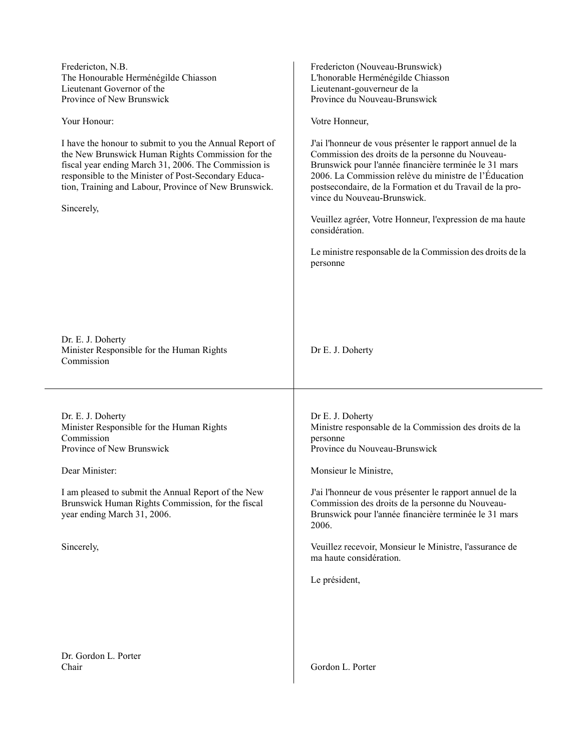Fredericton, N.B.
The Honourable Herménégilde Chiasson
Lieutenant Governor of the
Province of New Brunswick

Your Honour:

I have the honour to submit to you the Annual Report of the New Brunswick Human Rights Commission for the fiscal year ending March 31, 2006. The Commission is responsible to the Minister of Post-Secondary Education, Training and Labour, Province of New Brunswick.

Sincerely,

Dr. E. J. Doherty
Minister Responsible for the Human Rights Commission

Fredericton (Nouveau-Brunswick)
L'honorable Herménégilde Chiasson
Lieutenant-gouverneur de la
Province du Nouveau-Brunswick

Votre Honneur,

J'ai l'honneur de vous présenter le rapport annuel de la Commission des droits de la personne du Nouveau-Brunswick pour l'année financière terminée le 31 mars 2006. La Commission relève du ministre de l'Éducation postsecondaire, de la Formation et du Travail de la province du Nouveau-Brunswick.

Veuillez agréer, Votre Honneur, l'expression de ma haute considération.

Le ministre responsable de la Commission des droits de la personne

Dr E. J. Doherty

---

Dr. E. J. Doherty
Minister Responsible for the Human Rights Commission
Province of New Brunswick

Dear Minister:

I am pleased to submit the Annual Report of the New Brunswick Human Rights Commission, for the fiscal year ending March 31, 2006.

Sincerely,

Dr. Gordon L. Porter
Chair

Dr E. J. Doherty
Ministre responsable de la Commission des droits de la personne
Province du Nouveau-Brunswick

Monsieur le Ministre,

J'ai l'honneur de vous présenter le rapport annuel de la Commission des droits de la personne du Nouveau-Brunswick pour l'année financière terminée le 31 mars 2006.

Veuillez recevoir, Monsieur le Ministre, l'assurance de ma haute considération.

Le président,

Gordon L. Porter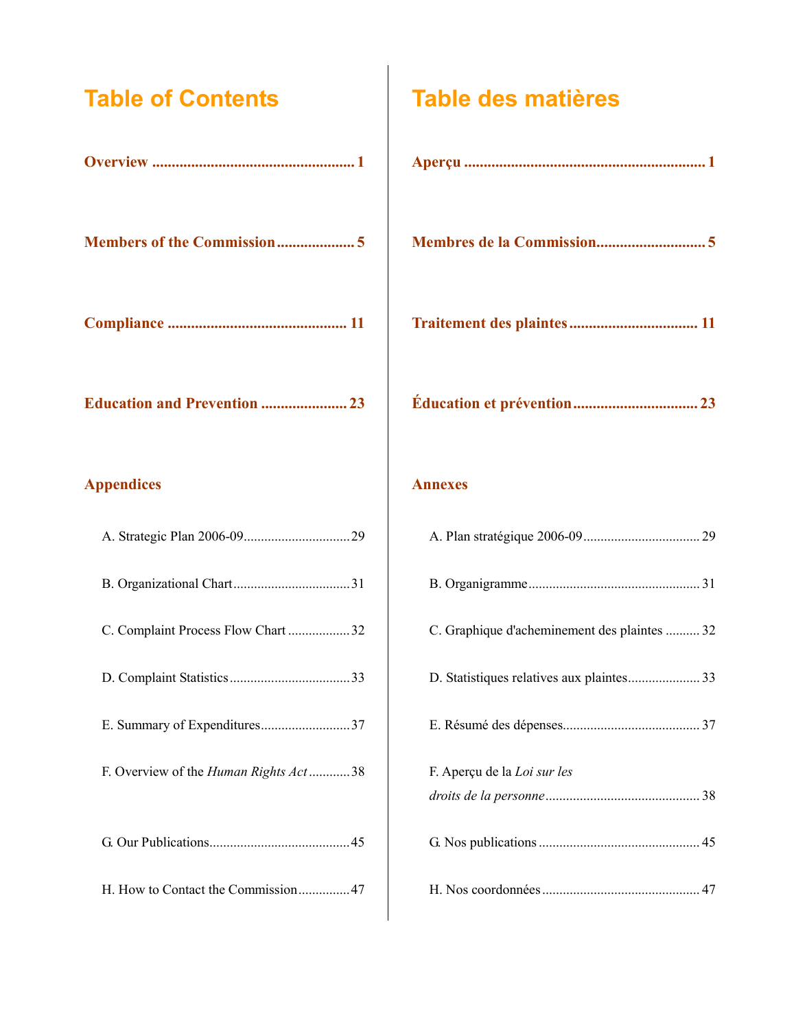# Table of Contents

**Overview** ...................................................... **1**

**Members of the Commission** .................... **5**

**Compliance** .............................................. **11**

**Education and Prevention** ...................... **23**

**Appendices**

A. Strategic Plan 2006-09 .............................. 29

B. Organizational Chart ................................. 31

C. Complaint Process Flow Chart .................. 32

D. Complaint Statistics .................................. 33

E. Summary of Expenditures .......................... 37

F. Overview of the *Human Rights Act* ............ 38

G. Our Publications ........................................ 45

H. How to Contact the Commission ............... 47

# Table des matières

**Aperçu** .............................................................. **1**

**Membres de la Commission** ........................... **5**

**Traitement des plaintes** ................................ **11**

**Éducation et prévention** ................................ **23**

**Annexes**

A. Plan stratégique 2006-09 ................................ 29

B. Organigramme ................................................ 31

C. Graphique d'acheminement des plaintes .......... 32

D. Statistiques relatives aux plaintes .................... 33

E. Résumé des dépenses ....................................... 37

F. Aperçu de la *Loi sur les droits de la personne* ............................................ 38

G. Nos publications .............................................. 45

H. Nos coordonnées ............................................. 47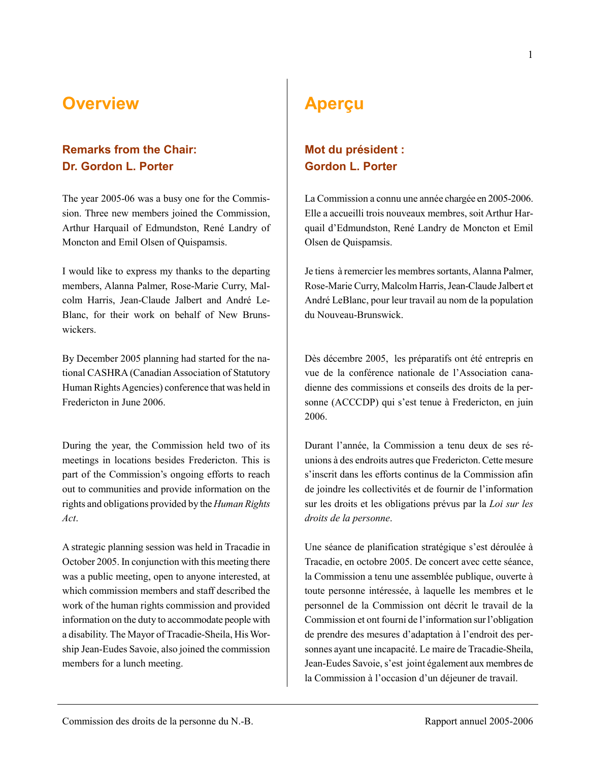# Overview

## Remarks from the Chair: Dr. Gordon L. Porter

The year 2005-06 was a busy one for the Commission. Three new members joined the Commission, Arthur Harquail of Edmundston, René Landry of Moncton and Emil Olsen of Quispamsis.

I would like to express my thanks to the departing members, Alanna Palmer, Rose-Marie Curry, Malcolm Harris, Jean-Claude Jalbert and André LeBlanc, for their work on behalf of New Brunswickers.

By December 2005 planning had started for the national CASHRA (Canadian Association of Statutory Human Rights Agencies) conference that was held in Fredericton in June 2006.

During the year, the Commission held two of its meetings in locations besides Fredericton. This is part of the Commission's ongoing efforts to reach out to communities and provide information on the rights and obligations provided by the *Human Rights Act*.

A strategic planning session was held in Tracadie in October 2005. In conjunction with this meeting there was a public meeting, open to anyone interested, at which commission members and staff described the work of the human rights commission and provided information on the duty to accommodate people with a disability. The Mayor of Tracadie-Sheila, His Worship Jean-Eudes Savoie, also joined the commission members for a lunch meeting.

# Aperçu

## Mot du président : Gordon L. Porter

La Commission a connu une année chargée en 2005-2006. Elle a accueilli trois nouveaux membres, soit Arthur Harquail d'Edmundston, René Landry de Moncton et Emil Olsen de Quispamsis.

Je tiens à remercier les membres sortants, Alanna Palmer, Rose-Marie Curry, Malcolm Harris, Jean-Claude Jalbert et André LeBlanc, pour leur travail au nom de la population du Nouveau-Brunswick.

Dès décembre 2005, les préparatifs ont été entrepris en vue de la conférence nationale de l'Association canadienne des commissions et conseils des droits de la personne (ACCCDP) qui s'est tenue à Fredericton, en juin 2006.

Durant l'année, la Commission a tenu deux de ses réunions à des endroits autres que Fredericton. Cette mesure s'inscrit dans les efforts continus de la Commission afin de joindre les collectivités et de fournir de l'information sur les droits et les obligations prévus par la *Loi sur les droits de la personne*.

Une séance de planification stratégique s'est déroulée à Tracadie, en octobre 2005. De concert avec cette séance, la Commission a tenu une assemblée publique, ouverte à toute personne intéressée, à laquelle les membres et le personnel de la Commission ont décrit le travail de la Commission et ont fourni de l'information sur l'obligation de prendre des mesures d'adaptation à l'endroit des personnes ayant une incapacité. Le maire de Tracadie-Sheila, Jean-Eudes Savoie, s'est joint également aux membres de la Commission à l'occasion d'un déjeuner de travail.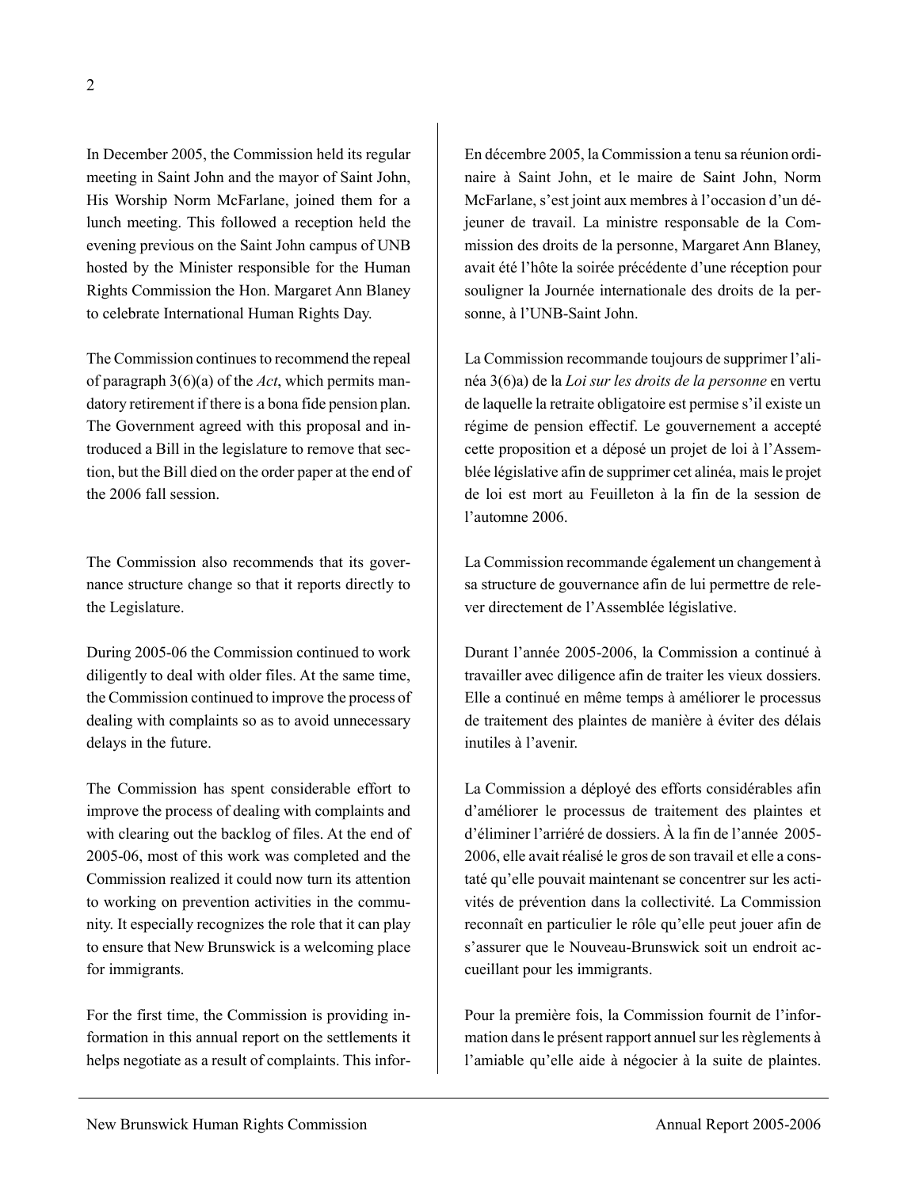In December 2005, the Commission held its regular meeting in Saint John and the mayor of Saint John, His Worship Norm McFarlane, joined them for a lunch meeting. This followed a reception held the evening previous on the Saint John campus of UNB hosted by the Minister responsible for the Human Rights Commission the Hon. Margaret Ann Blaney to celebrate International Human Rights Day.

The Commission continues to recommend the repeal of paragraph 3(6)(a) of the *Act*, which permits mandatory retirement if there is a bona fide pension plan. The Government agreed with this proposal and introduced a Bill in the legislature to remove that section, but the Bill died on the order paper at the end of the 2006 fall session.

The Commission also recommends that its governance structure change so that it reports directly to the Legislature.

During 2005-06 the Commission continued to work diligently to deal with older files. At the same time, the Commission continued to improve the process of dealing with complaints so as to avoid unnecessary delays in the future.

The Commission has spent considerable effort to improve the process of dealing with complaints and with clearing out the backlog of files. At the end of 2005-06, most of this work was completed and the Commission realized it could now turn its attention to working on prevention activities in the community. It especially recognizes the role that it can play to ensure that New Brunswick is a welcoming place for immigrants.

For the first time, the Commission is providing information in this annual report on the settlements it helps negotiate as a result of complaints. This infor-

En décembre 2005, la Commission a tenu sa réunion ordinaire à Saint John, et le maire de Saint John, Norm McFarlane, s'est joint aux membres à l'occasion d'un déjeuner de travail. La ministre responsable de la Commission des droits de la personne, Margaret Ann Blaney, avait été l'hôte la soirée précédente d'une réception pour souligner la Journée internationale des droits de la personne, à l'UNB-Saint John.

La Commission recommande toujours de supprimer l'alinéa 3(6)a) de la *Loi sur les droits de la personne* en vertu de laquelle la retraite obligatoire est permise s'il existe un régime de pension effectif. Le gouvernement a accepté cette proposition et a déposé un projet de loi à l'Assemblée législative afin de supprimer cet alinéa, mais le projet de loi est mort au Feuilleton à la fin de la session de l'automne 2006.

La Commission recommande également un changement à sa structure de gouvernance afin de lui permettre de relever directement de l'Assemblée législative.

Durant l'année 2005-2006, la Commission a continué à travailler avec diligence afin de traiter les vieux dossiers. Elle a continué en même temps à améliorer le processus de traitement des plaintes de manière à éviter des délais inutiles à l'avenir.

La Commission a déployé des efforts considérables afin d'améliorer le processus de traitement des plaintes et d'éliminer l'arriéré de dossiers. À la fin de l'année 2005-2006, elle avait réalisé le gros de son travail et elle a constaté qu'elle pouvait maintenant se concentrer sur les activités de prévention dans la collectivité. La Commission reconnaît en particulier le rôle qu'elle peut jouer afin de s'assurer que le Nouveau-Brunswick soit un endroit accueillant pour les immigrants.

Pour la première fois, la Commission fournit de l'information dans le présent rapport annuel sur les règlements à l'amiable qu'elle aide à négocier à la suite de plaintes.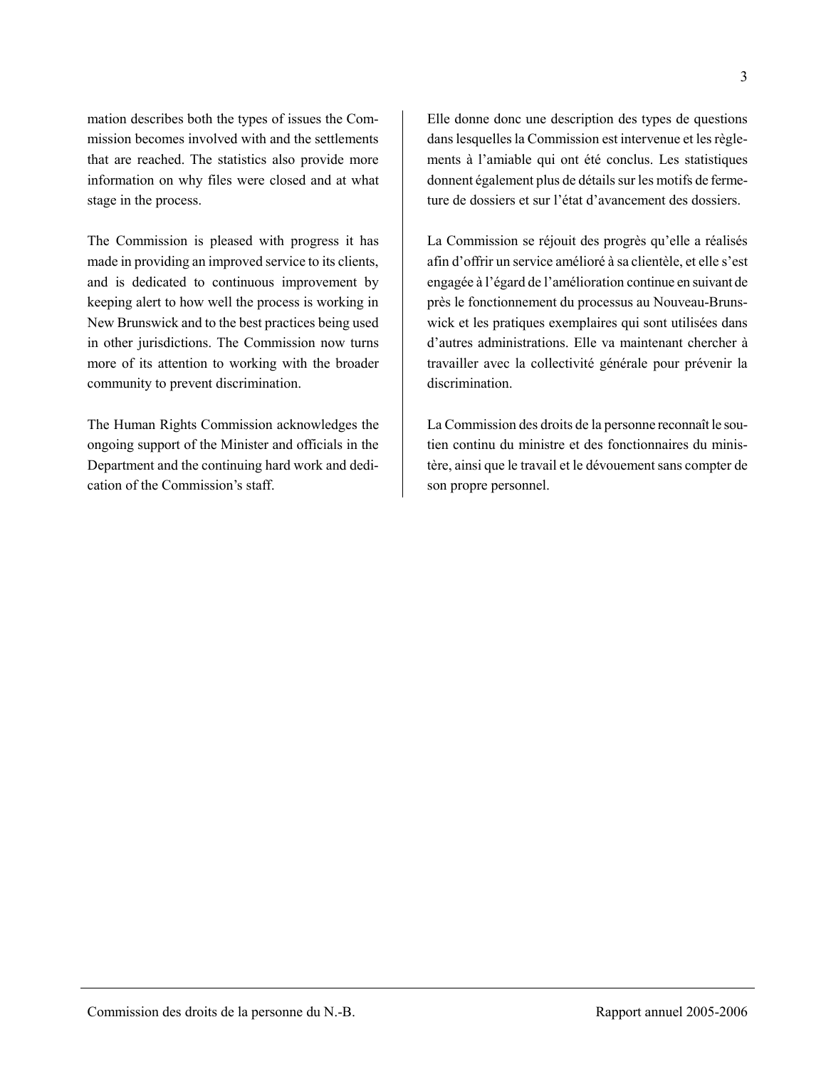mation describes both the types of issues the Commission becomes involved with and the settlements that are reached. The statistics also provide more information on why files were closed and at what stage in the process.

The Commission is pleased with progress it has made in providing an improved service to its clients, and is dedicated to continuous improvement by keeping alert to how well the process is working in New Brunswick and to the best practices being used in other jurisdictions. The Commission now turns more of its attention to working with the broader community to prevent discrimination.

The Human Rights Commission acknowledges the ongoing support of the Minister and officials in the Department and the continuing hard work and dedication of the Commission's staff.

Elle donne donc une description des types de questions dans lesquelles la Commission est intervenue et les règlements à l'amiable qui ont été conclus. Les statistiques donnent également plus de détails sur les motifs de fermeture de dossiers et sur l'état d'avancement des dossiers.

La Commission se réjouit des progrès qu'elle a réalisés afin d'offrir un service amélioré à sa clientèle, et elle s'est engagée à l'égard de l'amélioration continue en suivant de près le fonctionnement du processus au Nouveau-Brunswick et les pratiques exemplaires qui sont utilisées dans d'autres administrations. Elle va maintenant chercher à travailler avec la collectivité générale pour prévenir la discrimination.

La Commission des droits de la personne reconnaît le soutien continu du ministre et des fonctionnaires du ministère, ainsi que le travail et le dévouement sans compter de son propre personnel.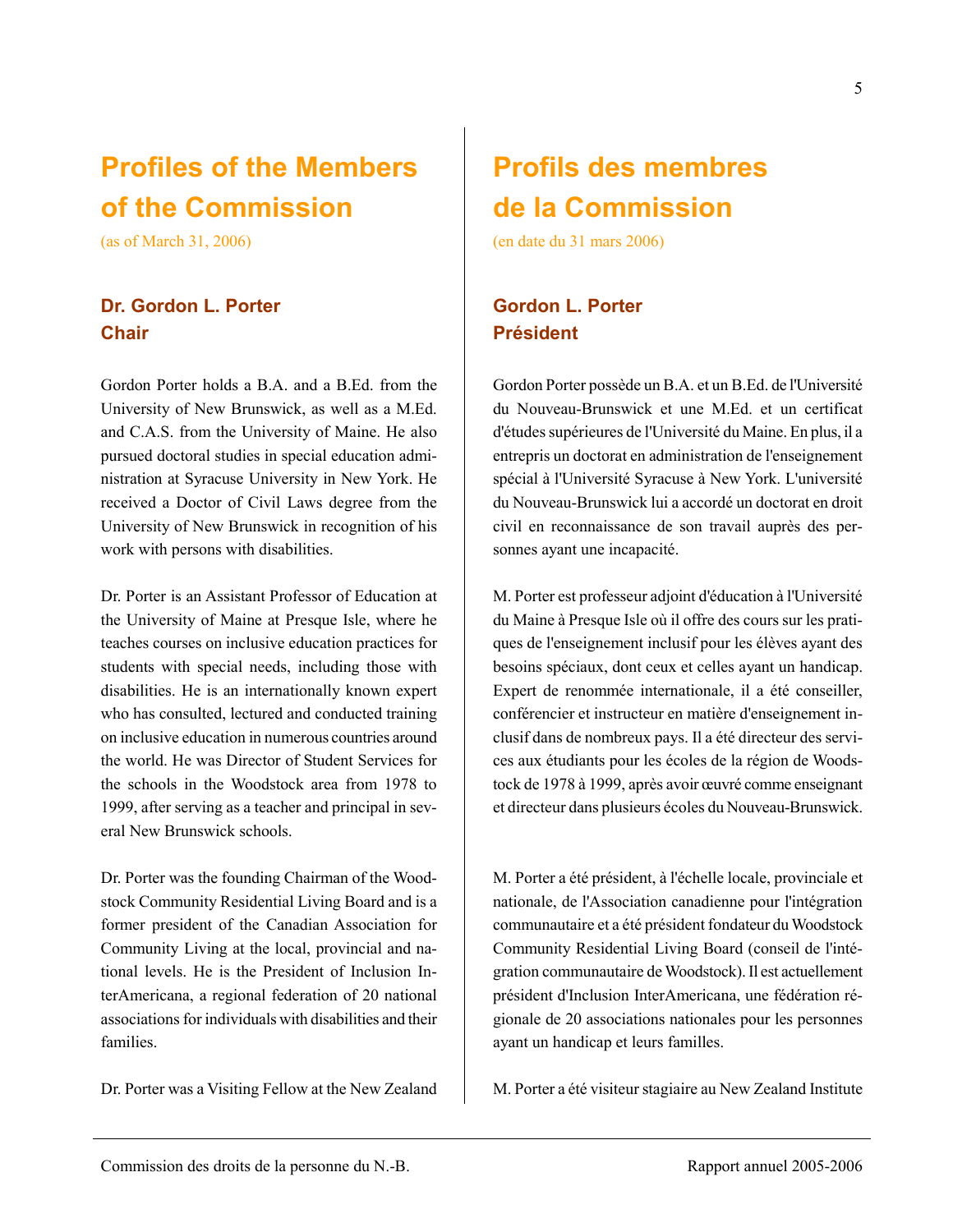# Profiles of the Members of the Commission

(as of March 31, 2006)

## Dr. Gordon L. Porter
## Chair

Gordon Porter holds a B.A. and a B.Ed. from the University of New Brunswick, as well as a M.Ed. and C.A.S. from the University of Maine. He also pursued doctoral studies in special education administration at Syracuse University in New York. He received a Doctor of Civil Laws degree from the University of New Brunswick in recognition of his work with persons with disabilities.

Dr. Porter is an Assistant Professor of Education at the University of Maine at Presque Isle, where he teaches courses on inclusive education practices for students with special needs, including those with disabilities. He is an internationally known expert who has consulted, lectured and conducted training on inclusive education in numerous countries around the world. He was Director of Student Services for the schools in the Woodstock area from 1978 to 1999, after serving as a teacher and principal in several New Brunswick schools.

Dr. Porter was the founding Chairman of the Woodstock Community Residential Living Board and is a former president of the Canadian Association for Community Living at the local, provincial and national levels. He is the President of Inclusion InterAmericana, a regional federation of 20 national associations for individuals with disabilities and their families.

Dr. Porter was a Visiting Fellow at the New Zealand

# Profils des membres de la Commission

(en date du 31 mars 2006)

## Gordon L. Porter
## Président

Gordon Porter possède un B.A. et un B.Ed. de l'Université du Nouveau-Brunswick et une M.Ed. et un certificat d'études supérieures de l'Université du Maine. En plus, il a entrepris un doctorat en administration de l'enseignement spécial à l'Université Syracuse à New York. L'université du Nouveau-Brunswick lui a accordé un doctorat en droit civil en reconnaissance de son travail auprès des personnes ayant une incapacité.

M. Porter est professeur adjoint d'éducation à l'Université du Maine à Presque Isle où il offre des cours sur les pratiques de l'enseignement inclusif pour les élèves ayant des besoins spéciaux, dont ceux et celles ayant un handicap. Expert de renommée internationale, il a été conseiller, conférencier et instructeur en matière d'enseignement inclusif dans de nombreux pays. Il a été directeur des services aux étudiants pour les écoles de la région de Woodstock de 1978 à 1999, après avoir œuvré comme enseignant et directeur dans plusieurs écoles du Nouveau-Brunswick.

M. Porter a été président, à l'échelle locale, provinciale et nationale, de l'Association canadienne pour l'intégration communautaire et a été président fondateur du Woodstock Community Residential Living Board (conseil de l'intégration communautaire de Woodstock). Il est actuellement président d'Inclusion InterAmericana, une fédération régionale de 20 associations nationales pour les personnes ayant un handicap et leurs familles.

M. Porter a été visiteur stagiaire au New Zealand Institute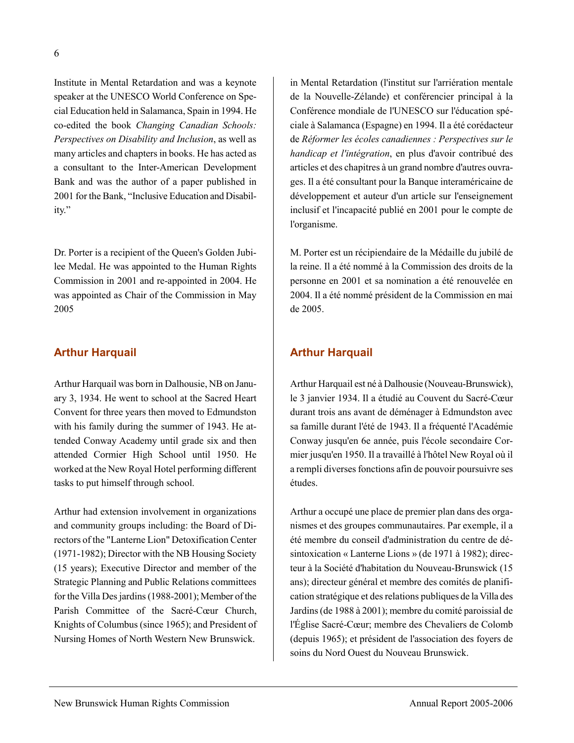Institute in Mental Retardation and was a keynote speaker at the UNESCO World Conference on Special Education held in Salamanca, Spain in 1994. He co-edited the book *Changing Canadian Schools: Perspectives on Disability and Inclusion*, as well as many articles and chapters in books. He has acted as a consultant to the Inter-American Development Bank and was the author of a paper published in 2001 for the Bank, "Inclusive Education and Disability."

Dr. Porter is a recipient of the Queen's Golden Jubilee Medal. He was appointed to the Human Rights Commission in 2001 and re-appointed in 2004. He was appointed as Chair of the Commission in May 2005

## Arthur Harquail

Arthur Harquail was born in Dalhousie, NB on January 3, 1934. He went to school at the Sacred Heart Convent for three years then moved to Edmundston with his family during the summer of 1943. He attended Conway Academy until grade six and then attended Cormier High School until 1950. He worked at the New Royal Hotel performing different tasks to put himself through school.

Arthur had extension involvement in organizations and community groups including: the Board of Directors of the "Lanterne Lion" Detoxification Center (1971-1982); Director with the NB Housing Society (15 years); Executive Director and member of the Strategic Planning and Public Relations committees for the Villa Des jardins (1988-2001); Member of the Parish Committee of the Sacré-Cœur Church, Knights of Columbus (since 1965); and President of Nursing Homes of North Western New Brunswick.

in Mental Retardation (l'institut sur l'arriération mentale de la Nouvelle-Zélande) et conférencier principal à la Conférence mondiale de l'UNESCO sur l'éducation spéciale à Salamanca (Espagne) en 1994. Il a été corédacteur de *Réformer les écoles canadiennes : Perspectives sur le handicap et l'intégration*, en plus d'avoir contribué des articles et des chapitres à un grand nombre d'autres ouvrages. Il a été consultant pour la Banque interaméricaine de développement et auteur d'un article sur l'enseignement inclusif et l'incapacité publié en 2001 pour le compte de l'organisme.

M. Porter est un récipiendaire de la Médaille du jubilé de la reine. Il a été nommé à la Commission des droits de la personne en 2001 et sa nomination a été renouvelée en 2004. Il a été nommé président de la Commission en mai de 2005.

## Arthur Harquail

Arthur Harquail est né à Dalhousie (Nouveau-Brunswick), le 3 janvier 1934. Il a étudié au Couvent du Sacré-Cœur durant trois ans avant de déménager à Edmundston avec sa famille durant l'été de 1943. Il a fréquenté l'Académie Conway jusqu'en 6e année, puis l'école secondaire Cormier jusqu'en 1950. Il a travaillé à l'hôtel New Royal où il a rempli diverses fonctions afin de pouvoir poursuivre ses études.

Arthur a occupé une place de premier plan dans des organismes et des groupes communautaires. Par exemple, il a été membre du conseil d'administration du centre de désintoxication « Lanterne Lions » (de 1971 à 1982); directeur à la Société d'habitation du Nouveau-Brunswick (15 ans); directeur général et membre des comités de planification stratégique et des relations publiques de la Villa des Jardins (de 1988 à 2001); membre du comité paroissial de l'Église Sacré-Cœur; membre des Chevaliers de Colomb (depuis 1965); et président de l'association des foyers de soins du Nord Ouest du Nouveau Brunswick.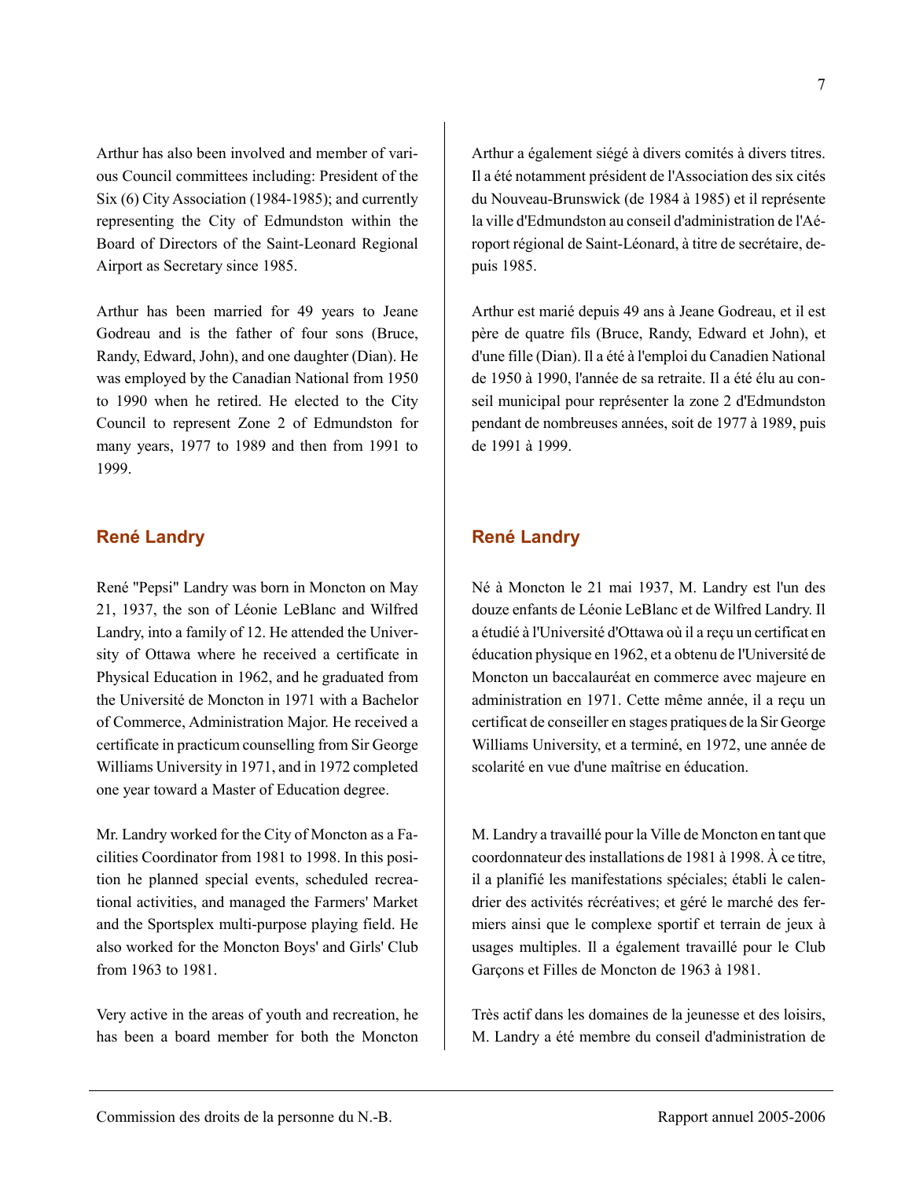Arthur has also been involved and member of various Council committees including: President of the Six (6) City Association (1984-1985); and currently representing the City of Edmundston within the Board of Directors of the Saint-Leonard Regional Airport as Secretary since 1985.

Arthur has been married for 49 years to Jeane Godreau and is the father of four sons (Bruce, Randy, Edward, John), and one daughter (Dian). He was employed by the Canadian National from 1950 to 1990 when he retired. He elected to the City Council to represent Zone 2 of Edmundston for many years, 1977 to 1989 and then from 1991 to 1999.

## René Landry

René "Pepsi" Landry was born in Moncton on May 21, 1937, the son of Léonie LeBlanc and Wilfred Landry, into a family of 12. He attended the University of Ottawa where he received a certificate in Physical Education in 1962, and he graduated from the Université de Moncton in 1971 with a Bachelor of Commerce, Administration Major. He received a certificate in practicum counselling from Sir George Williams University in 1971, and in 1972 completed one year toward a Master of Education degree.

Mr. Landry worked for the City of Moncton as a Facilities Coordinator from 1981 to 1998. In this position he planned special events, scheduled recreational activities, and managed the Farmers' Market and the Sportsplex multi-purpose playing field. He also worked for the Moncton Boys' and Girls' Club from 1963 to 1981.

Very active in the areas of youth and recreation, he has been a board member for both the Moncton

Arthur a également siégé à divers comités à divers titres. Il a été notamment président de l'Association des six cités du Nouveau-Brunswick (de 1984 à 1985) et il représente la ville d'Edmundston au conseil d'administration de l'Aéroport régional de Saint-Léonard, à titre de secrétaire, depuis 1985.

Arthur est marié depuis 49 ans à Jeane Godreau, et il est père de quatre fils (Bruce, Randy, Edward et John), et d'une fille (Dian). Il a été à l'emploi du Canadien National de 1950 à 1990, l'année de sa retraite. Il a été élu au conseil municipal pour représenter la zone 2 d'Edmundston pendant de nombreuses années, soit de 1977 à 1989, puis de 1991 à 1999.

## René Landry

Né à Moncton le 21 mai 1937, M. Landry est l'un des douze enfants de Léonie LeBlanc et de Wilfred Landry. Il a étudié à l'Université d'Ottawa où il a reçu un certificat en éducation physique en 1962, et a obtenu de l'Université de Moncton un baccalauréat en commerce avec majeure en administration en 1971. Cette même année, il a reçu un certificat de conseiller en stages pratiques de la Sir George Williams University, et a terminé, en 1972, une année de scolarité en vue d'une maîtrise en éducation.

M. Landry a travaillé pour la Ville de Moncton en tant que coordonnateur des installations de 1981 à 1998. À ce titre, il a planifié les manifestations spéciales; établi le calendrier des activités récréatives; et géré le marché des fermiers ainsi que le complexe sportif et terrain de jeux à usages multiples. Il a également travaillé pour le Club Garçons et Filles de Moncton de 1963 à 1981.

Très actif dans les domaines de la jeunesse et des loisirs, M. Landry a été membre du conseil d'administration de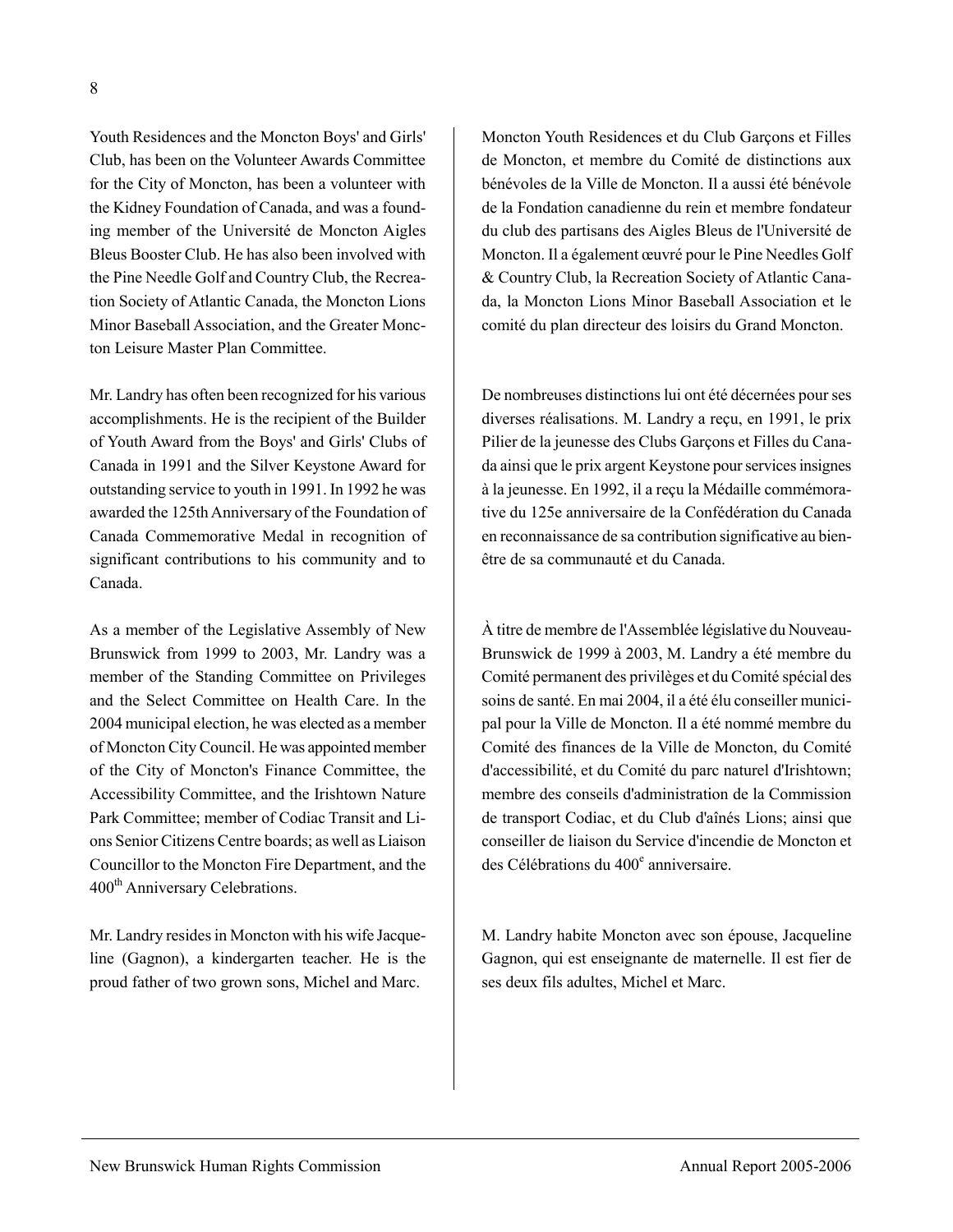Youth Residences and the Moncton Boys' and Girls' Club, has been on the Volunteer Awards Committee for the City of Moncton, has been a volunteer with the Kidney Foundation of Canada, and was a founding member of the Université de Moncton Aigles Bleus Booster Club. He has also been involved with the Pine Needle Golf and Country Club, the Recreation Society of Atlantic Canada, the Moncton Lions Minor Baseball Association, and the Greater Moncton Leisure Master Plan Committee.

Mr. Landry has often been recognized for his various accomplishments. He is the recipient of the Builder of Youth Award from the Boys' and Girls' Clubs of Canada in 1991 and the Silver Keystone Award for outstanding service to youth in 1991. In 1992 he was awarded the 125th Anniversary of the Foundation of Canada Commemorative Medal in recognition of significant contributions to his community and to Canada.

As a member of the Legislative Assembly of New Brunswick from 1999 to 2003, Mr. Landry was a member of the Standing Committee on Privileges and the Select Committee on Health Care. In the 2004 municipal election, he was elected as a member of Moncton City Council. He was appointed member of the City of Moncton's Finance Committee, the Accessibility Committee, and the Irishtown Nature Park Committee; member of Codiac Transit and Lions Senior Citizens Centre boards; as well as Liaison Councillor to the Moncton Fire Department, and the 400th Anniversary Celebrations.

Mr. Landry resides in Moncton with his wife Jacqueline (Gagnon), a kindergarten teacher. He is the proud father of two grown sons, Michel and Marc.

Moncton Youth Residences et du Club Garçons et Filles de Moncton, et membre du Comité de distinctions aux bénévoles de la Ville de Moncton. Il a aussi été bénévole de la Fondation canadienne du rein et membre fondateur du club des partisans des Aigles Bleus de l'Université de Moncton. Il a également œuvré pour le Pine Needles Golf & Country Club, la Recreation Society of Atlantic Canada, la Moncton Lions Minor Baseball Association et le comité du plan directeur des loisirs du Grand Moncton.

De nombreuses distinctions lui ont été décernées pour ses diverses réalisations. M. Landry a reçu, en 1991, le prix Pilier de la jeunesse des Clubs Garçons et Filles du Canada ainsi que le prix argent Keystone pour services insignes à la jeunesse. En 1992, il a reçu la Médaille commémorative du 125e anniversaire de la Confédération du Canada en reconnaissance de sa contribution significative au bien-être de sa communauté et du Canada.

À titre de membre de l'Assemblée législative du Nouveau-Brunswick de 1999 à 2003, M. Landry a été membre du Comité permanent des privilèges et du Comité spécial des soins de santé. En mai 2004, il a été élu conseiller municipal pour la Ville de Moncton. Il a été nommé membre du Comité des finances de la Ville de Moncton, du Comité d'accessibilité, et du Comité du parc naturel d'Irishtown; membre des conseils d'administration de la Commission de transport Codiac, et du Club d'aînés Lions; ainsi que conseiller de liaison du Service d'incendie de Moncton et des Célébrations du 400e anniversaire.

M. Landry habite Moncton avec son épouse, Jacqueline Gagnon, qui est enseignante de maternelle. Il est fier de ses deux fils adultes, Michel et Marc.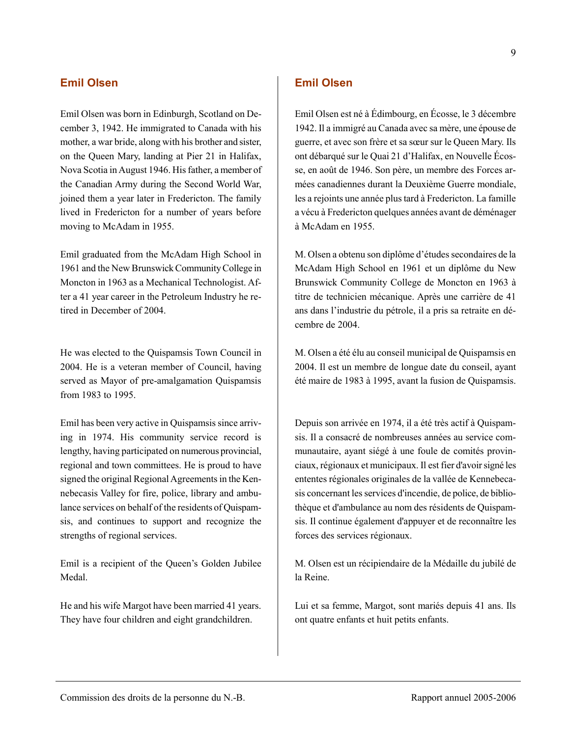## Emil Olsen

Emil Olsen was born in Edinburgh, Scotland on December 3, 1942. He immigrated to Canada with his mother, a war bride, along with his brother and sister, on the Queen Mary, landing at Pier 21 in Halifax, Nova Scotia in August 1946. His father, a member of the Canadian Army during the Second World War, joined them a year later in Fredericton. The family lived in Fredericton for a number of years before moving to McAdam in 1955.

Emil graduated from the McAdam High School in 1961 and the New Brunswick Community College in Moncton in 1963 as a Mechanical Technologist. After a 41 year career in the Petroleum Industry he retired in December of 2004.

He was elected to the Quispamsis Town Council in 2004. He is a veteran member of Council, having served as Mayor of pre-amalgamation Quispamsis from 1983 to 1995.

Emil has been very active in Quispamsis since arriving in 1974. His community service record is lengthy, having participated on numerous provincial, regional and town committees. He is proud to have signed the original Regional Agreements in the Kennebecasis Valley for fire, police, library and ambulance services on behalf of the residents of Quispamsis, and continues to support and recognize the strengths of regional services.

Emil is a recipient of the Queen's Golden Jubilee Medal.

He and his wife Margot have been married 41 years. They have four children and eight grandchildren.

## Emil Olsen

Emil Olsen est né à Édimbourg, en Écosse, le 3 décembre 1942. Il a immigré au Canada avec sa mère, une épouse de guerre, et avec son frère et sa sœur sur le Queen Mary. Ils ont débarqué sur le Quai 21 d'Halifax, en Nouvelle Écosse, en août de 1946. Son père, un membre des Forces armées canadiennes durant la Deuxième Guerre mondiale, les a rejoints une année plus tard à Fredericton. La famille a vécu à Fredericton quelques années avant de déménager à McAdam en 1955.

M. Olsen a obtenu son diplôme d'études secondaires de la McAdam High School en 1961 et un diplôme du New Brunswick Community College de Moncton en 1963 à titre de technicien mécanique. Après une carrière de 41 ans dans l'industrie du pétrole, il a pris sa retraite en décembre de 2004.

M. Olsen a été élu au conseil municipal de Quispamsis en 2004. Il est un membre de longue date du conseil, ayant été maire de 1983 à 1995, avant la fusion de Quispamsis.

Depuis son arrivée en 1974, il a été très actif à Quispamsis. Il a consacré de nombreuses années au service communautaire, ayant siégé à une foule de comités provinciaux, régionaux et municipaux. Il est fier d'avoir signé les ententes régionales originales de la vallée de Kennebecasis concernant les services d'incendie, de police, de bibliothèque et d'ambulance au nom des résidents de Quispamsis. Il continue également d'appuyer et de reconnaître les forces des services régionaux.

M. Olsen est un récipiendaire de la Médaille du jubilé de la Reine.

Lui et sa femme, Margot, sont mariés depuis 41 ans. Ils ont quatre enfants et huit petits enfants.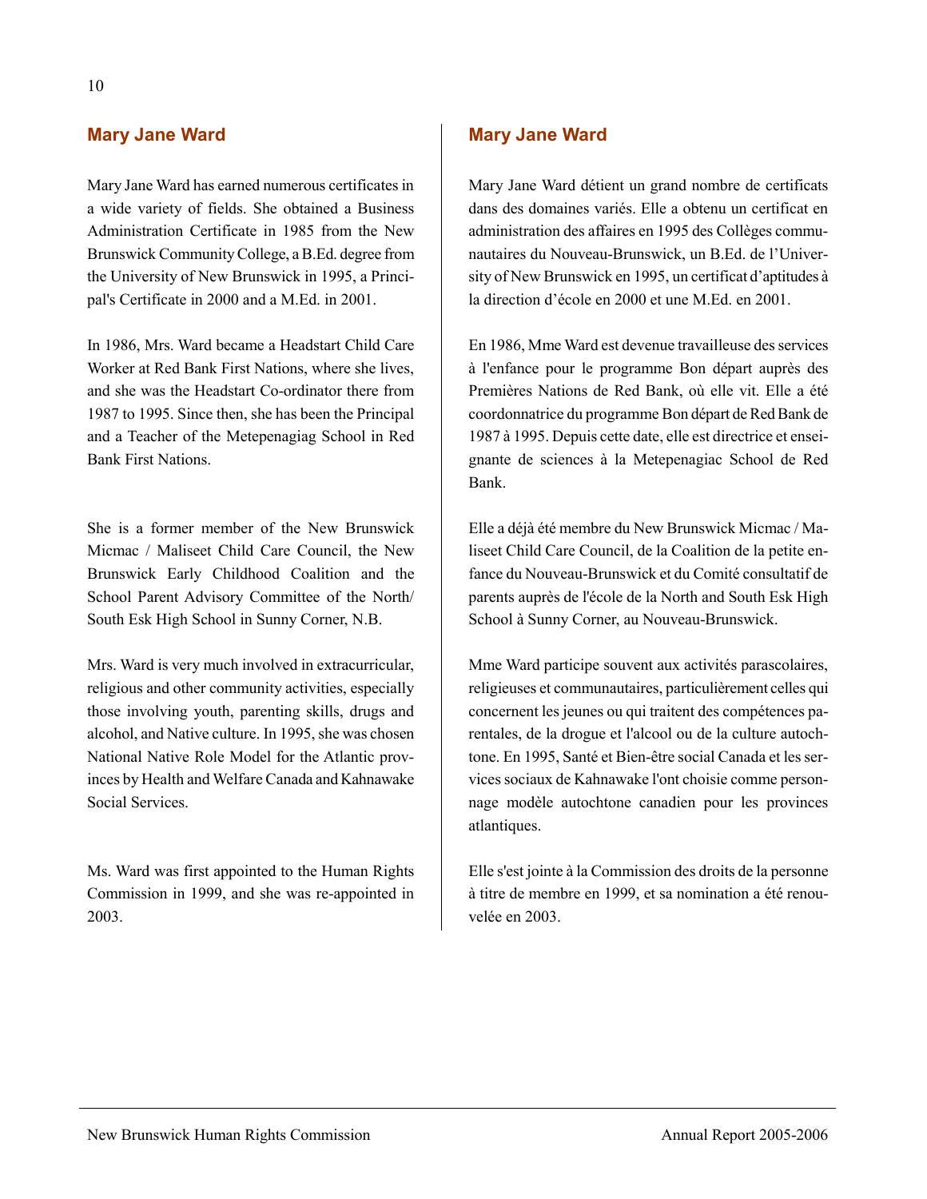## Mary Jane Ward

Mary Jane Ward has earned numerous certificates in a wide variety of fields. She obtained a Business Administration Certificate in 1985 from the New Brunswick Community College, a B.Ed. degree from the University of New Brunswick in 1995, a Principal's Certificate in 2000 and a M.Ed. in 2001.

In 1986, Mrs. Ward became a Headstart Child Care Worker at Red Bank First Nations, where she lives, and she was the Headstart Co-ordinator there from 1987 to 1995. Since then, she has been the Principal and a Teacher of the Metepenagiag School in Red Bank First Nations.

She is a former member of the New Brunswick Micmac / Maliseet Child Care Council, the New Brunswick Early Childhood Coalition and the School Parent Advisory Committee of the North/ South Esk High School in Sunny Corner, N.B.

Mrs. Ward is very much involved in extracurricular, religious and other community activities, especially those involving youth, parenting skills, drugs and alcohol, and Native culture. In 1995, she was chosen National Native Role Model for the Atlantic provinces by Health and Welfare Canada and Kahnawake Social Services.

Ms. Ward was first appointed to the Human Rights Commission in 1999, and she was re-appointed in 2003.

## Mary Jane Ward

Mary Jane Ward détient un grand nombre de certificats dans des domaines variés. Elle a obtenu un certificat en administration des affaires en 1995 des Collèges communautaires du Nouveau-Brunswick, un B.Ed. de l'University of New Brunswick en 1995, un certificat d'aptitudes à la direction d'école en 2000 et une M.Ed. en 2001.

En 1986, Mme Ward est devenue travailleuse des services à l'enfance pour le programme Bon départ auprès des Premières Nations de Red Bank, où elle vit. Elle a été coordonnatrice du programme Bon départ de Red Bank de 1987 à 1995. Depuis cette date, elle est directrice et enseignante de sciences à la Metepenagiac School de Red Bank.

Elle a déjà été membre du New Brunswick Micmac / Maliseet Child Care Council, de la Coalition de la petite enfance du Nouveau-Brunswick et du Comité consultatif de parents auprès de l'école de la North and South Esk High School à Sunny Corner, au Nouveau-Brunswick.

Mme Ward participe souvent aux activités parascolaires, religieuses et communautaires, particulièrement celles qui concernent les jeunes ou qui traitent des compétences parentales, de la drogue et l'alcool ou de la culture autochtone. En 1995, Santé et Bien-être social Canada et les services sociaux de Kahnawake l'ont choisie comme personnage modèle autochtone canadien pour les provinces atlantiques.

Elle s'est jointe à la Commission des droits de la personne à titre de membre en 1999, et sa nomination a été renouvelée en 2003.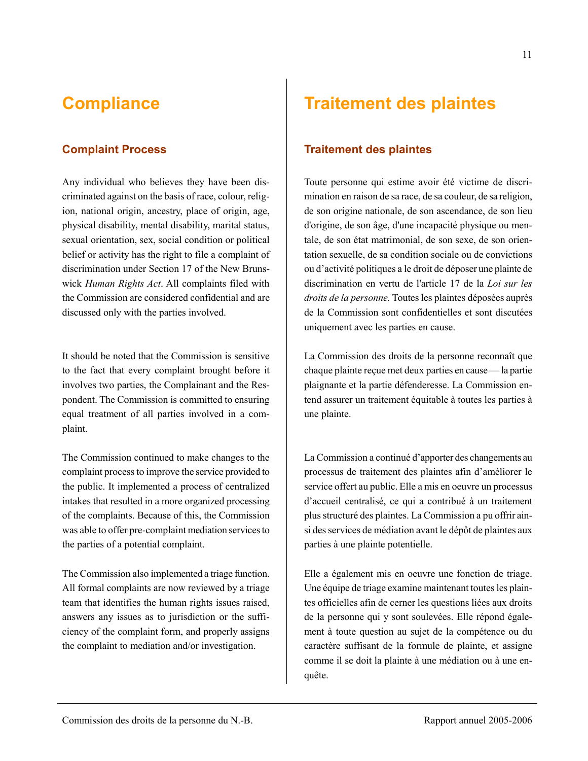# Compliance

## Complaint Process

Any individual who believes they have been discriminated against on the basis of race, colour, religion, national origin, ancestry, place of origin, age, physical disability, mental disability, marital status, sexual orientation, sex, social condition or political belief or activity has the right to file a complaint of discrimination under Section 17 of the New Brunswick *Human Rights Act*. All complaints filed with the Commission are considered confidential and are discussed only with the parties involved.

It should be noted that the Commission is sensitive to the fact that every complaint brought before it involves two parties, the Complainant and the Respondent. The Commission is committed to ensuring equal treatment of all parties involved in a complaint.

The Commission continued to make changes to the complaint process to improve the service provided to the public. It implemented a process of centralized intakes that resulted in a more organized processing of the complaints. Because of this, the Commission was able to offer pre-complaint mediation services to the parties of a potential complaint.

The Commission also implemented a triage function. All formal complaints are now reviewed by a triage team that identifies the human rights issues raised, answers any issues as to jurisdiction or the sufficiency of the complaint form, and properly assigns the complaint to mediation and/or investigation.

# Traitement des plaintes

## Traitement des plaintes

Toute personne qui estime avoir été victime de discrimination en raison de sa race, de sa couleur, de sa religion, de son origine nationale, de son ascendance, de son lieu d'origine, de son âge, d'une incapacité physique ou mentale, de son état matrimonial, de son sexe, de son orientation sexuelle, de sa condition sociale ou de convictions ou d'activité politiques a le droit de déposer une plainte de discrimination en vertu de l'article 17 de la *Loi sur les droits de la personne.* Toutes les plaintes déposées auprès de la Commission sont confidentielles et sont discutées uniquement avec les parties en cause.

La Commission des droits de la personne reconnaît que chaque plainte reçue met deux parties en cause — la partie plaignante et la partie défenderesse. La Commission entend assurer un traitement équitable à toutes les parties à une plainte.

La Commission a continué d'apporter des changements au processus de traitement des plaintes afin d'améliorer le service offert au public. Elle a mis en oeuvre un processus d'accueil centralisé, ce qui a contribué à un traitement plus structuré des plaintes. La Commission a pu offrir ainsi des services de médiation avant le dépôt de plaintes aux parties à une plainte potentielle.

Elle a également mis en oeuvre une fonction de triage. Une équipe de triage examine maintenant toutes les plaintes officielles afin de cerner les questions liées aux droits de la personne qui y sont soulevées. Elle répond également à toute question au sujet de la compétence ou du caractère suffisant de la formule de plainte, et assigne comme il se doit la plainte à une médiation ou à une enquête.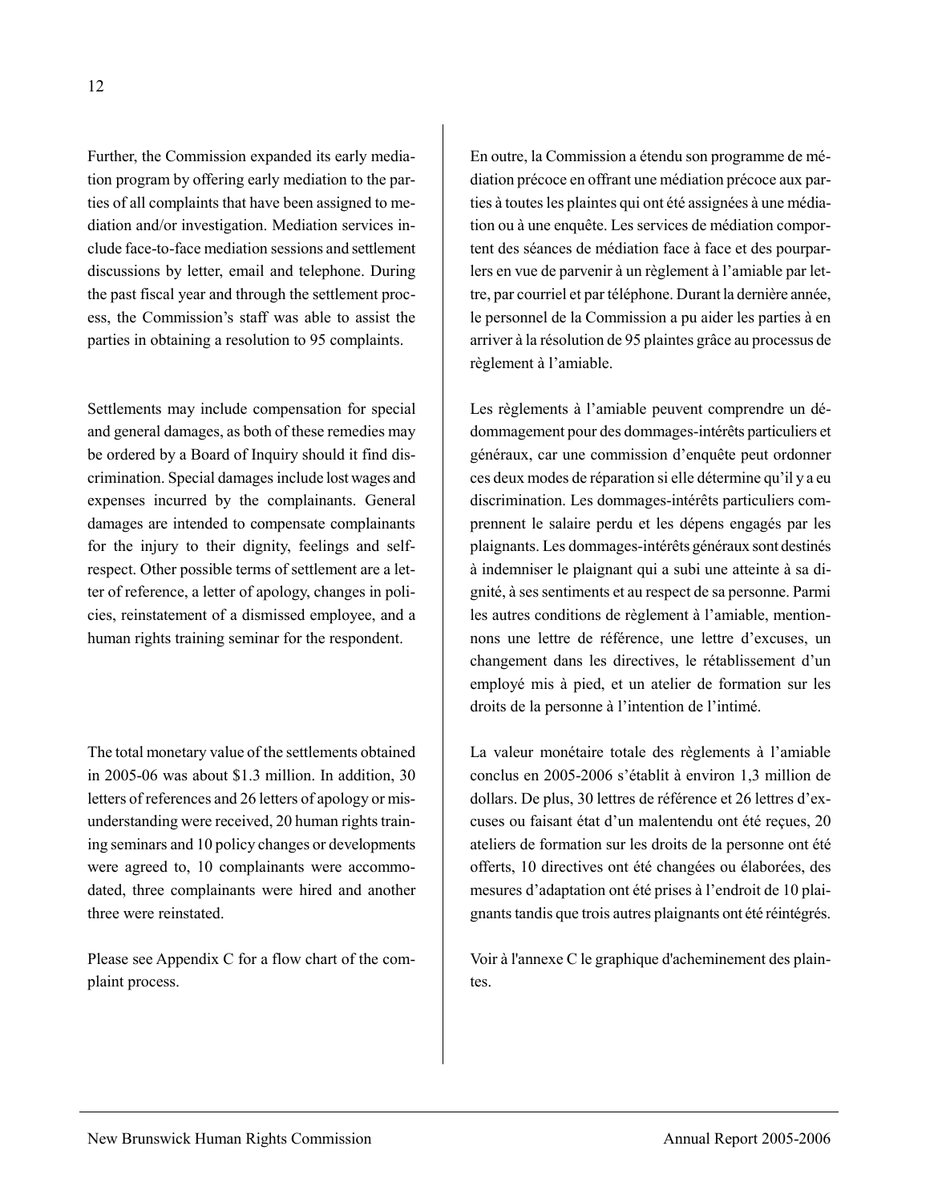Further, the Commission expanded its early mediation program by offering early mediation to the parties of all complaints that have been assigned to mediation and/or investigation. Mediation services include face-to-face mediation sessions and settlement discussions by letter, email and telephone. During the past fiscal year and through the settlement process, the Commission's staff was able to assist the parties in obtaining a resolution to 95 complaints.

Settlements may include compensation for special and general damages, as both of these remedies may be ordered by a Board of Inquiry should it find discrimination. Special damages include lost wages and expenses incurred by the complainants. General damages are intended to compensate complainants for the injury to their dignity, feelings and self-respect. Other possible terms of settlement are a letter of reference, a letter of apology, changes in policies, reinstatement of a dismissed employee, and a human rights training seminar for the respondent.

The total monetary value of the settlements obtained in 2005-06 was about $1.3 million. In addition, 30 letters of references and 26 letters of apology or misunderstanding were received, 20 human rights training seminars and 10 policy changes or developments were agreed to, 10 complainants were accommodated, three complainants were hired and another three were reinstated.

Please see Appendix C for a flow chart of the complaint process.

En outre, la Commission a étendu son programme de médiation précoce en offrant une médiation précoce aux parties à toutes les plaintes qui ont été assignées à une médiation ou à une enquête. Les services de médiation comportent des séances de médiation face à face et des pourparlers en vue de parvenir à un règlement à l'amiable par lettre, par courriel et par téléphone. Durant la dernière année, le personnel de la Commission a pu aider les parties à en arriver à la résolution de 95 plaintes grâce au processus de règlement à l'amiable.

Les règlements à l'amiable peuvent comprendre un dédommagement pour des dommages-intérêts particuliers et généraux, car une commission d'enquête peut ordonner ces deux modes de réparation si elle détermine qu'il y a eu discrimination. Les dommages-intérêts particuliers comprennent le salaire perdu et les dépens engagés par les plaignants. Les dommages-intérêts généraux sont destinés à indemniser le plaignant qui a subi une atteinte à sa dignité, à ses sentiments et au respect de sa personne. Parmi les autres conditions de règlement à l'amiable, mentionnons une lettre de référence, une lettre d'excuses, un changement dans les directives, le rétablissement d'un employé mis à pied, et un atelier de formation sur les droits de la personne à l'intention de l'intimé.

La valeur monétaire totale des règlements à l'amiable conclus en 2005-2006 s'établit à environ 1,3 million de dollars. De plus, 30 lettres de référence et 26 lettres d'excuses ou faisant état d'un malentendu ont été reçues, 20 ateliers de formation sur les droits de la personne ont été offerts, 10 directives ont été changées ou élaborées, des mesures d'adaptation ont été prises à l'endroit de 10 plaignants tandis que trois autres plaignants ont été réintégrés.

Voir à l'annexe C le graphique d'acheminement des plaintes.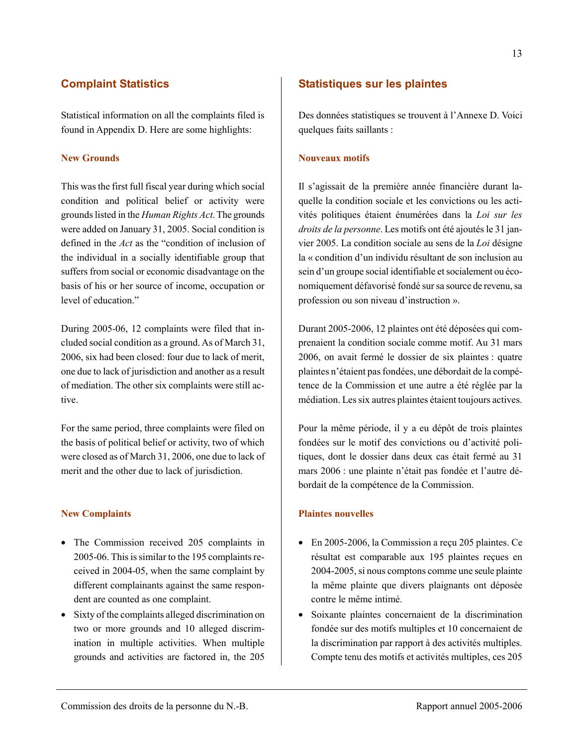## Complaint Statistics

Statistical information on all the complaints filed is found in Appendix D. Here are some highlights:

### New Grounds

This was the first full fiscal year during which social condition and political belief or activity were grounds listed in the *Human Rights Act*. The grounds were added on January 31, 2005. Social condition is defined in the *Act* as the "condition of inclusion of the individual in a socially identifiable group that suffers from social or economic disadvantage on the basis of his or her source of income, occupation or level of education."

During 2005-06, 12 complaints were filed that included social condition as a ground. As of March 31, 2006, six had been closed: four due to lack of merit, one due to lack of jurisdiction and another as a result of mediation. The other six complaints were still active.

For the same period, three complaints were filed on the basis of political belief or activity, two of which were closed as of March 31, 2006, one due to lack of merit and the other due to lack of jurisdiction.

### New Complaints

- The Commission received 205 complaints in 2005-06. This is similar to the 195 complaints received in 2004-05, when the same complaint by different complainants against the same respondent are counted as one complaint.
- Sixty of the complaints alleged discrimination on two or more grounds and 10 alleged discrimination in multiple activities. When multiple grounds and activities are factored in, the 205

## Statistiques sur les plaintes

Des données statistiques se trouvent à l'Annexe D. Voici quelques faits saillants :

### Nouveaux motifs

Il s'agissait de la première année financière durant laquelle la condition sociale et les convictions ou les activités politiques étaient énumérées dans la *Loi sur les droits de la personne*. Les motifs ont été ajoutés le 31 janvier 2005. La condition sociale au sens de la *Loi* désigne la « condition d'un individu résultant de son inclusion au sein d'un groupe social identifiable et socialement ou économiquement défavorisé fondé sur sa source de revenu, sa profession ou son niveau d'instruction ».

Durant 2005-2006, 12 plaintes ont été déposées qui comprenaient la condition sociale comme motif. Au 31 mars 2006, on avait fermé le dossier de six plaintes : quatre plaintes n'étaient pas fondées, une débordait de la compétence de la Commission et une autre a été réglée par la médiation. Les six autres plaintes étaient toujours actives.

Pour la même période, il y a eu dépôt de trois plaintes fondées sur le motif des convictions ou d'activité politiques, dont le dossier dans deux cas était fermé au 31 mars 2006 : une plainte n'était pas fondée et l'autre débordait de la compétence de la Commission.

### Plaintes nouvelles

- En 2005-2006, la Commission a reçu 205 plaintes. Ce résultat est comparable aux 195 plaintes reçues en 2004-2005, si nous comptons comme une seule plainte la même plainte que divers plaignants ont déposée contre le même intimé.
- Soixante plaintes concernaient de la discrimination fondée sur des motifs multiples et 10 concernaient de la discrimination par rapport à des activités multiples. Compte tenu des motifs et activités multiples, ces 205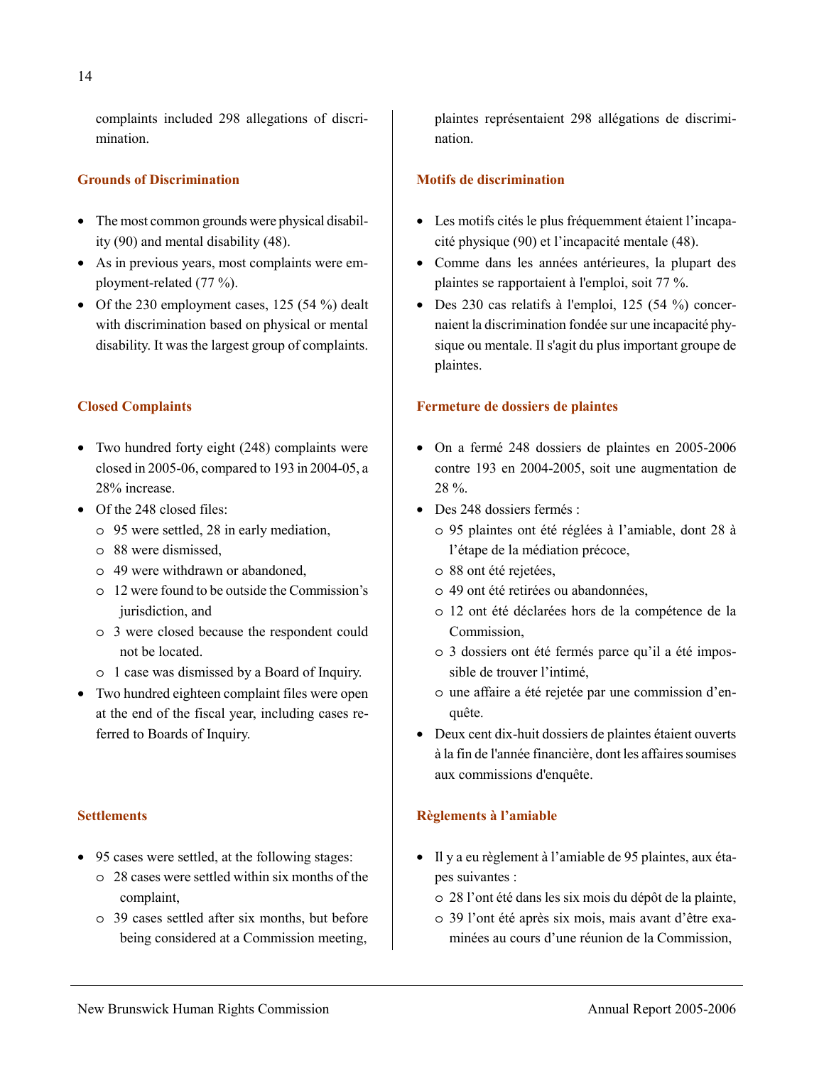complaints included 298 allegations of discrimination.

### Grounds of Discrimination

- The most common grounds were physical disability (90) and mental disability (48).
- As in previous years, most complaints were employment-related (77 %).
- Of the 230 employment cases, 125 (54 %) dealt with discrimination based on physical or mental disability. It was the largest group of complaints.

### Closed Complaints

- Two hundred forty eight (248) complaints were closed in 2005-06, compared to 193 in 2004-05, a 28% increase.
- Of the 248 closed files:
  - 95 were settled, 28 in early mediation,
  - 88 were dismissed,
  - 49 were withdrawn or abandoned,
  - 12 were found to be outside the Commission's jurisdiction, and
  - 3 were closed because the respondent could not be located.
  - 1 case was dismissed by a Board of Inquiry.
- Two hundred eighteen complaint files were open at the end of the fiscal year, including cases referred to Boards of Inquiry.

### Settlements

- 95 cases were settled, at the following stages:
  - 28 cases were settled within six months of the complaint,
  - 39 cases settled after six months, but before being considered at a Commission meeting,

plaintes représentaient 298 allégations de discrimination.

### Motifs de discrimination

- Les motifs cités le plus fréquemment étaient l'incapacité physique (90) et l'incapacité mentale (48).
- Comme dans les années antérieures, la plupart des plaintes se rapportaient à l'emploi, soit 77 %.
- Des 230 cas relatifs à l'emploi, 125 (54 %) concernaient la discrimination fondée sur une incapacité physique ou mentale. Il s'agit du plus important groupe de plaintes.

### Fermeture de dossiers de plaintes

- On a fermé 248 dossiers de plaintes en 2005-2006 contre 193 en 2004-2005, soit une augmentation de 28 %.
- Des 248 dossiers fermés :
  - 95 plaintes ont été réglées à l'amiable, dont 28 à l'étape de la médiation précoce,
  - 88 ont été rejetées,
  - 49 ont été retirées ou abandonnées,
  - 12 ont été déclarées hors de la compétence de la Commission,
  - 3 dossiers ont été fermés parce qu'il a été impossible de trouver l'intimé,
  - une affaire a été rejetée par une commission d'enquête.
- Deux cent dix-huit dossiers de plaintes étaient ouverts à la fin de l'année financière, dont les affaires soumises aux commissions d'enquête.

### Règlements à l'amiable

- Il y a eu règlement à l'amiable de 95 plaintes, aux étapes suivantes :
  - 28 l'ont été dans les six mois du dépôt de la plainte,
  - 39 l'ont été après six mois, mais avant d'être examinées au cours d'une réunion de la Commission,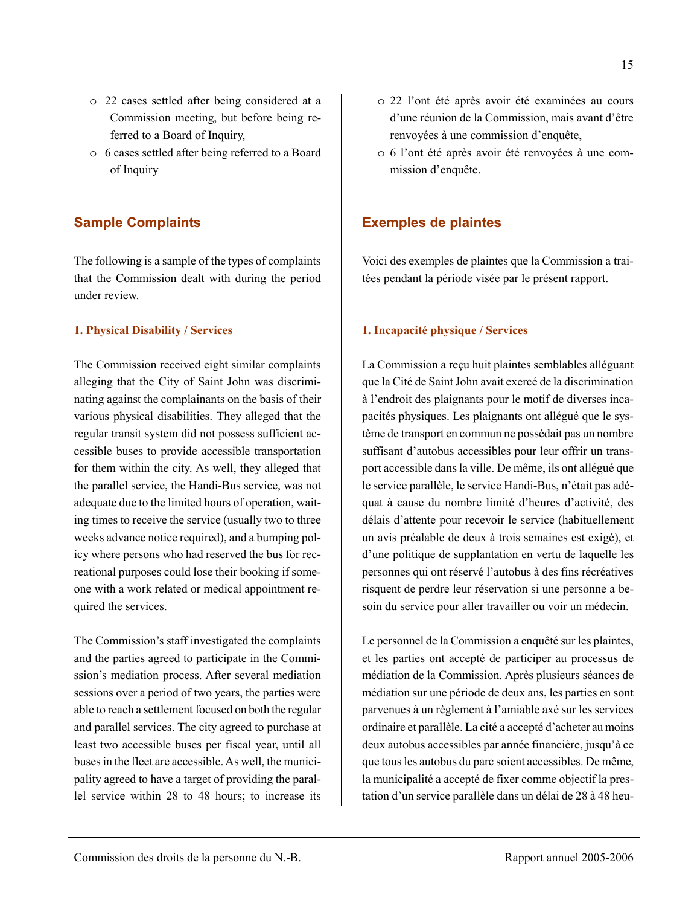- 22 cases settled after being considered at a Commission meeting, but before being referred to a Board of Inquiry,
- 6 cases settled after being referred to a Board of Inquiry

## Sample Complaints

The following is a sample of the types of complaints that the Commission dealt with during the period under review.

### 1. Physical Disability / Services

The Commission received eight similar complaints alleging that the City of Saint John was discriminating against the complainants on the basis of their various physical disabilities. They alleged that the regular transit system did not possess sufficient accessible buses to provide accessible transportation for them within the city. As well, they alleged that the parallel service, the Handi-Bus service, was not adequate due to the limited hours of operation, waiting times to receive the service (usually two to three weeks advance notice required), and a bumping policy where persons who had reserved the bus for recreational purposes could lose their booking if someone with a work related or medical appointment required the services.

The Commission's staff investigated the complaints and the parties agreed to participate in the Commission's mediation process. After several mediation sessions over a period of two years, the parties were able to reach a settlement focused on both the regular and parallel services. The city agreed to purchase at least two accessible buses per fiscal year, until all buses in the fleet are accessible. As well, the municipality agreed to have a target of providing the parallel service within 28 to 48 hours; to increase its

- 22 l'ont été après avoir été examinées au cours d'une réunion de la Commission, mais avant d'être renvoyées à une commission d'enquête,
- 6 l'ont été après avoir été renvoyées à une commission d'enquête.

## Exemples de plaintes

Voici des exemples de plaintes que la Commission a traitées pendant la période visée par le présent rapport.

### 1. Incapacité physique / Services

La Commission a reçu huit plaintes semblables alléguant que la Cité de Saint John avait exercé de la discrimination à l'endroit des plaignants pour le motif de diverses incapacités physiques. Les plaignants ont allégué que le système de transport en commun ne possédait pas un nombre suffisant d'autobus accessibles pour leur offrir un transport accessible dans la ville. De même, ils ont allégué que le service parallèle, le service Handi-Bus, n'était pas adéquat à cause du nombre limité d'heures d'activité, des délais d'attente pour recevoir le service (habituellement un avis préalable de deux à trois semaines est exigé), et d'une politique de supplantation en vertu de laquelle les personnes qui ont réservé l'autobus à des fins récréatives risquent de perdre leur réservation si une personne a besoin du service pour aller travailler ou voir un médecin.

Le personnel de la Commission a enquêté sur les plaintes, et les parties ont accepté de participer au processus de médiation de la Commission. Après plusieurs séances de médiation sur une période de deux ans, les parties en sont parvenues à un règlement à l'amiable axé sur les services ordinaire et parallèle. La cité a accepté d'acheter au moins deux autobus accessibles par année financière, jusqu'à ce que tous les autobus du parc soient accessibles. De même, la municipalité a accepté de fixer comme objectif la prestation d'un service parallèle dans un délai de 28 à 48 heu-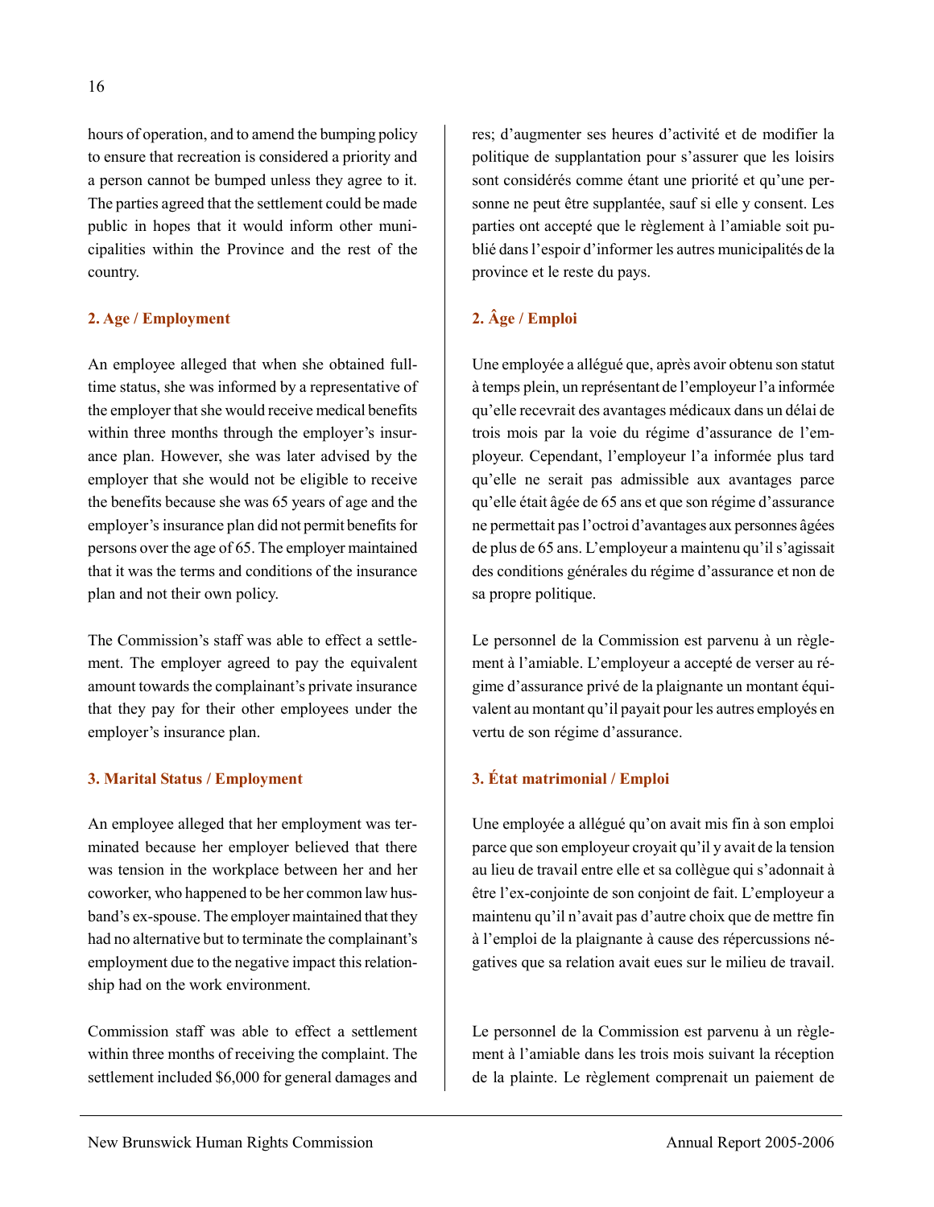hours of operation, and to amend the bumping policy to ensure that recreation is considered a priority and a person cannot be bumped unless they agree to it. The parties agreed that the settlement could be made public in hopes that it would inform other municipalities within the Province and the rest of the country.

### 2. Age / Employment

An employee alleged that when she obtained full-time status, she was informed by a representative of the employer that she would receive medical benefits within three months through the employer's insurance plan. However, she was later advised by the employer that she would not be eligible to receive the benefits because she was 65 years of age and the employer's insurance plan did not permit benefits for persons over the age of 65. The employer maintained that it was the terms and conditions of the insurance plan and not their own policy.

The Commission's staff was able to effect a settlement. The employer agreed to pay the equivalent amount towards the complainant's private insurance that they pay for their other employees under the employer's insurance plan.

### 3. Marital Status / Employment

An employee alleged that her employment was terminated because her employer believed that there was tension in the workplace between her and her coworker, who happened to be her common law husband's ex-spouse. The employer maintained that they had no alternative but to terminate the complainant's employment due to the negative impact this relationship had on the work environment.

Commission staff was able to effect a settlement within three months of receiving the complaint. The settlement included $6,000 for general damages and

res; d'augmenter ses heures d'activité et de modifier la politique de supplantation pour s'assurer que les loisirs sont considérés comme étant une priorité et qu'une personne ne peut être supplantée, sauf si elle y consent. Les parties ont accepté que le règlement à l'amiable soit publié dans l'espoir d'informer les autres municipalités de la province et le reste du pays.

### 2. Âge / Emploi

Une employée a allégué que, après avoir obtenu son statut à temps plein, un représentant de l'employeur l'a informée qu'elle recevrait des avantages médicaux dans un délai de trois mois par la voie du régime d'assurance de l'employeur. Cependant, l'employeur l'a informée plus tard qu'elle ne serait pas admissible aux avantages parce qu'elle était âgée de 65 ans et que son régime d'assurance ne permettait pas l'octroi d'avantages aux personnes âgées de plus de 65 ans. L'employeur a maintenu qu'il s'agissait des conditions générales du régime d'assurance et non de sa propre politique.

Le personnel de la Commission est parvenu à un règlement à l'amiable. L'employeur a accepté de verser au régime d'assurance privé de la plaignante un montant équivalent au montant qu'il payait pour les autres employés en vertu de son régime d'assurance.

### 3. État matrimonial / Emploi

Une employée a allégué qu'on avait mis fin à son emploi parce que son employeur croyait qu'il y avait de la tension au lieu de travail entre elle et sa collègue qui s'adonnait à être l'ex-conjointe de son conjoint de fait. L'employeur a maintenu qu'il n'avait pas d'autre choix que de mettre fin à l'emploi de la plaignante à cause des répercussions négatives que sa relation avait eues sur le milieu de travail.

Le personnel de la Commission est parvenu à un règlement à l'amiable dans les trois mois suivant la réception de la plainte. Le règlement comprenait un paiement de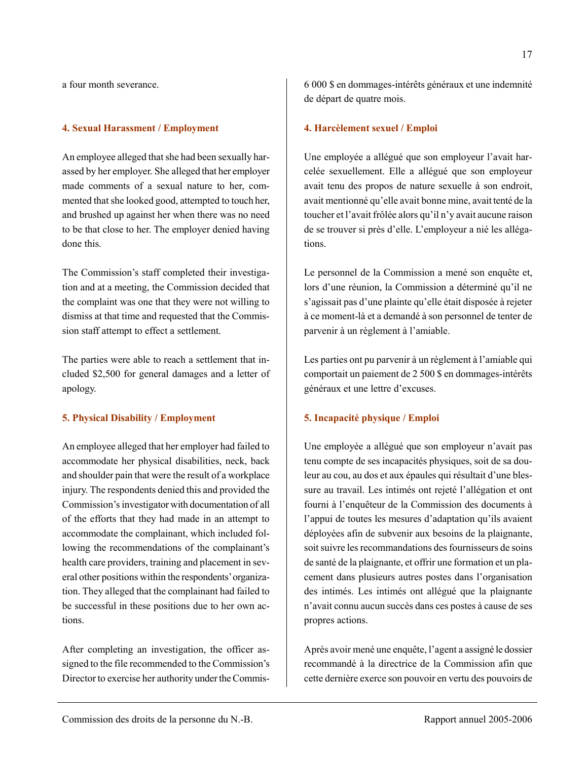a four month severance.

### 4. Sexual Harassment / Employment

An employee alleged that she had been sexually harassed by her employer. She alleged that her employer made comments of a sexual nature to her, commented that she looked good, attempted to touch her, and brushed up against her when there was no need to be that close to her. The employer denied having done this.

The Commission's staff completed their investigation and at a meeting, the Commission decided that the complaint was one that they were not willing to dismiss at that time and requested that the Commission staff attempt to effect a settlement.

The parties were able to reach a settlement that included $2,500 for general damages and a letter of apology.

### 5. Physical Disability / Employment

An employee alleged that her employer had failed to accommodate her physical disabilities, neck, back and shoulder pain that were the result of a workplace injury. The respondents denied this and provided the Commission's investigator with documentation of all of the efforts that they had made in an attempt to accommodate the complainant, which included following the recommendations of the complainant's health care providers, training and placement in several other positions within the respondents' organization. They alleged that the complainant had failed to be successful in these positions due to her own actions.

After completing an investigation, the officer assigned to the file recommended to the Commission's Director to exercise her authority under the Commis-

6 000 $ en dommages-intérêts généraux et une indemnité de départ de quatre mois.

### 4. Harcèlement sexuel / Emploi

Une employée a allégué que son employeur l'avait harcelée sexuellement. Elle a allégué que son employeur avait tenu des propos de nature sexuelle à son endroit, avait mentionné qu'elle avait bonne mine, avait tenté de la toucher et l'avait frôlée alors qu'il n'y avait aucune raison de se trouver si près d'elle. L'employeur a nié les allégations.

Le personnel de la Commission a mené son enquête et, lors d'une réunion, la Commission a déterminé qu'il ne s'agissait pas d'une plainte qu'elle était disposée à rejeter à ce moment-là et a demandé à son personnel de tenter de parvenir à un règlement à l'amiable.

Les parties ont pu parvenir à un règlement à l'amiable qui comportait un paiement de 2 500 $ en dommages-intérêts généraux et une lettre d'excuses.

### 5. Incapacité physique / Emploi

Une employée a allégué que son employeur n'avait pas tenu compte de ses incapacités physiques, soit de sa douleur au cou, au dos et aux épaules qui résultait d'une blessure au travail. Les intimés ont rejeté l'allégation et ont fourni à l'enquêteur de la Commission des documents à l'appui de toutes les mesures d'adaptation qu'ils avaient déployées afin de subvenir aux besoins de la plaignante, soit suivre les recommandations des fournisseurs de soins de santé de la plaignante, et offrir une formation et un placement dans plusieurs autres postes dans l'organisation des intimés. Les intimés ont allégué que la plaignante n'avait connu aucun succès dans ces postes à cause de ses propres actions.

Après avoir mené une enquête, l'agent a assigné le dossier recommandé à la directrice de la Commission afin que cette dernière exerce son pouvoir en vertu des pouvoirs de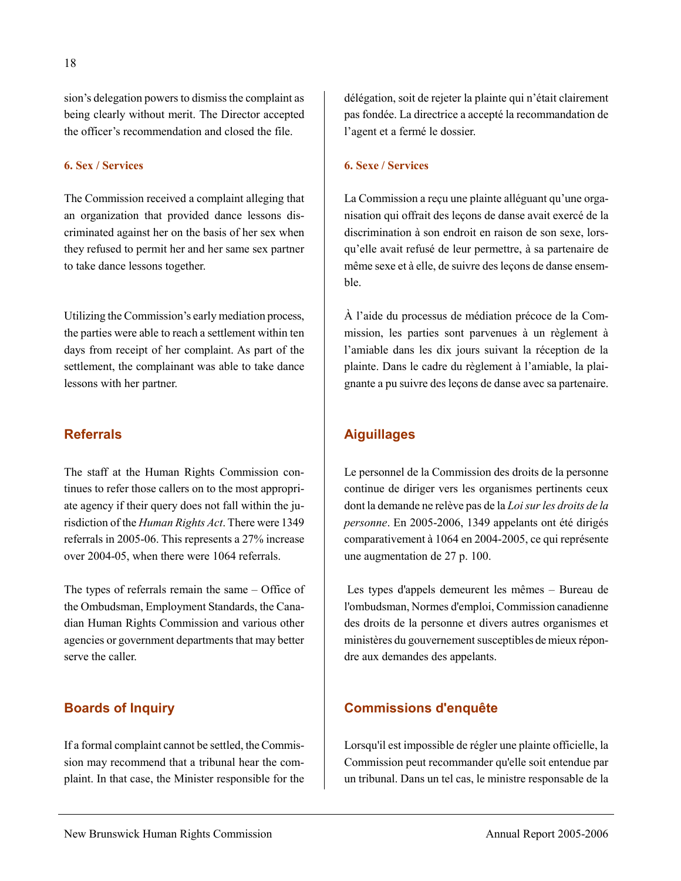sion's delegation powers to dismiss the complaint as being clearly without merit. The Director accepted the officer's recommendation and closed the file.

**6. Sex / Services**

The Commission received a complaint alleging that an organization that provided dance lessons discriminated against her on the basis of her sex when they refused to permit her and her same sex partner to take dance lessons together.

Utilizing the Commission's early mediation process, the parties were able to reach a settlement within ten days from receipt of her complaint. As part of the settlement, the complainant was able to take dance lessons with her partner.

## Referrals

The staff at the Human Rights Commission continues to refer those callers on to the most appropriate agency if their query does not fall within the jurisdiction of the *Human Rights Act*. There were 1349 referrals in 2005-06. This represents a 27% increase over 2004-05, when there were 1064 referrals.

The types of referrals remain the same – Office of the Ombudsman, Employment Standards, the Canadian Human Rights Commission and various other agencies or government departments that may better serve the caller.

## Boards of Inquiry

If a formal complaint cannot be settled, the Commission may recommend that a tribunal hear the complaint. In that case, the Minister responsible for the

délégation, soit de rejeter la plainte qui n'était clairement pas fondée. La directrice a accepté la recommandation de l'agent et a fermé le dossier.

**6. Sexe / Services**

La Commission a reçu une plainte alléguant qu'une organisation qui offrait des leçons de danse avait exercé de la discrimination à son endroit en raison de son sexe, lorsqu'elle avait refusé de leur permettre, à sa partenaire de même sexe et à elle, de suivre des leçons de danse ensemble.

À l'aide du processus de médiation précoce de la Commission, les parties sont parvenues à un règlement à l'amiable dans les dix jours suivant la réception de la plainte. Dans le cadre du règlement à l'amiable, la plaignante a pu suivre des leçons de danse avec sa partenaire.

## Aiguillages

Le personnel de la Commission des droits de la personne continue de diriger vers les organismes pertinents ceux dont la demande ne relève pas de la *Loi sur les droits de la personne*. En 2005-2006, 1349 appelants ont été dirigés comparativement à 1064 en 2004-2005, ce qui représente une augmentation de 27 p. 100.

Les types d'appels demeurent les mêmes – Bureau de l'ombudsman, Normes d'emploi, Commission canadienne des droits de la personne et divers autres organismes et ministères du gouvernement susceptibles de mieux répondre aux demandes des appelants.

## Commissions d'enquête

Lorsqu'il est impossible de régler une plainte officielle, la Commission peut recommander qu'elle soit entendue par un tribunal. Dans un tel cas, le ministre responsable de la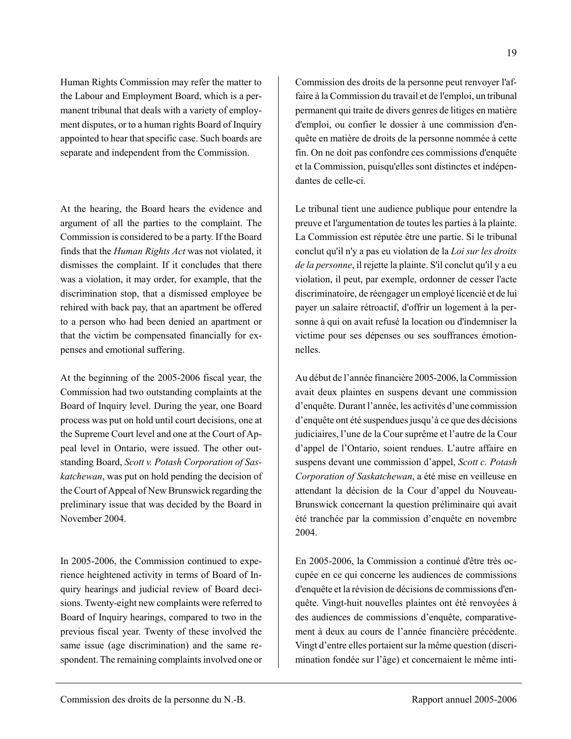Human Rights Commission may refer the matter to the Labour and Employment Board, which is a permanent tribunal that deals with a variety of employment disputes, or to a human rights Board of Inquiry appointed to hear that specific case. Such boards are separate and independent from the Commission.

At the hearing, the Board hears the evidence and argument of all the parties to the complaint. The Commission is considered to be a party. If the Board finds that the *Human Rights Act* was not violated, it dismisses the complaint. If it concludes that there was a violation, it may order, for example, that the discrimination stop, that a dismissed employee be rehired with back pay, that an apartment be offered to a person who had been denied an apartment or that the victim be compensated financially for expenses and emotional suffering.

At the beginning of the 2005-2006 fiscal year, the Commission had two outstanding complaints at the Board of Inquiry level. During the year, one Board process was put on hold until court decisions, one at the Supreme Court level and one at the Court of Appeal level in Ontario, were issued. The other outstanding Board, *Scott v. Potash Corporation of Saskatchewan*, was put on hold pending the decision of the Court of Appeal of New Brunswick regarding the preliminary issue that was decided by the Board in November 2004.

In 2005-2006, the Commission continued to experience heightened activity in terms of Board of Inquiry hearings and judicial review of Board decisions. Twenty-eight new complaints were referred to Board of Inquiry hearings, compared to two in the previous fiscal year. Twenty of these involved the same issue (age discrimination) and the same respondent. The remaining complaints involved one or

Commission des droits de la personne peut renvoyer l'affaire à la Commission du travail et de l'emploi, un tribunal permanent qui traite de divers genres de litiges en matière d'emploi, ou confier le dossier à une commission d'enquête en matière de droits de la personne nommée à cette fin. On ne doit pas confondre ces commissions d'enquête et la Commission, puisqu'elles sont distinctes et indépendantes de celle-ci.

Le tribunal tient une audience publique pour entendre la preuve et l'argumentation de toutes les parties à la plainte. La Commission est réputée être une partie. Si le tribunal conclut qu'il n'y a pas eu violation de la *Loi sur les droits de la personne*, il rejette la plainte. S'il conclut qu'il y a eu violation, il peut, par exemple, ordonner de cesser l'acte discriminatoire, de réengager un employé licencié et de lui payer un salaire rétroactif, d'offrir un logement à la personne à qui on avait refusé la location ou d'indemniser la victime pour ses dépenses ou ses souffrances émotionnelles.

Au début de l'année financière 2005-2006, la Commission avait deux plaintes en suspens devant une commission d'enquête. Durant l'année, les activités d'une commission d'enquête ont été suspendues jusqu'à ce que des décisions judiciaires, l'une de la Cour suprême et l'autre de la Cour d'appel de l'Ontario, soient rendues. L'autre affaire en suspens devant une commission d'appel, *Scott c. Potash Corporation of Saskatchewan*, a été mise en veilleuse en attendant la décision de la Cour d'appel du Nouveau-Brunswick concernant la question préliminaire qui avait été tranchée par la commission d'enquête en novembre 2004.

En 2005-2006, la Commission a continué d'être très occupée en ce qui concerne les audiences de commissions d'enquête et la révision de décisions de commissions d'enquête. Vingt-huit nouvelles plaintes ont été renvoyées à des audiences de commissions d'enquête, comparativement à deux au cours de l'année financière précédente. Vingt d'entre elles portaient sur la même question (discrimination fondée sur l'âge) et concernaient le même inti-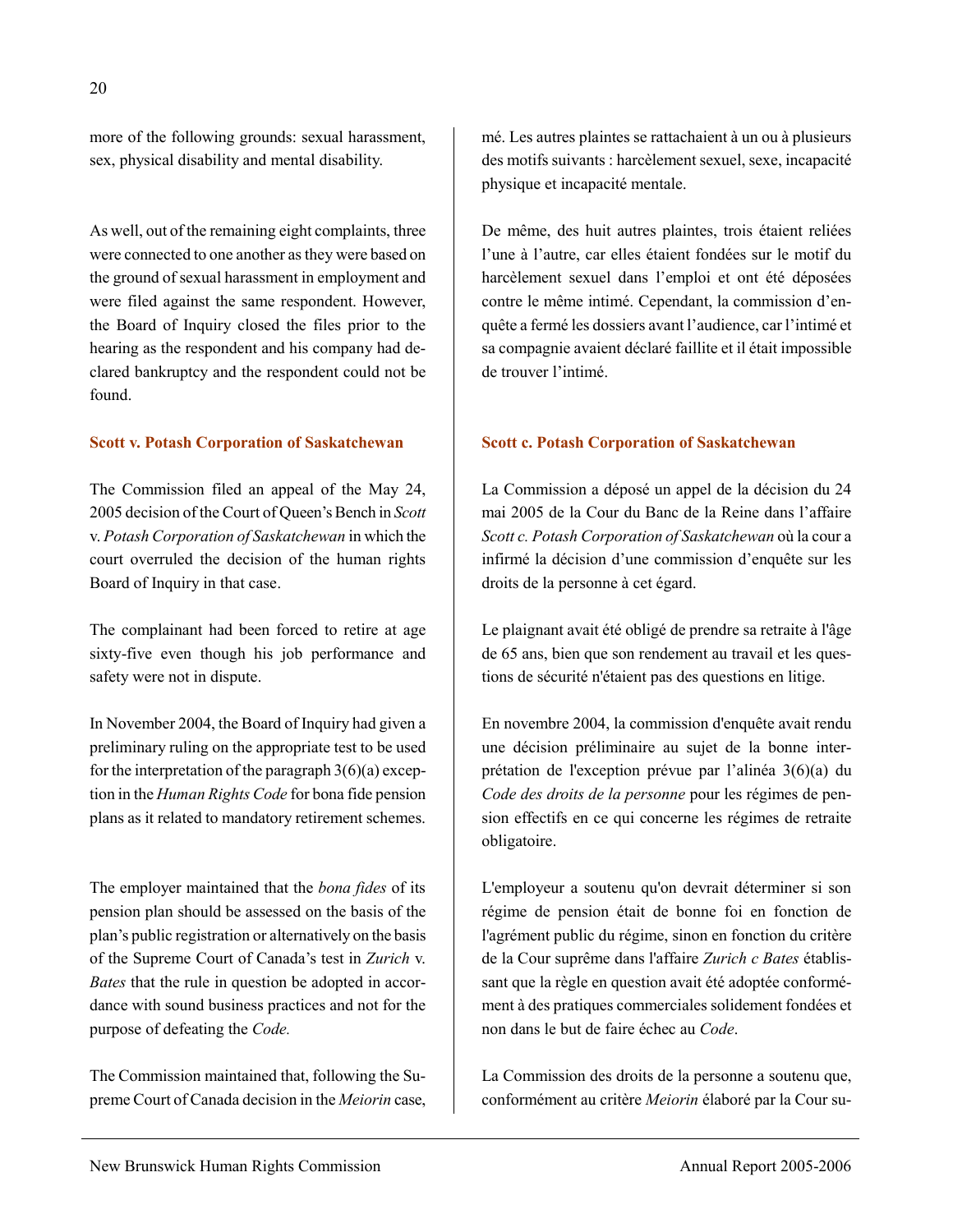more of the following grounds: sexual harassment, sex, physical disability and mental disability.

As well, out of the remaining eight complaints, three were connected to one another as they were based on the ground of sexual harassment in employment and were filed against the same respondent. However, the Board of Inquiry closed the files prior to the hearing as the respondent and his company had declared bankruptcy and the respondent could not be found.

**Scott v. Potash Corporation of Saskatchewan**

The Commission filed an appeal of the May 24, 2005 decision of the Court of Queen's Bench in *Scott* v. *Potash Corporation of Saskatchewan* in which the court overruled the decision of the human rights Board of Inquiry in that case.

The complainant had been forced to retire at age sixty-five even though his job performance and safety were not in dispute.

In November 2004, the Board of Inquiry had given a preliminary ruling on the appropriate test to be used for the interpretation of the paragraph 3(6)(a) exception in the *Human Rights Code* for bona fide pension plans as it related to mandatory retirement schemes.

The employer maintained that the *bona fides* of its pension plan should be assessed on the basis of the plan's public registration or alternatively on the basis of the Supreme Court of Canada's test in *Zurich* v. *Bates* that the rule in question be adopted in accordance with sound business practices and not for the purpose of defeating the *Code.*

The Commission maintained that, following the Supreme Court of Canada decision in the *Meiorin* case,

mé. Les autres plaintes se rattachaient à un ou à plusieurs des motifs suivants : harcèlement sexuel, sexe, incapacité physique et incapacité mentale.

De même, des huit autres plaintes, trois étaient reliées l'une à l'autre, car elles étaient fondées sur le motif du harcèlement sexuel dans l'emploi et ont été déposées contre le même intimé. Cependant, la commission d'enquête a fermé les dossiers avant l'audience, car l'intimé et sa compagnie avaient déclaré faillite et il était impossible de trouver l'intimé.

**Scott c. Potash Corporation of Saskatchewan**

La Commission a déposé un appel de la décision du 24 mai 2005 de la Cour du Banc de la Reine dans l'affaire *Scott c. Potash Corporation of Saskatchewan* où la cour a infirmé la décision d'une commission d'enquête sur les droits de la personne à cet égard.

Le plaignant avait été obligé de prendre sa retraite à l'âge de 65 ans, bien que son rendement au travail et les questions de sécurité n'étaient pas des questions en litige.

En novembre 2004, la commission d'enquête avait rendu une décision préliminaire au sujet de la bonne interprétation de l'exception prévue par l'alinéa 3(6)(a) du *Code des droits de la personne* pour les régimes de pension effectifs en ce qui concerne les régimes de retraite obligatoire.

L'employeur a soutenu qu'on devrait déterminer si son régime de pension était de bonne foi en fonction de l'agrément public du régime, sinon en fonction du critère de la Cour suprême dans l'affaire *Zurich c Bates* établissant que la règle en question avait été adoptée conformément à des pratiques commerciales solidement fondées et non dans le but de faire échec au *Code*.

La Commission des droits de la personne a soutenu que, conformément au critère *Meiorin* élaboré par la Cour su-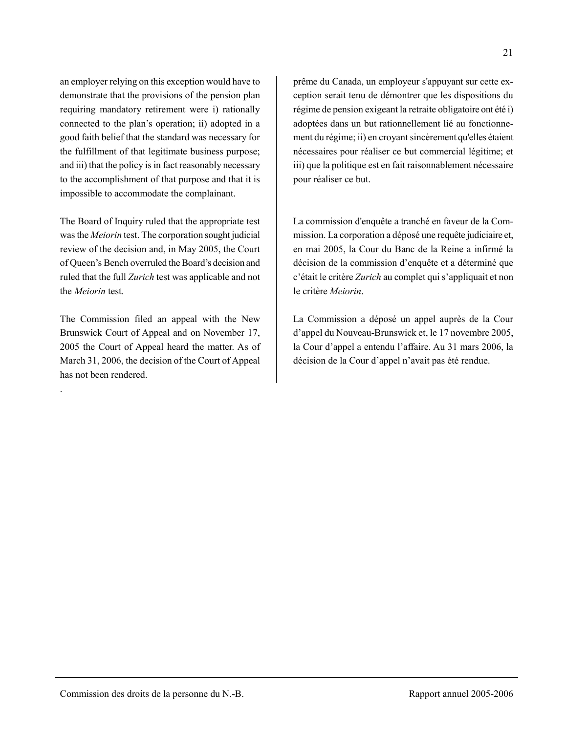an employer relying on this exception would have to demonstrate that the provisions of the pension plan requiring mandatory retirement were i) rationally connected to the plan's operation; ii) adopted in a good faith belief that the standard was necessary for the fulfillment of that legitimate business purpose; and iii) that the policy is in fact reasonably necessary to the accomplishment of that purpose and that it is impossible to accommodate the complainant.

The Board of Inquiry ruled that the appropriate test was the *Meiorin* test. The corporation sought judicial review of the decision and, in May 2005, the Court of Queen's Bench overruled the Board's decision and ruled that the full *Zurich* test was applicable and not the *Meiorin* test.

The Commission filed an appeal with the New Brunswick Court of Appeal and on November 17, 2005 the Court of Appeal heard the matter. As of March 31, 2006, the decision of the Court of Appeal has not been rendered.

.

prême du Canada, un employeur s'appuyant sur cette exception serait tenu de démontrer que les dispositions du régime de pension exigeant la retraite obligatoire ont été i) adoptées dans un but rationnellement lié au fonctionnement du régime; ii) en croyant sincèrement qu'elles étaient nécessaires pour réaliser ce but commercial légitime; et iii) que la politique est en fait raisonnablement nécessaire pour réaliser ce but.

La commission d'enquête a tranché en faveur de la Commission. La corporation a déposé une requête judiciaire et, en mai 2005, la Cour du Banc de la Reine a infirmé la décision de la commission d'enquête et a déterminé que c'était le critère *Zurich* au complet qui s'appliquait et non le critère *Meiorin*.

La Commission a déposé un appel auprès de la Cour d'appel du Nouveau-Brunswick et, le 17 novembre 2005, la Cour d'appel a entendu l'affaire. Au 31 mars 2006, la décision de la Cour d'appel n'avait pas été rendue.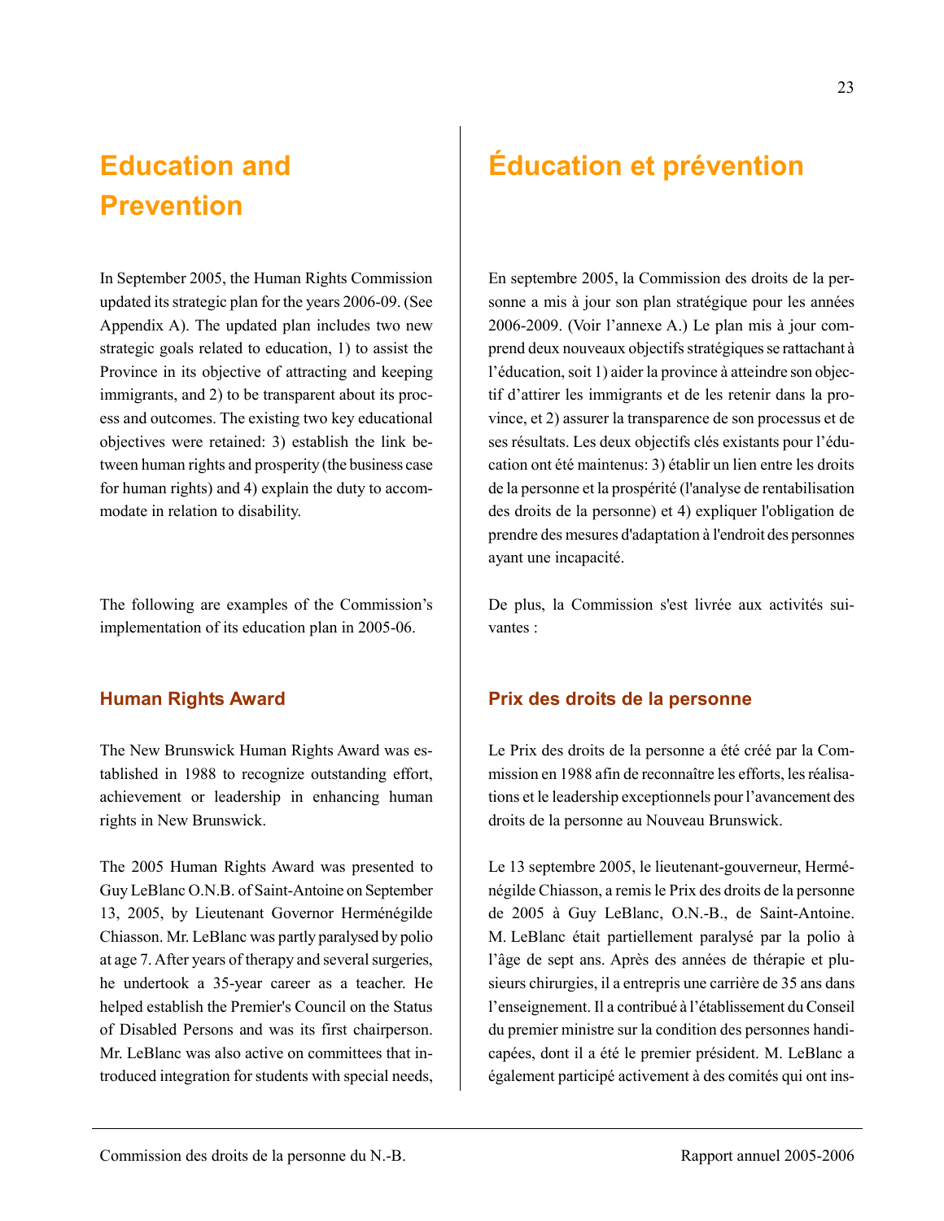# Education and Prevention

In September 2005, the Human Rights Commission updated its strategic plan for the years 2006-09. (See Appendix A). The updated plan includes two new strategic goals related to education, 1) to assist the Province in its objective of attracting and keeping immigrants, and 2) to be transparent about its process and outcomes. The existing two key educational objectives were retained: 3) establish the link between human rights and prosperity (the business case for human rights) and 4) explain the duty to accommodate in relation to disability.

The following are examples of the Commission's implementation of its education plan in 2005-06.

## Human Rights Award

The New Brunswick Human Rights Award was established in 1988 to recognize outstanding effort, achievement or leadership in enhancing human rights in New Brunswick.

The 2005 Human Rights Award was presented to Guy LeBlanc O.N.B. of Saint-Antoine on September 13, 2005, by Lieutenant Governor Herménégilde Chiasson. Mr. LeBlanc was partly paralysed by polio at age 7. After years of therapy and several surgeries, he undertook a 35-year career as a teacher. He helped establish the Premier's Council on the Status of Disabled Persons and was its first chairperson. Mr. LeBlanc was also active on committees that introduced integration for students with special needs,

# Éducation et prévention

En septembre 2005, la Commission des droits de la personne a mis à jour son plan stratégique pour les années 2006-2009. (Voir l'annexe A.) Le plan mis à jour comprend deux nouveaux objectifs stratégiques se rattachant à l'éducation, soit 1) aider la province à atteindre son objectif d'attirer les immigrants et de les retenir dans la province, et 2) assurer la transparence de son processus et de ses résultats. Les deux objectifs clés existants pour l'éducation ont été maintenus: 3) établir un lien entre les droits de la personne et la prospérité (l'analyse de rentabilisation des droits de la personne) et 4) expliquer l'obligation de prendre des mesures d'adaptation à l'endroit des personnes ayant une incapacité.

De plus, la Commission s'est livrée aux activités suivantes :

## Prix des droits de la personne

Le Prix des droits de la personne a été créé par la Commission en 1988 afin de reconnaître les efforts, les réalisations et le leadership exceptionnels pour l'avancement des droits de la personne au Nouveau Brunswick.

Le 13 septembre 2005, le lieutenant-gouverneur, Herménégilde Chiasson, a remis le Prix des droits de la personne de 2005 à Guy LeBlanc, O.N.-B., de Saint-Antoine. M. LeBlanc était partiellement paralysé par la polio à l'âge de sept ans. Après des années de thérapie et plusieurs chirurgies, il a entrepris une carrière de 35 ans dans l'enseignement. Il a contribué à l'établissement du Conseil du premier ministre sur la condition des personnes handicapées, dont il a été le premier président. M. LeBlanc a également participé activement à des comités qui ont ins-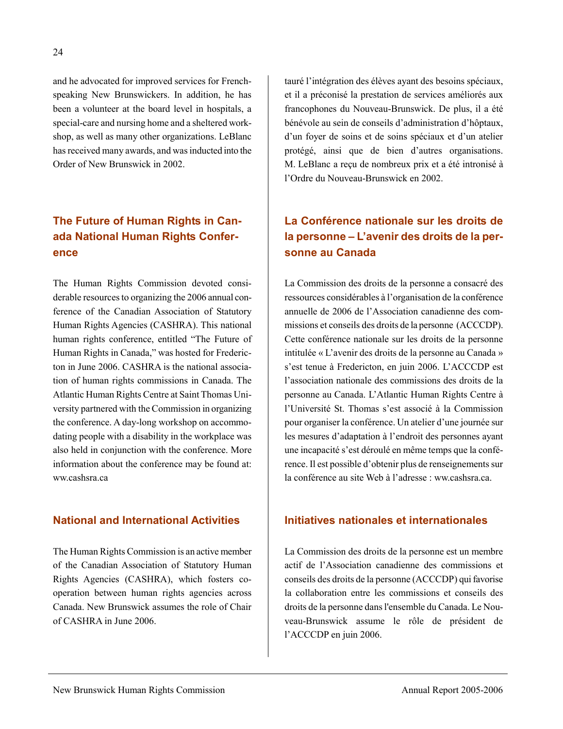and he advocated for improved services for French-speaking New Brunswickers. In addition, he has been a volunteer at the board level in hospitals, a special-care and nursing home and a sheltered workshop, as well as many other organizations. LeBlanc has received many awards, and was inducted into the Order of New Brunswick in 2002.

## The Future of Human Rights in Canada National Human Rights Conference

The Human Rights Commission devoted considerable resources to organizing the 2006 annual conference of the Canadian Association of Statutory Human Rights Agencies (CASHRA). This national human rights conference, entitled "The Future of Human Rights in Canada," was hosted for Fredericton in June 2006. CASHRA is the national association of human rights commissions in Canada. The Atlantic Human Rights Centre at Saint Thomas University partnered with the Commission in organizing the conference. A day-long workshop on accommodating people with a disability in the workplace was also held in conjunction with the conference. More information about the conference may be found at: ww.cashsra.ca

## National and International Activities

The Human Rights Commission is an active member of the Canadian Association of Statutory Human Rights Agencies (CASHRA), which fosters co-operation between human rights agencies across Canada. New Brunswick assumes the role of Chair of CASHRA in June 2006.

tauré l'intégration des élèves ayant des besoins spéciaux, et il a préconisé la prestation de services améliorés aux francophones du Nouveau-Brunswick. De plus, il a été bénévole au sein de conseils d'administration d'hôptaux, d'un foyer de soins et de soins spéciaux et d'un atelier protégé, ainsi que de bien d'autres organisations. M. LeBlanc a reçu de nombreux prix et a été intronisé à l'Ordre du Nouveau-Brunswick en 2002.

## La Conférence nationale sur les droits de la personne – L'avenir des droits de la personne au Canada

La Commission des droits de la personne a consacré des ressources considérables à l'organisation de la conférence annuelle de 2006 de l'Association canadienne des commissions et conseils des droits de la personne (ACCCDP). Cette conférence nationale sur les droits de la personne intitulée « L'avenir des droits de la personne au Canada » s'est tenue à Fredericton, en juin 2006. L'ACCCDP est l'association nationale des commissions des droits de la personne au Canada. L'Atlantic Human Rights Centre à l'Université St. Thomas s'est associé à la Commission pour organiser la conférence. Un atelier d'une journée sur les mesures d'adaptation à l'endroit des personnes ayant une incapacité s'est déroulé en même temps que la conférence. Il est possible d'obtenir plus de renseignements sur la conférence au site Web à l'adresse : www.cashsra.ca.

## Initiatives nationales et internationales

La Commission des droits de la personne est un membre actif de l'Association canadienne des commissions et conseils des droits de la personne (ACCCDP) qui favorise la collaboration entre les commissions et conseils des droits de la personne dans l'ensemble du Canada. Le Nouveau-Brunswick assume le rôle de président de l'ACCCDP en juin 2006.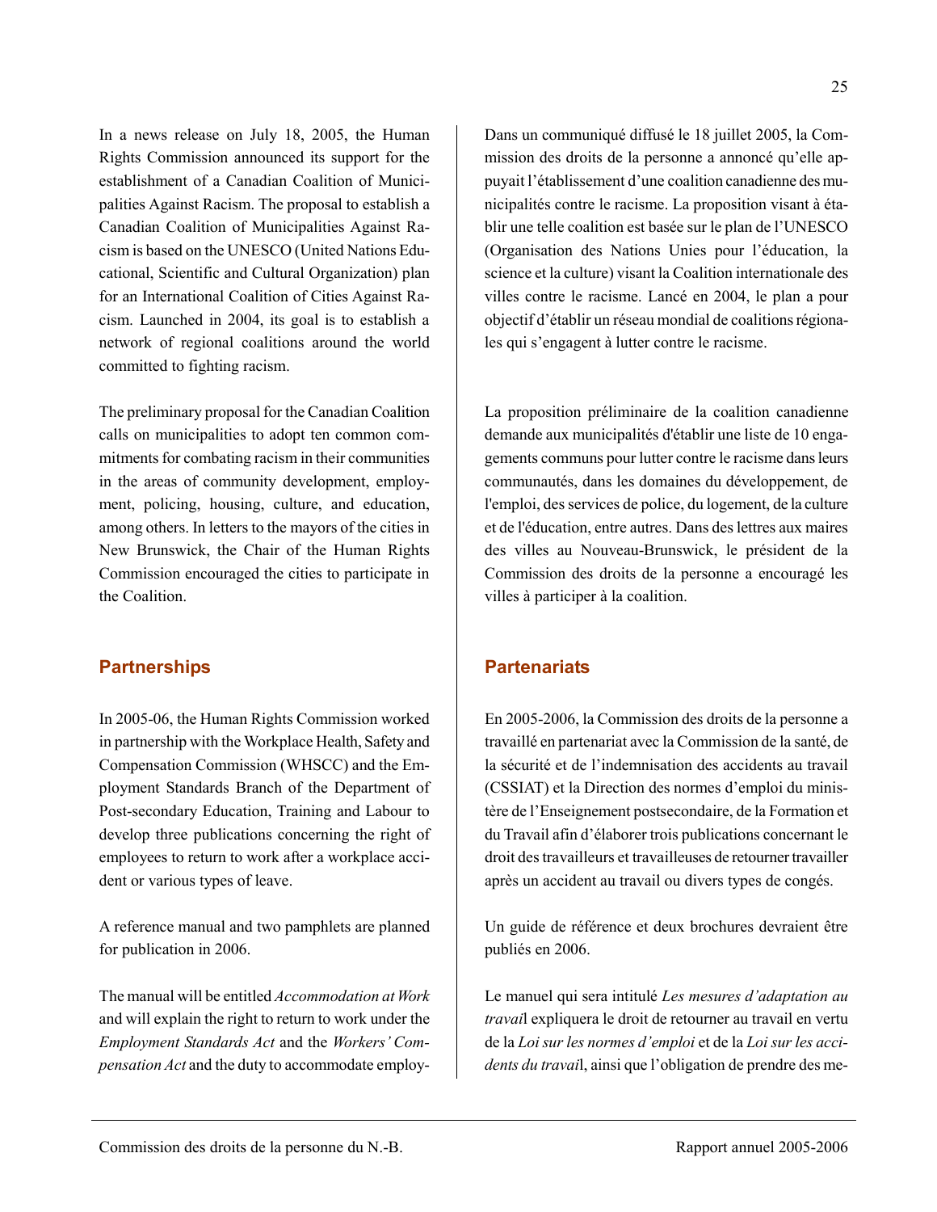In a news release on July 18, 2005, the Human Rights Commission announced its support for the establishment of a Canadian Coalition of Municipalities Against Racism. The proposal to establish a Canadian Coalition of Municipalities Against Racism is based on the UNESCO (United Nations Educational, Scientific and Cultural Organization) plan for an International Coalition of Cities Against Racism. Launched in 2004, its goal is to establish a network of regional coalitions around the world committed to fighting racism.

The preliminary proposal for the Canadian Coalition calls on municipalities to adopt ten common commitments for combating racism in their communities in the areas of community development, employment, policing, housing, culture, and education, among others. In letters to the mayors of the cities in New Brunswick, the Chair of the Human Rights Commission encouraged the cities to participate in the Coalition.

## Partnerships

In 2005-06, the Human Rights Commission worked in partnership with the Workplace Health, Safety and Compensation Commission (WHSCC) and the Employment Standards Branch of the Department of Post-secondary Education, Training and Labour to develop three publications concerning the right of employees to return to work after a workplace accident or various types of leave.

A reference manual and two pamphlets are planned for publication in 2006.

The manual will be entitled *Accommodation at Work* and will explain the right to return to work under the *Employment Standards Act* and the *Workers' Compensation Act* and the duty to accommodate employ-

Dans un communiqué diffusé le 18 juillet 2005, la Commission des droits de la personne a annoncé qu'elle appuyait l'établissement d'une coalition canadienne des municipalités contre le racisme. La proposition visant à établir une telle coalition est basée sur le plan de l'UNESCO (Organisation des Nations Unies pour l'éducation, la science et la culture) visant la Coalition internationale des villes contre le racisme. Lancé en 2004, le plan a pour objectif d'établir un réseau mondial de coalitions régionales qui s'engagent à lutter contre le racisme.

La proposition préliminaire de la coalition canadienne demande aux municipalités d'établir une liste de 10 engagements communs pour lutter contre le racisme dans leurs communautés, dans les domaines du développement, de l'emploi, des services de police, du logement, de la culture et de l'éducation, entre autres. Dans des lettres aux maires des villes au Nouveau-Brunswick, le président de la Commission des droits de la personne a encouragé les villes à participer à la coalition.

## Partenariats

En 2005-2006, la Commission des droits de la personne a travaillé en partenariat avec la Commission de la santé, de la sécurité et de l'indemnisation des accidents au travail (CSSIAT) et la Direction des normes d'emploi du ministère de l'Enseignement postsecondaire, de la Formation et du Travail afin d'élaborer trois publications concernant le droit des travailleurs et travailleuses de retourner travailler après un accident au travail ou divers types de congés.

Un guide de référence et deux brochures devraient être publiés en 2006.

Le manuel qui sera intitulé *Les mesures d'adaptation au travai*l expliquera le droit de retourner au travail en vertu de la *Loi sur les normes d'emploi* et de la *Loi sur les accidents du travai*l, ainsi que l'obligation de prendre des me-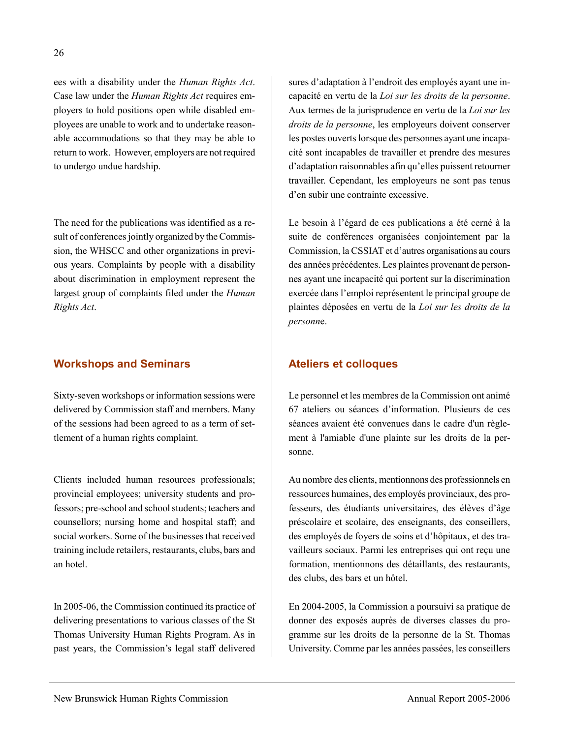ees with a disability under the *Human Rights Act*. Case law under the *Human Rights Act* requires employers to hold positions open while disabled employees are unable to work and to undertake reasonable accommodations so that they may be able to return to work. However, employers are not required to undergo undue hardship.

The need for the publications was identified as a result of conferences jointly organized by the Commission, the WHSCC and other organizations in previous years. Complaints by people with a disability about discrimination in employment represent the largest group of complaints filed under the *Human Rights Act*.

## Workshops and Seminars

Sixty-seven workshops or information sessions were delivered by Commission staff and members. Many of the sessions had been agreed to as a term of settlement of a human rights complaint.

Clients included human resources professionals; provincial employees; university students and professors; pre-school and school students; teachers and counsellors; nursing home and hospital staff; and social workers. Some of the businesses that received training include retailers, restaurants, clubs, bars and an hotel.

In 2005-06, the Commission continued its practice of delivering presentations to various classes of the St Thomas University Human Rights Program. As in past years, the Commission's legal staff delivered

sures d'adaptation à l'endroit des employés ayant une incapacité en vertu de la *Loi sur les droits de la personne*. Aux termes de la jurisprudence en vertu de la *Loi sur les droits de la personne*, les employeurs doivent conserver les postes ouverts lorsque des personnes ayant une incapacité sont incapables de travailler et prendre des mesures d'adaptation raisonnables afin qu'elles puissent retourner travailler. Cependant, les employeurs ne sont pas tenus d'en subir une contrainte excessive.

Le besoin à l'égard de ces publications a été cerné à la suite de conférences organisées conjointement par la Commission, la CSSIAT et d'autres organisations au cours des années précédentes. Les plaintes provenant de personnes ayant une incapacité qui portent sur la discrimination exercée dans l'emploi représentent le principal groupe de plaintes déposées en vertu de la *Loi sur les droits de la personn*e.

## Ateliers et colloques

Le personnel et les membres de la Commission ont animé 67 ateliers ou séances d'information. Plusieurs de ces séances avaient été convenues dans le cadre d'un règlement à l'amiable d'une plainte sur les droits de la personne.

Au nombre des clients, mentionnons des professionnels en ressources humaines, des employés provinciaux, des professeurs, des étudiants universitaires, des élèves d'âge préscolaire et scolaire, des enseignants, des conseillers, des employés de foyers de soins et d'hôpitaux, et des travailleurs sociaux. Parmi les entreprises qui ont reçu une formation, mentionnons des détaillants, des restaurants, des clubs, des bars et un hôtel.

En 2004-2005, la Commission a poursuivi sa pratique de donner des exposés auprès de diverses classes du programme sur les droits de la personne de la St. Thomas University. Comme par les années passées, les conseillers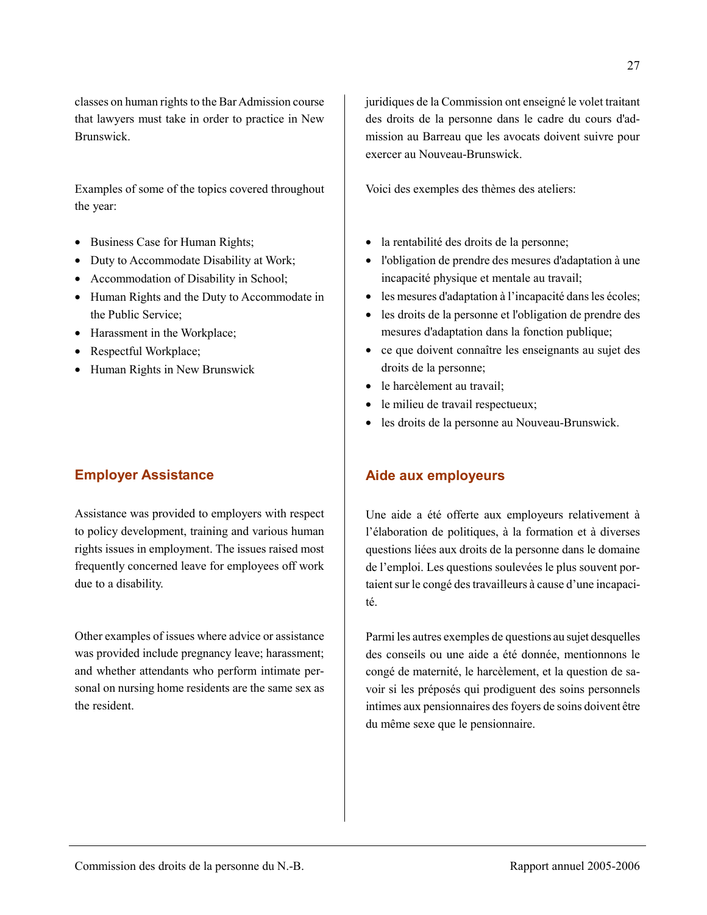classes on human rights to the Bar Admission course that lawyers must take in order to practice in New Brunswick.

Examples of some of the topics covered throughout the year:

- Business Case for Human Rights;
- Duty to Accommodate Disability at Work;
- Accommodation of Disability in School;
- Human Rights and the Duty to Accommodate in the Public Service;
- Harassment in the Workplace;
- Respectful Workplace;
- Human Rights in New Brunswick

## Employer Assistance

Assistance was provided to employers with respect to policy development, training and various human rights issues in employment. The issues raised most frequently concerned leave for employees off work due to a disability.

Other examples of issues where advice or assistance was provided include pregnancy leave; harassment; and whether attendants who perform intimate personal on nursing home residents are the same sex as the resident.

juridiques de la Commission ont enseigné le volet traitant des droits de la personne dans le cadre du cours d'admission au Barreau que les avocats doivent suivre pour exercer au Nouveau-Brunswick.

Voici des exemples des thèmes des ateliers:

- la rentabilité des droits de la personne;
- l'obligation de prendre des mesures d'adaptation à une incapacité physique et mentale au travail;
- les mesures d'adaptation à l'incapacité dans les écoles;
- les droits de la personne et l'obligation de prendre des mesures d'adaptation dans la fonction publique;
- ce que doivent connaître les enseignants au sujet des droits de la personne;
- le harcèlement au travail;
- le milieu de travail respectueux;
- les droits de la personne au Nouveau-Brunswick.

## Aide aux employeurs

Une aide a été offerte aux employeurs relativement à l'élaboration de politiques, à la formation et à diverses questions liées aux droits de la personne dans le domaine de l'emploi. Les questions soulevées le plus souvent portaient sur le congé des travailleurs à cause d'une incapacité.

Parmi les autres exemples de questions au sujet desquelles des conseils ou une aide a été donnée, mentionnons le congé de maternité, le harcèlement, et la question de savoir si les préposés qui prodiguent des soins personnels intimes aux pensionnaires des foyers de soins doivent être du même sexe que le pensionnaire.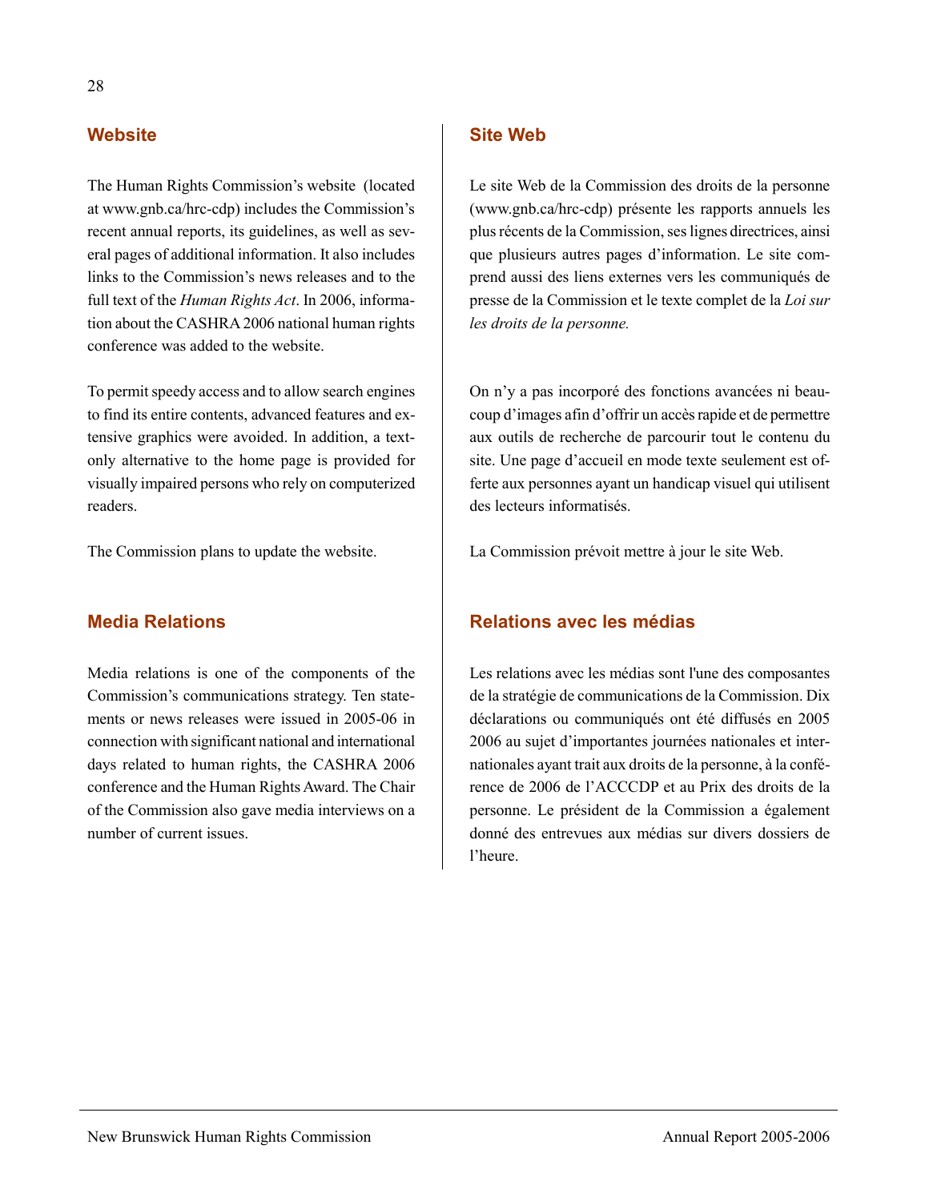## Website

The Human Rights Commission's website (located at www.gnb.ca/hrc-cdp) includes the Commission's recent annual reports, its guidelines, as well as several pages of additional information. It also includes links to the Commission's news releases and to the full text of the *Human Rights Act*. In 2006, information about the CASHRA 2006 national human rights conference was added to the website.

To permit speedy access and to allow search engines to find its entire contents, advanced features and extensive graphics were avoided. In addition, a text-only alternative to the home page is provided for visually impaired persons who rely on computerized readers.

The Commission plans to update the website.

## Media Relations

Media relations is one of the components of the Commission's communications strategy. Ten statements or news releases were issued in 2005-06 in connection with significant national and international days related to human rights, the CASHRA 2006 conference and the Human Rights Award. The Chair of the Commission also gave media interviews on a number of current issues.

## Site Web

Le site Web de la Commission des droits de la personne (www.gnb.ca/hrc-cdp) présente les rapports annuels les plus récents de la Commission, ses lignes directrices, ainsi que plusieurs autres pages d'information. Le site comprend aussi des liens externes vers les communiqués de presse de la Commission et le texte complet de la *Loi sur les droits de la personne.*

On n'y a pas incorporé des fonctions avancées ni beaucoup d'images afin d'offrir un accès rapide et de permettre aux outils de recherche de parcourir tout le contenu du site. Une page d'accueil en mode texte seulement est offerte aux personnes ayant un handicap visuel qui utilisent des lecteurs informatisés.

La Commission prévoit mettre à jour le site Web.

## Relations avec les médias

Les relations avec les médias sont l'une des composantes de la stratégie de communications de la Commission. Dix déclarations ou communiqués ont été diffusés en 2005 2006 au sujet d'importantes journées nationales et internationales ayant trait aux droits de la personne, à la conférence de 2006 de l'ACCCDP et au Prix des droits de la personne. Le président de la Commission a également donné des entrevues aux médias sur divers dossiers de l'heure.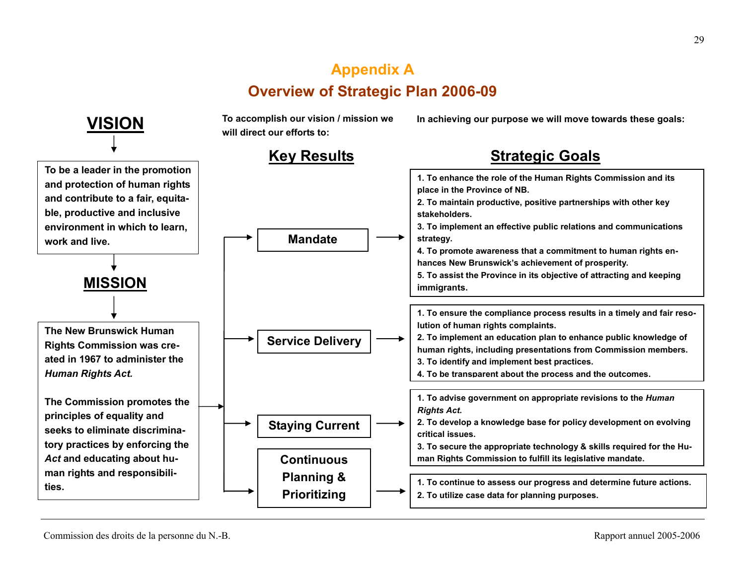# Appendix A

## Overview of Strategic Plan 2006-09

### VISION

To be a leader in the promotion and protection of human rights and contribute to a fair, equitable, productive and inclusive environment in which to learn, work and live.

### MISSION

The New Brunswick Human Rights Commission was created in 1967 to administer the *Human Rights Act.*

The Commission promotes the principles of equality and seeks to eliminate discriminatory practices by enforcing the *Act* and educating about human rights and responsibilities.

To accomplish our vision / mission we will direct our efforts to:

In achieving our purpose we will move towards these goals:

| Key Results | Strategic Goals |
| --- | --- |
| **Mandate** | 1. To enhance the role of the Human Rights Commission and its place in the Province of NB.<br>2. To maintain productive, positive partnerships with other key stakeholders.<br>3. To implement an effective public relations and communications strategy.<br>4. To promote awareness that a commitment to human rights enhances New Brunswick's achievement of prosperity.<br>5. To assist the Province in its objective of attracting and keeping immigrants. |
| **Service Delivery** | 1. To ensure the compliance process results in a timely and fair resolution of human rights complaints.<br>2. To implement an education plan to enhance public knowledge of human rights, including presentations from Commission members.<br>3. To identify and implement best practices.<br>4. To be transparent about the process and the outcomes. |
| **Staying Current** | 1. To advise government on appropriate revisions to the *Human Rights Act.*<br>2. To develop a knowledge base for policy development on evolving critical issues.<br>3. To secure the appropriate technology & skills required for the Human Rights Commission to fulfill its legislative mandate. |
| **Continuous Planning & Prioritizing** | 1. To continue to assess our progress and determine future actions.<br>2. To utilize case data for planning purposes. |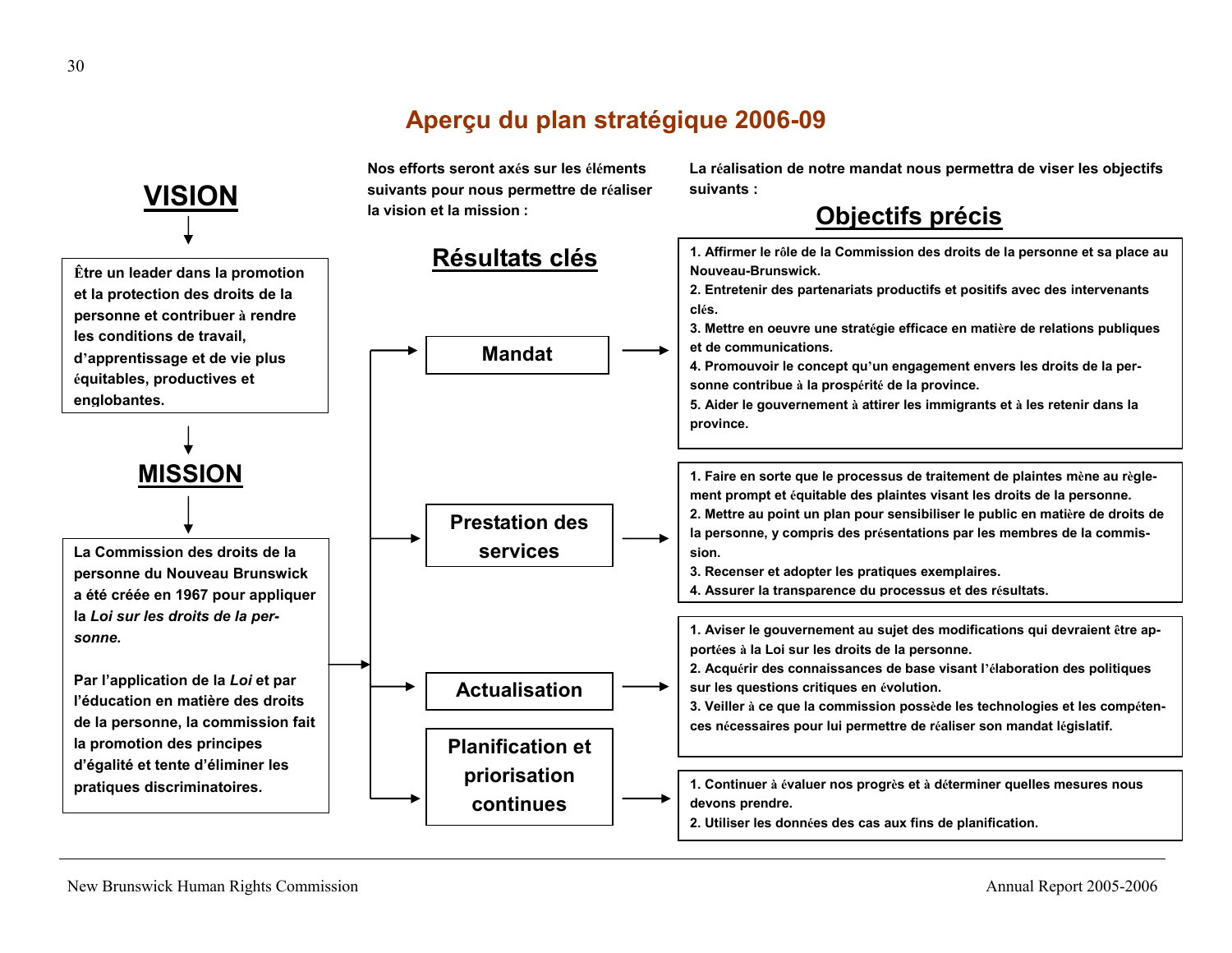# Aperçu du plan stratégique 2006-09

## VISION

Être un leader dans la promotion et la protection des droits de la personne et contribuer à rendre les conditions de travail, d'apprentissage et de vie plus équitables, productives et englobantes.

## MISSION

La Commission des droits de la personne du Nouveau Brunswick a été créée en 1967 pour appliquer la *Loi sur les droits de la personne.*

Par l'application de la *Loi* et par l'éducation en matière des droits de la personne, la commission fait la promotion des principes d'égalité et tente d'éliminer les pratiques discriminatoires.

---

**Nos efforts seront axés sur les éléments suivants pour nous permettre de réaliser la vision et la mission :**

**La réalisation de notre mandat nous permettra de viser les objectifs suivants :**

| Résultats clés | Objectifs précis |
|---|---|
| **Mandat** | 1. Affirmer le rôle de la Commission des droits de la personne et sa place au Nouveau-Brunswick.<br>2. Entretenir des partenariats productifs et positifs avec des intervenants clés.<br>3. Mettre en oeuvre une stratégie efficace en matière de relations publiques et de communications.<br>4. Promouvoir le concept qu'un engagement envers les droits de la personne contribue à la prospérité de la province.<br>5. Aider le gouvernement à attirer les immigrants et à les retenir dans la province. |
| **Prestation des services** | 1. Faire en sorte que le processus de traitement de plaintes mène au règlement prompt et équitable des plaintes visant les droits de la personne.<br>2. Mettre au point un plan pour sensibiliser le public en matière de droits de la personne, y compris des présentations par les membres de la commission.<br>3. Recenser et adopter les pratiques exemplaires.<br>4. Assurer la transparence du processus et des résultats. |
| **Actualisation** | 1. Aviser le gouvernement au sujet des modifications qui devraient être apportées à la Loi sur les droits de la personne.<br>2. Acquérir des connaissances de base visant l'élaboration des politiques sur les questions critiques en évolution.<br>3. Veiller à ce que la commission possède les technologies et les compétences nécessaires pour lui permettre de réaliser son mandat législatif. |
| **Planification et priorisation continues** | 1. Continuer à évaluer nos progrès et à déterminer quelles mesures nous devons prendre.<br>2. Utiliser les données des cas aux fins de planification. |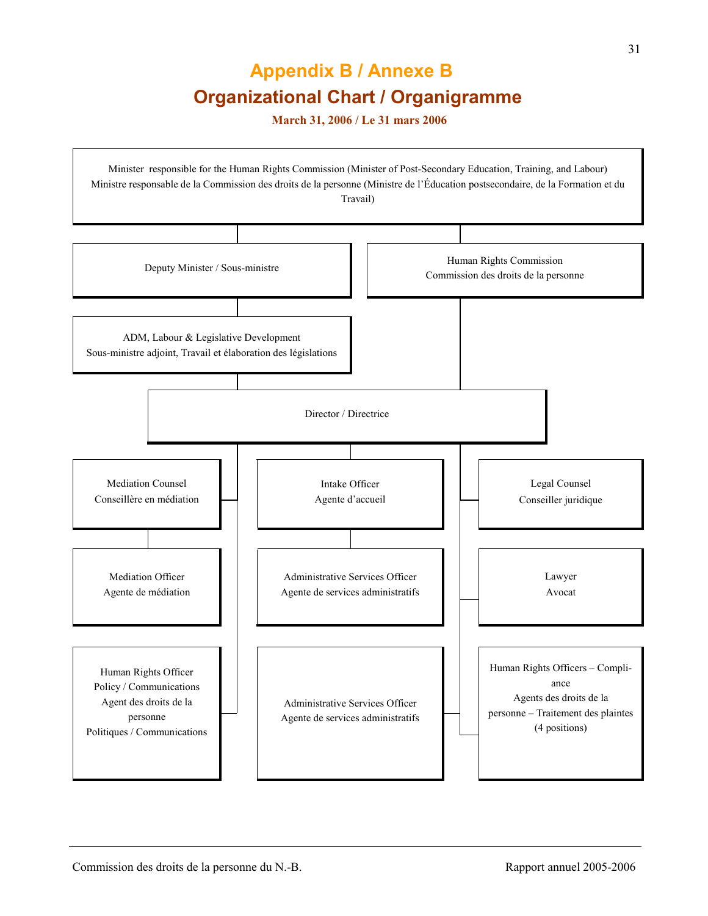# Appendix B / Annexe B

## Organizational Chart / Organigramme

**March 31, 2006 / Le 31 mars 2006**

Minister responsible for the Human Rights Commission (Minister of Post-Secondary Education, Training, and Labour)
Ministre responsable de la Commission des droits de la personne (Ministre de l'Éducation postsecondaire, de la Formation et du Travail)

- Deputy Minister / Sous-ministre
  - ADM, Labour & Legislative Development / Sous-ministre adjoint, Travail et élaboration des législations
- Human Rights Commission / Commission des droits de la personne

Director / Directrice

- Mediation Counsel / Conseillère en médiation
  - Mediation Officer / Agente de médiation
- Human Rights Officer Policy / Communications / Agent des droits de la personne Politiques / Communications
- Intake Officer / Agente d'accueil
  - Administrative Services Officer / Agente de services administratifs
- Administrative Services Officer / Agente de services administratifs
- Legal Counsel / Conseiller juridique
- Lawyer / Avocat
- Human Rights Officers – Compliance / Agents des droits de la personne – Traitement des plaintes (4 positions)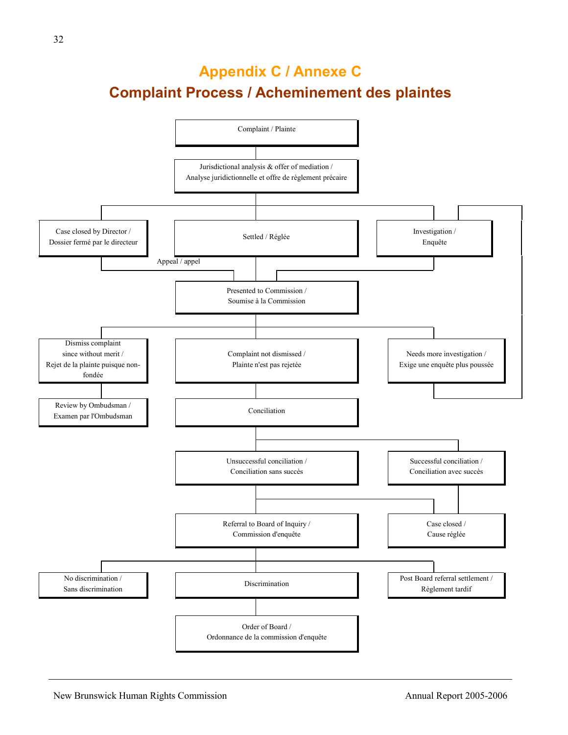# Appendix C / Annexe C

## Complaint Process / Acheminement des plaintes

Complaint / Plainte

Jurisdictional analysis & offer of mediation / Analyse juridictionnelle et offre de règlement précaire

Case closed by Director / Dossier fermé par le directeur

Settled / Réglée

Investigation / Enquête

Appeal / appel

Presented to Commission / Soumise à la Commission

Dismiss complaint since without merit / Rejet de la plainte puisque non-fondée

Complaint not dismissed / Plainte n'est pas rejetée

Needs more investigation / Exige une enquête plus poussée

Review by Ombudsman / Examen par l'Ombudsman

Conciliation

Unsuccessful conciliation / Conciliation sans succès

Successful conciliation / Conciliation avec succès

Referral to Board of Inquiry / Commission d'enquête

Case closed / Cause réglée

No discrimination / Sans discrimination

Discrimination

Post Board referral settlement / Règlement tardif

Order of Board / Ordonnance de la commission d'enquête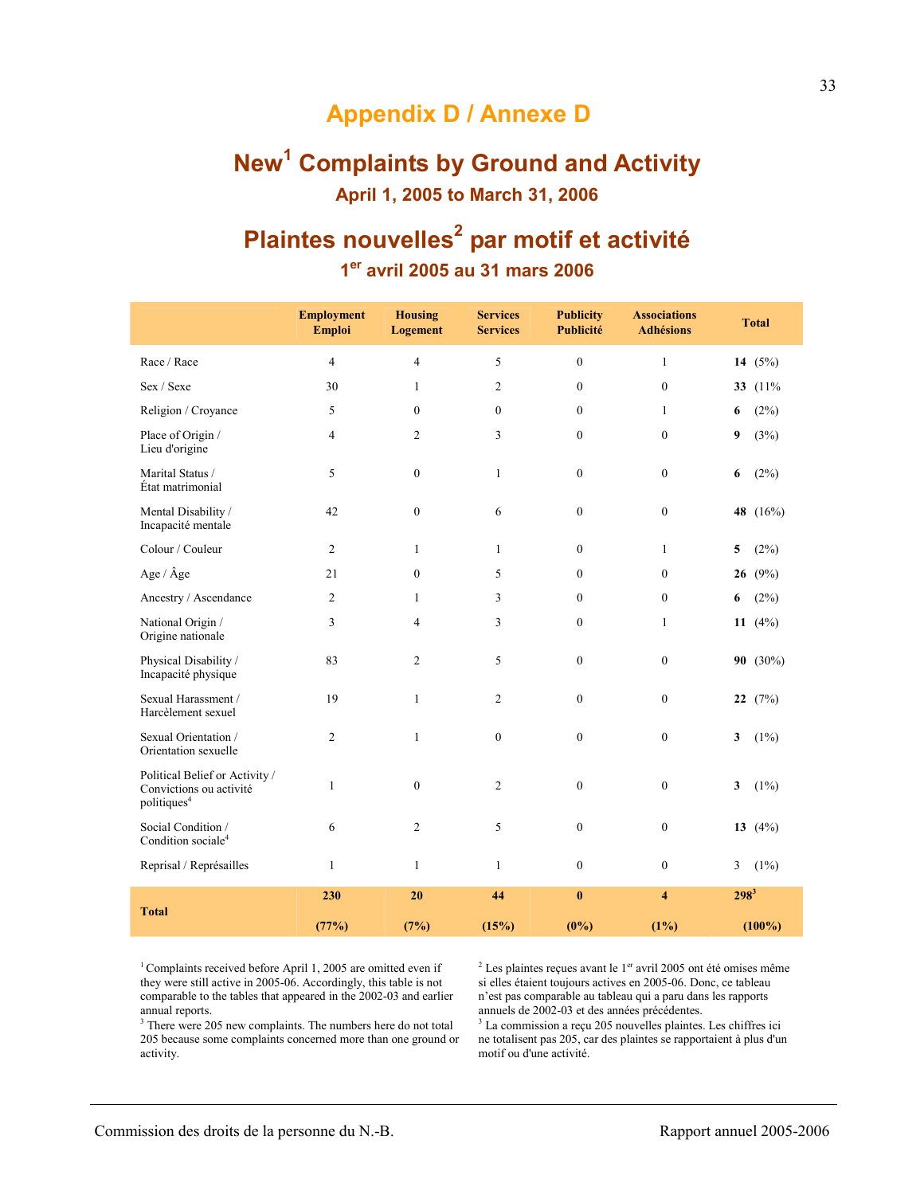# Appendix D / Annexe D

## New[1] Complaints by Ground and Activity

### April 1, 2005 to March 31, 2006

## Plaintes nouvelles[2] par motif et activité

### 1er avril 2005 au 31 mars 2006

| | Employment Emploi | Housing Logement | Services Services | Publicity Publicité | Associations Adhésions | Total |
|---|---|---|---|---|---|---|
| Race / Race | 4 | 4 | 5 | 0 | 1 | **14** (5%) |
| Sex / Sexe | 30 | 1 | 2 | 0 | 0 | **33** (11% |
| Religion / Croyance | 5 | 0 | 0 | 0 | 1 | **6** (2%) |
| Place of Origin / Lieu d'origine | 4 | 2 | 3 | 0 | 0 | **9** (3%) |
| Marital Status / État matrimonial | 5 | 0 | 1 | 0 | 0 | **6** (2%) |
| Mental Disability / Incapacité mentale | 42 | 0 | 6 | 0 | 0 | **48** (16%) |
| Colour / Couleur | 2 | 1 | 1 | 0 | 1 | **5** (2%) |
| Age / Âge | 21 | 0 | 5 | 0 | 0 | **26** (9%) |
| Ancestry / Ascendance | 2 | 1 | 3 | 0 | 0 | **6** (2%) |
| National Origin / Origine nationale | 3 | 4 | 3 | 0 | 1 | **11** (4%) |
| Physical Disability / Incapacité physique | 83 | 2 | 5 | 0 | 0 | **90** (30%) |
| Sexual Harassment / Harcèlement sexuel | 19 | 1 | 2 | 0 | 0 | **22** (7%) |
| Sexual Orientation / Orientation sexuelle | 2 | 1 | 0 | 0 | 0 | **3** (1%) |
| Political Belief or Activity / Convictions ou activité politiques[4] | 1 | 0 | 2 | 0 | 0 | **3** (1%) |
| Social Condition / Condition sociale[4] | 6 | 2 | 5 | 0 | 0 | **13** (4%) |
| Reprisal / Représailles | 1 | 1 | 1 | 0 | 0 | 3 (1%) |
| **Total** | **230** **(77%)** | **20** **(7%)** | **44** **(15%)** | **0** **(0%)** | **4** **(1%)** | **298**[3] **(100%)** |

[1] Complaints received before April 1, 2005 are omitted even if they were still active in 2005-06. Accordingly, this table is not comparable to the tables that appeared in the 2002-03 and earlier annual reports.

[3] There were 205 new complaints. The numbers here do not total 205 because some complaints concerned more than one ground or activity.

[2] Les plaintes reçues avant le 1er avril 2005 ont été omises même si elles étaient toujours actives en 2005-06. Donc, ce tableau n'est pas comparable au tableau qui a paru dans les rapports annuels de 2002-03 et des années précédentes.

[3] La commission a reçu 205 nouvelles plaintes. Les chiffres ici ne totalisent pas 205, car des plaintes se rapportaient à plus d'un motif ou d'une activité.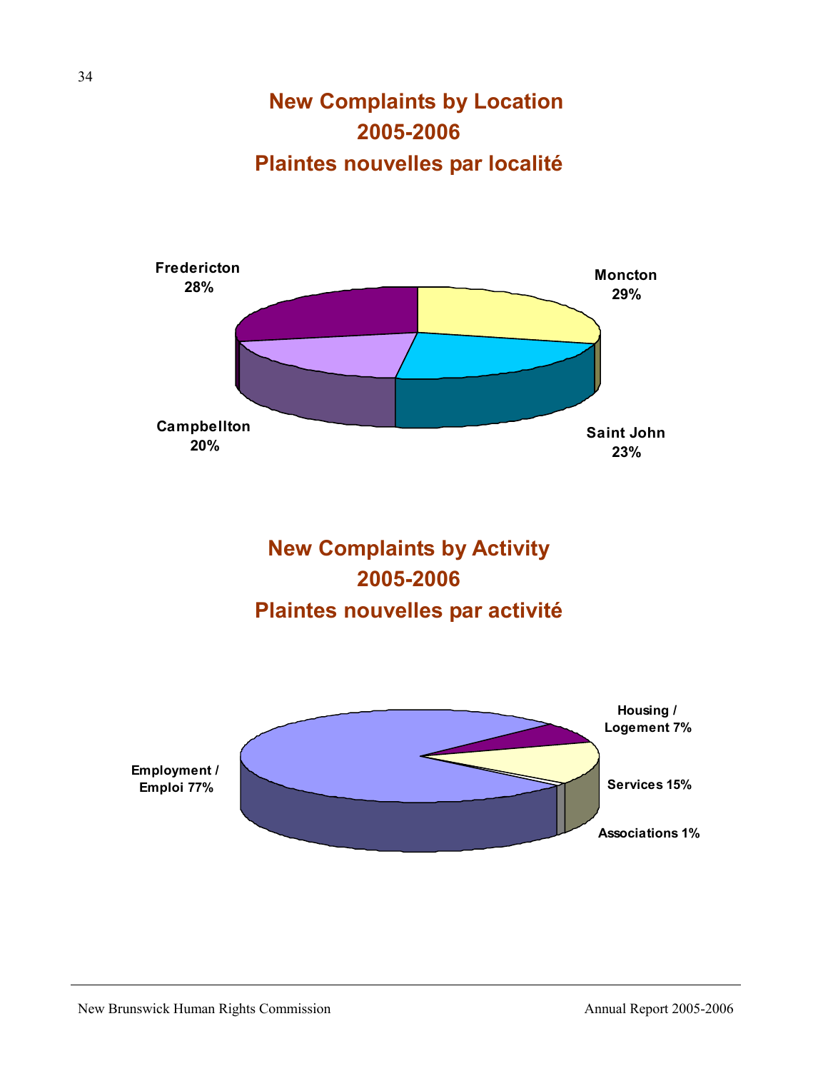## New Complaints by Location
## 2005-2006
## Plaintes nouvelles par localité

Fredericton 28%

Moncton 29%

Campbellton 20%

Saint John 23%

## New Complaints by Activity
## 2005-2006
## Plaintes nouvelles par activité

Housing / Logement 7%

Employment / Emploi 77%

Services 15%

Associations 1%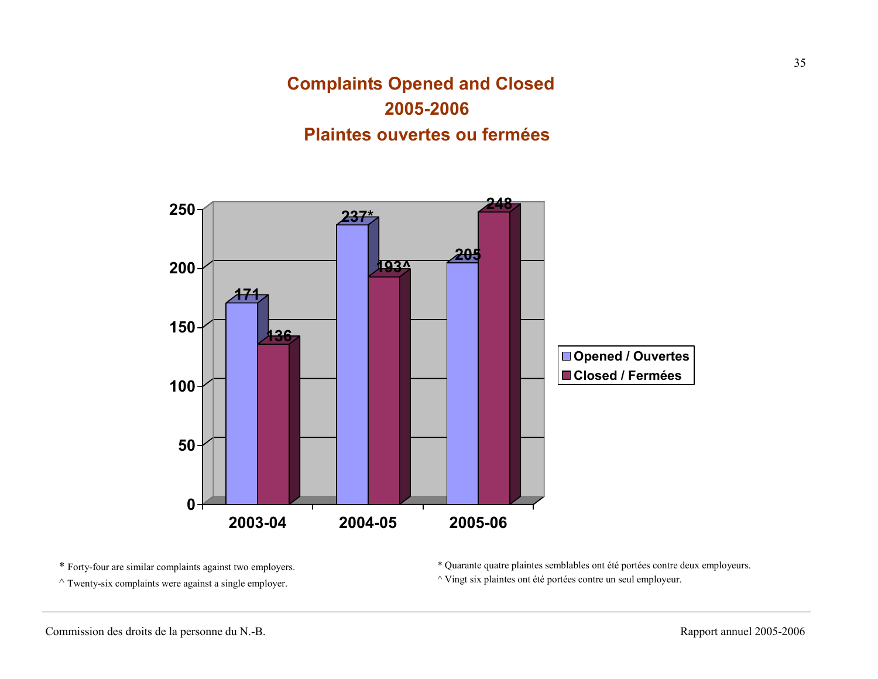# Complaints Opened and Closed
# 2005-2006
# Plaintes ouvertes ou fermées

| | Opened / Ouvertes | Closed / Fermées |
|---|---|---|
| 2003-04 | 171 | 136 |
| 2004-05 | 237* | 193^ |
| 2005-06 | 205 | 248 |

* Forty-four are similar complaints against two employers.

^ Twenty-six complaints were against a single employer.

* Quarante quatre plaintes semblables ont été portées contre deux employeurs.

^ Vingt six plaintes ont été portées contre un seul employeur.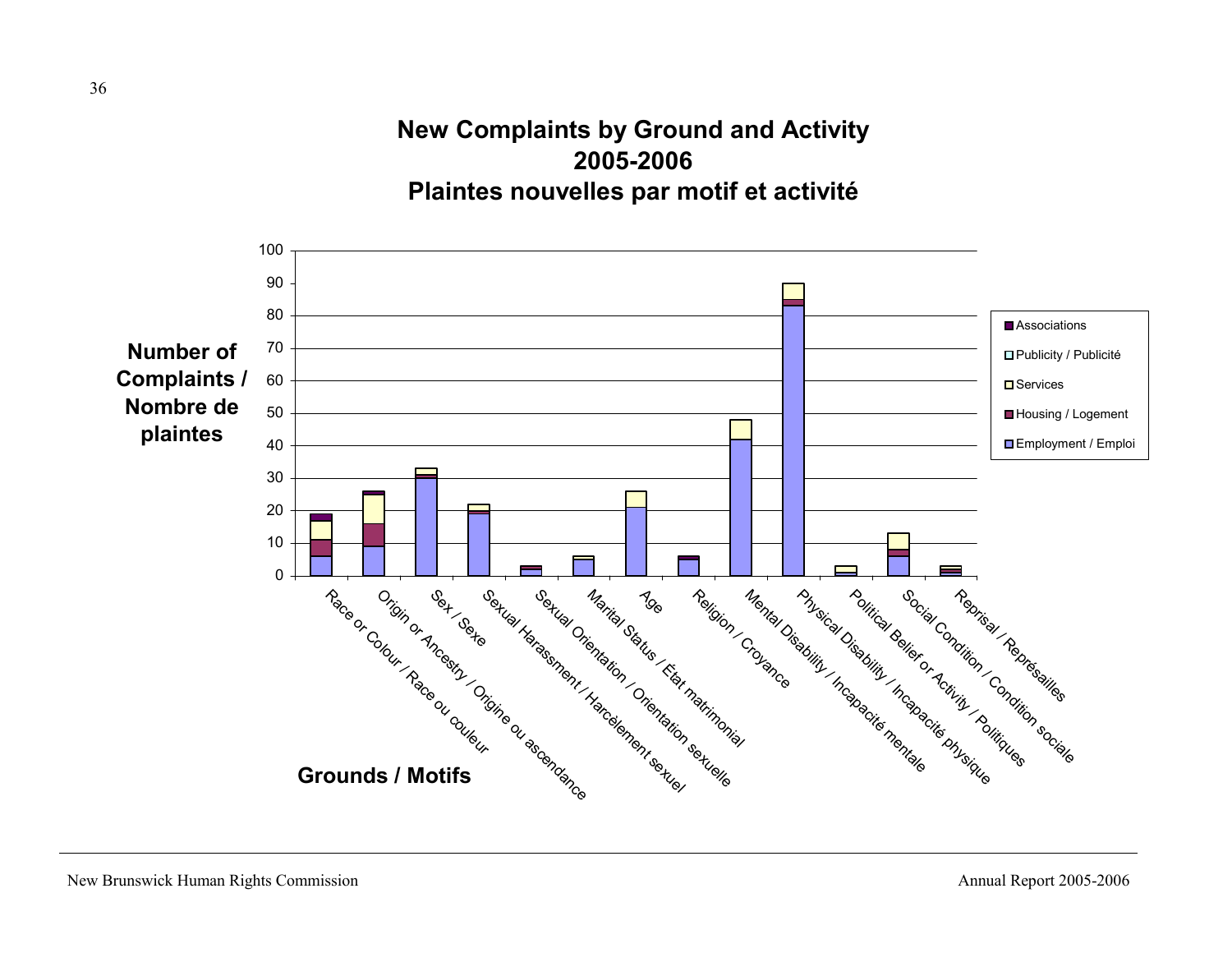## New Complaints by Ground and Activity 2005-2006
## Plaintes nouvelles par motif et activité

Number of Complaints / Nombre de plaintes

100
90
80
70
60
50
40
30
20
10
0

- Associations
- Publicity / Publicité
- Services
- Housing / Logement
- Employment / Emploi

Race or Colour / Race ou couleur
Origin or Ancestry / Origine ou ascendance
Sex / Sexe
Sexual Harassment / Harcèlement sexuel
Sexual Orientation / Orientation sexuelle
Marital Status / État matrimonial
Age
Religion / Croyance
Mental Disability / Incapacité mentale
Physical Disability / Incapacité physique
Political Belief or Activity / Politiques
Social Condition / Condition sociale
Reprisal / Représailles

Grounds / Motifs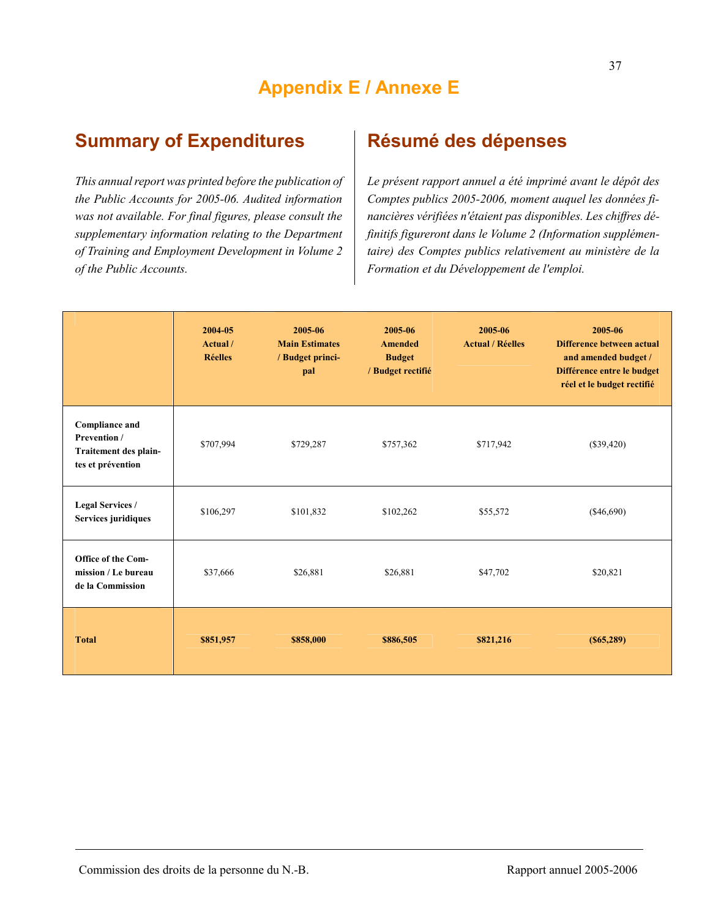# Appendix E / Annexe E

## Summary of Expenditures

*This annual report was printed before the publication of the Public Accounts for 2005-06. Audited information was not available. For final figures, please consult the supplementary information relating to the Department of Training and Employment Development in Volume 2 of the Public Accounts.*

## Résumé des dépenses

*Le présent rapport annuel a été imprimé avant le dépôt des Comptes publics 2005-2006, moment auquel les données financières vérifiées n'étaient pas disponibles. Les chiffres définitifs figureront dans le Volume 2 (Information supplémentaire) des Comptes publics relativement au ministère de la Formation et du Développement de l'emploi.*

| | 2004-05 Actual / Réelles | 2005-06 Main Estimates / Budget principal | 2005-06 Amended Budget / Budget rectifié | 2005-06 Actual / Réelles | 2005-06 Difference between actual and amended budget / Différence entre le budget réel et le budget rectifié |
|---|---|---|---|---|---|
| **Compliance and Prevention / Traitement des plaintes et prévention** | $707,994 | $729,287 | $757,362 | $717,942 | ($39,420) |
| **Legal Services / Services juridiques** | $106,297 | $101,832 | $102,262 | $55,572 | ($46,690) |
| **Office of the Commission / Le bureau de la Commission** | $37,666 | $26,881 | $26,881 | $47,702 | $20,821 |
| **Total** | **$851,957** | **$858,000** | **$886,505** | **$821,216** | **($65,289)** |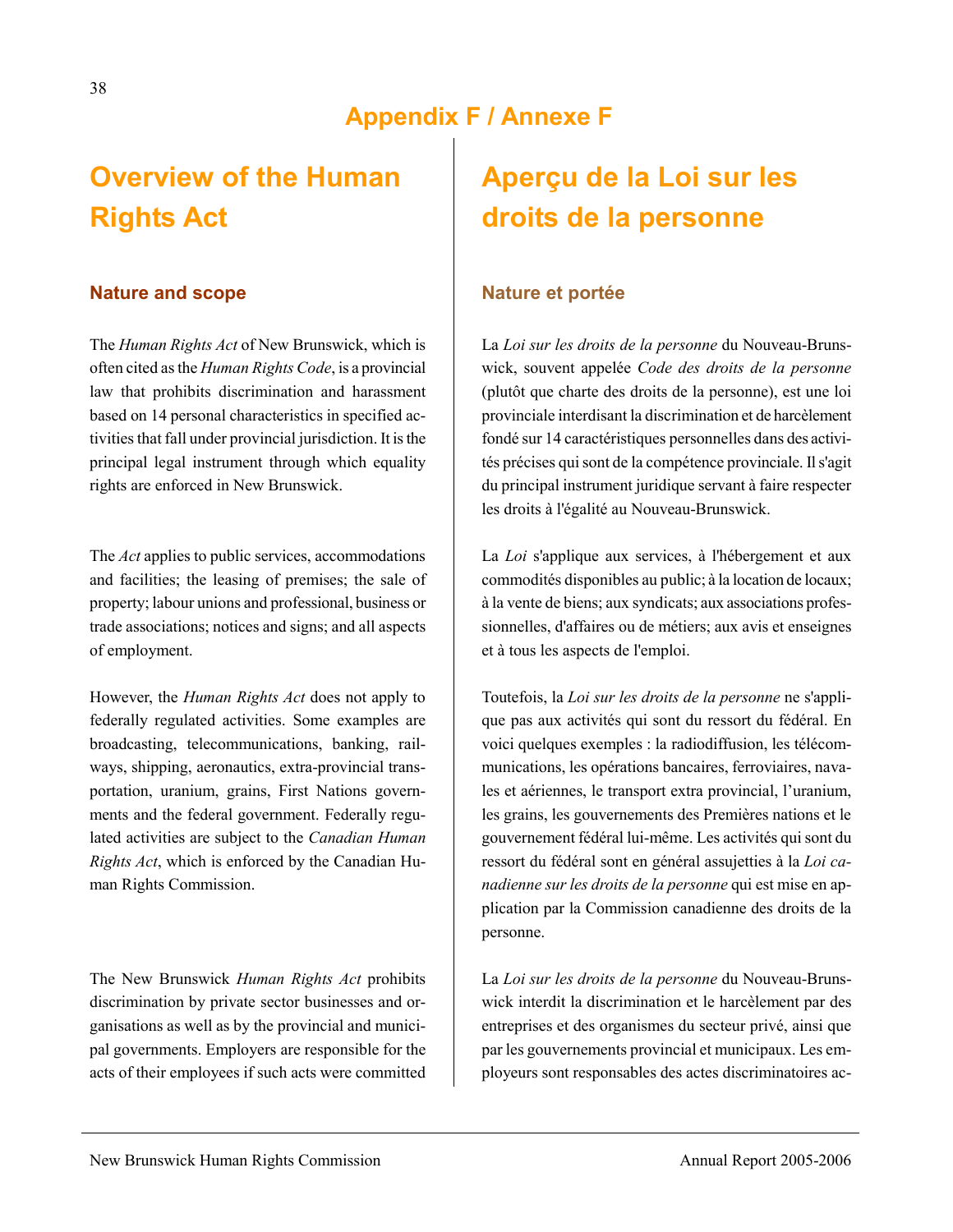# Appendix F / Annexe F

## Overview of the Human Rights Act

### Nature and scope

The *Human Rights Act* of New Brunswick, which is often cited as the *Human Rights Code*, is a provincial law that prohibits discrimination and harassment based on 14 personal characteristics in specified activities that fall under provincial jurisdiction. It is the principal legal instrument through which equality rights are enforced in New Brunswick.

The *Act* applies to public services, accommodations and facilities; the leasing of premises; the sale of property; labour unions and professional, business or trade associations; notices and signs; and all aspects of employment.

However, the *Human Rights Act* does not apply to federally regulated activities. Some examples are broadcasting, telecommunications, banking, railways, shipping, aeronautics, extra-provincial transportation, uranium, grains, First Nations governments and the federal government. Federally regulated activities are subject to the *Canadian Human Rights Act*, which is enforced by the Canadian Human Rights Commission.

The New Brunswick *Human Rights Act* prohibits discrimination by private sector businesses and organisations as well as by the provincial and municipal governments. Employers are responsible for the acts of their employees if such acts were committed

## Aperçu de la Loi sur les droits de la personne

### Nature et portée

La *Loi sur les droits de la personne* du Nouveau-Brunswick, souvent appelée *Code des droits de la personne* (plutôt que charte des droits de la personne), est une loi provinciale interdisant la discrimination et de harcèlement fondé sur 14 caractéristiques personnelles dans des activités précises qui sont de la compétence provinciale. Il s'agit du principal instrument juridique servant à faire respecter les droits à l'égalité au Nouveau-Brunswick.

La *Loi* s'applique aux services, à l'hébergement et aux commodités disponibles au public; à la location de locaux; à la vente de biens; aux syndicats; aux associations professionnelles, d'affaires ou de métiers; aux avis et enseignes et à tous les aspects de l'emploi.

Toutefois, la *Loi sur les droits de la personne* ne s'applique pas aux activités qui sont du ressort du fédéral. En voici quelques exemples : la radiodiffusion, les télécommunications, les opérations bancaires, ferroviaires, navales et aériennes, le transport extra provincial, l'uranium, les grains, les gouvernements des Premières nations et le gouvernement fédéral lui-même. Les activités qui sont du ressort du fédéral sont en général assujetties à la *Loi canadienne sur les droits de la personne* qui est mise en application par la Commission canadienne des droits de la personne.

La *Loi sur les droits de la personne* du Nouveau-Brunswick interdit la discrimination et le harcèlement par des entreprises et des organismes du secteur privé, ainsi que par les gouvernements provincial et municipaux. Les employeurs sont responsables des actes discriminatoires ac-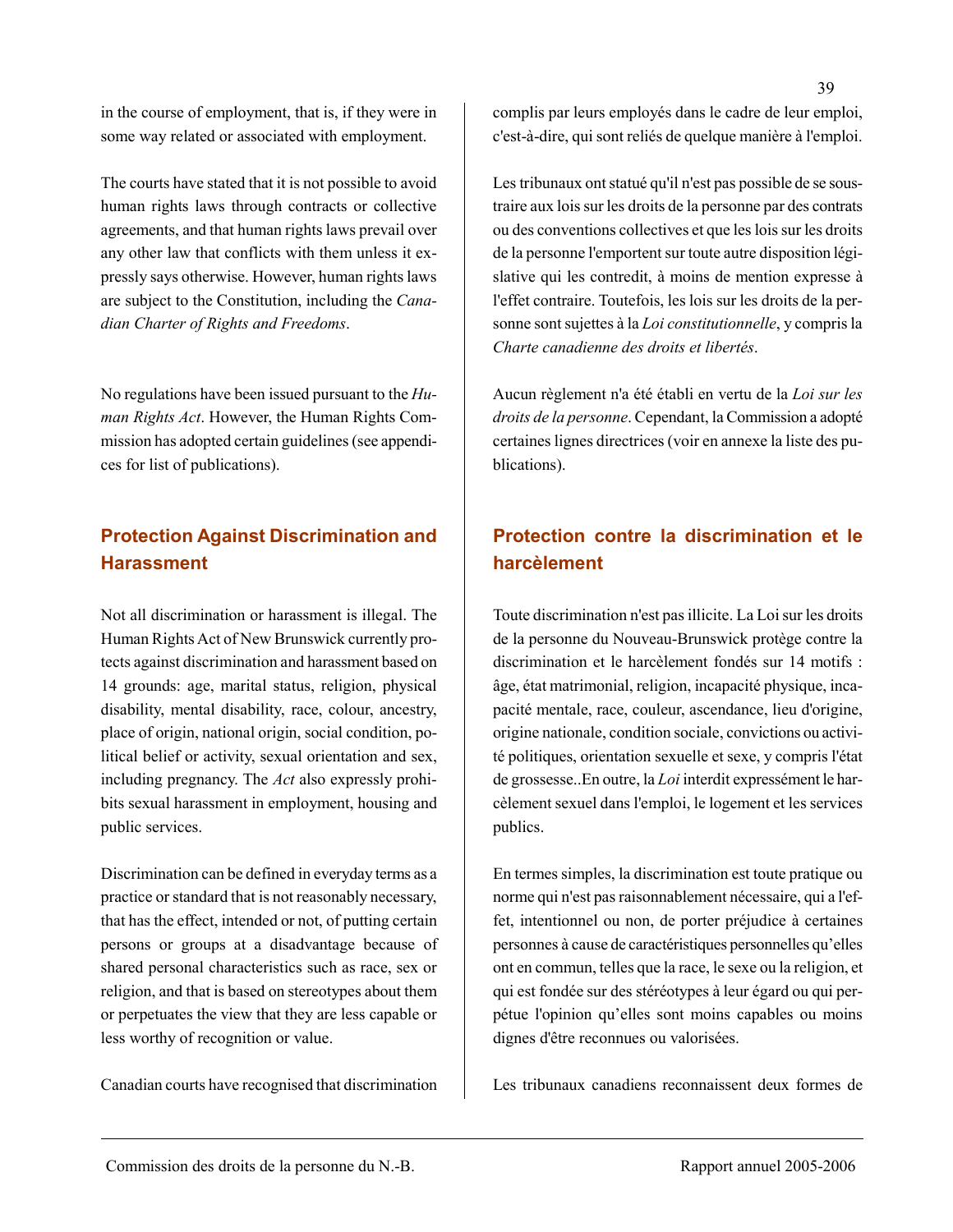in the course of employment, that is, if they were in some way related or associated with employment.

The courts have stated that it is not possible to avoid human rights laws through contracts or collective agreements, and that human rights laws prevail over any other law that conflicts with them unless it expressly says otherwise. However, human rights laws are subject to the Constitution, including the *Canadian Charter of Rights and Freedoms*.

No regulations have been issued pursuant to the *Human Rights Act*. However, the Human Rights Commission has adopted certain guidelines (see appendices for list of publications).

## Protection Against Discrimination and Harassment

Not all discrimination or harassment is illegal. The Human Rights Act of New Brunswick currently protects against discrimination and harassment based on 14 grounds: age, marital status, religion, physical disability, mental disability, race, colour, ancestry, place of origin, national origin, social condition, political belief or activity, sexual orientation and sex, including pregnancy. The *Act* also expressly prohibits sexual harassment in employment, housing and public services.

Discrimination can be defined in everyday terms as a practice or standard that is not reasonably necessary, that has the effect, intended or not, of putting certain persons or groups at a disadvantage because of shared personal characteristics such as race, sex or religion, and that is based on stereotypes about them or perpetuates the view that they are less capable or less worthy of recognition or value.

Canadian courts have recognised that discrimination

complis par leurs employés dans le cadre de leur emploi, c'est-à-dire, qui sont reliés de quelque manière à l'emploi.

Les tribunaux ont statué qu'il n'est pas possible de se soustraire aux lois sur les droits de la personne par des contrats ou des conventions collectives et que les lois sur les droits de la personne l'emportent sur toute autre disposition législative qui les contredit, à moins de mention expresse à l'effet contraire. Toutefois, les lois sur les droits de la personne sont sujettes à la *Loi constitutionnelle*, y compris la *Charte canadienne des droits et libertés*.

Aucun règlement n'a été établi en vertu de la *Loi sur les droits de la personne*. Cependant, la Commission a adopté certaines lignes directrices (voir en annexe la liste des publications).

## Protection contre la discrimination et le harcèlement

Toute discrimination n'est pas illicite. La Loi sur les droits de la personne du Nouveau-Brunswick protège contre la discrimination et le harcèlement fondés sur 14 motifs : âge, état matrimonial, religion, incapacité physique, incapacité mentale, race, couleur, ascendance, lieu d'origine, origine nationale, condition sociale, convictions ou activité politiques, orientation sexuelle et sexe, y compris l'état de grossesse..En outre, la *Loi* interdit expressément le harcèlement sexuel dans l'emploi, le logement et les services publics.

En termes simples, la discrimination est toute pratique ou norme qui n'est pas raisonnablement nécessaire, qui a l'effet, intentionnel ou non, de porter préjudice à certaines personnes à cause de caractéristiques personnelles qu'elles ont en commun, telles que la race, le sexe ou la religion, et qui est fondée sur des stéréotypes à leur égard ou qui perpétue l'opinion qu'elles sont moins capables ou moins dignes d'être reconnues ou valorisées.

Les tribunaux canadiens reconnaissent deux formes de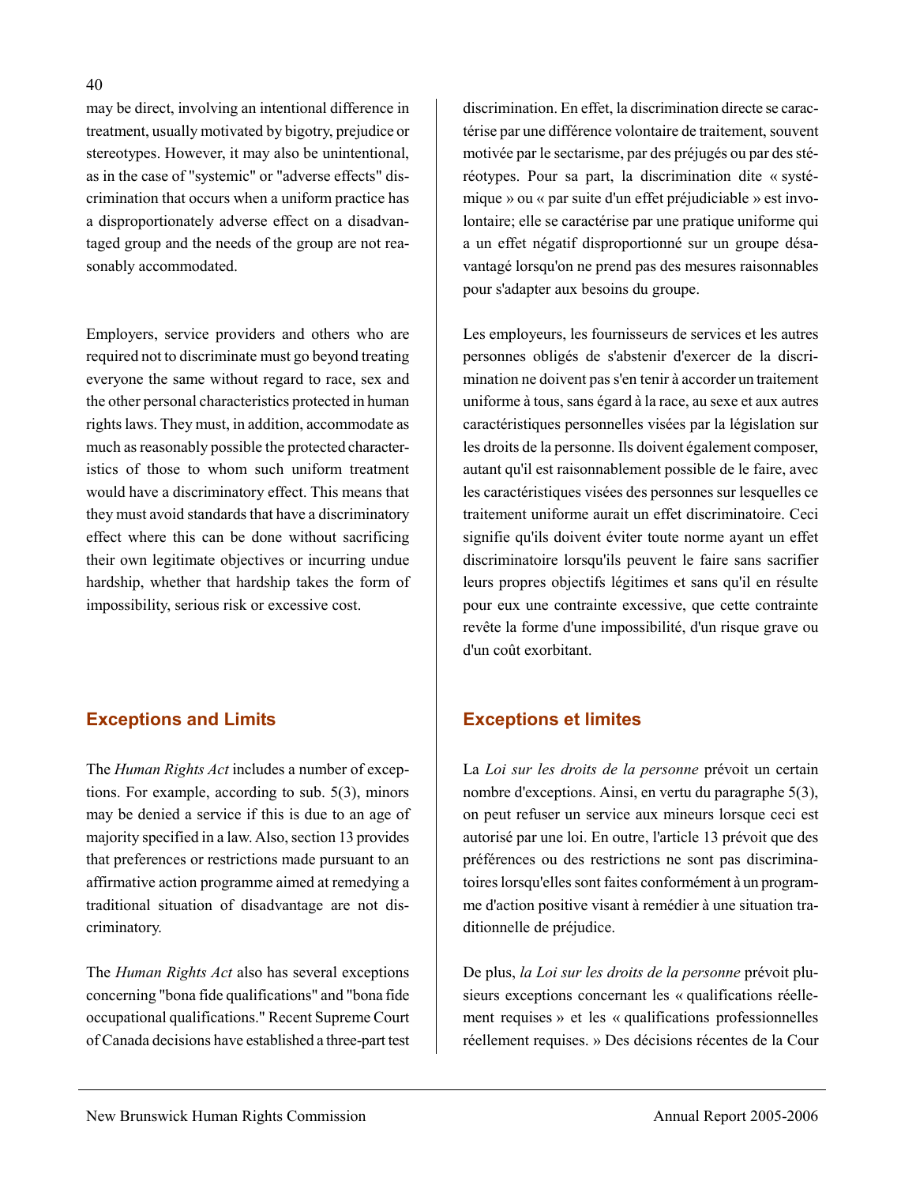may be direct, involving an intentional difference in treatment, usually motivated by bigotry, prejudice or stereotypes. However, it may also be unintentional, as in the case of "systemic" or "adverse effects" discrimination that occurs when a uniform practice has a disproportionately adverse effect on a disadvantaged group and the needs of the group are not reasonably accommodated.

Employers, service providers and others who are required not to discriminate must go beyond treating everyone the same without regard to race, sex and the other personal characteristics protected in human rights laws. They must, in addition, accommodate as much as reasonably possible the protected characteristics of those to whom such uniform treatment would have a discriminatory effect. This means that they must avoid standards that have a discriminatory effect where this can be done without sacrificing their own legitimate objectives or incurring undue hardship, whether that hardship takes the form of impossibility, serious risk or excessive cost.

## Exceptions and Limits

The *Human Rights Act* includes a number of exceptions. For example, according to sub. 5(3), minors may be denied a service if this is due to an age of majority specified in a law. Also, section 13 provides that preferences or restrictions made pursuant to an affirmative action programme aimed at remedying a traditional situation of disadvantage are not discriminatory.

The *Human Rights Act* also has several exceptions concerning "bona fide qualifications" and "bona fide occupational qualifications." Recent Supreme Court of Canada decisions have established a three-part test

discrimination. En effet, la discrimination directe se caractérise par une différence volontaire de traitement, souvent motivée par le sectarisme, par des préjugés ou par des stéréotypes. Pour sa part, la discrimination dite « systémique » ou « par suite d'un effet préjudiciable » est involontaire; elle se caractérise par une pratique uniforme qui a un effet négatif disproportionné sur un groupe désavantagé lorsqu'on ne prend pas des mesures raisonnables pour s'adapter aux besoins du groupe.

Les employeurs, les fournisseurs de services et les autres personnes obligés de s'abstenir d'exercer de la discrimination ne doivent pas s'en tenir à accorder un traitement uniforme à tous, sans égard à la race, au sexe et aux autres caractéristiques personnelles visées par la législation sur les droits de la personne. Ils doivent également composer, autant qu'il est raisonnablement possible de le faire, avec les caractéristiques visées des personnes sur lesquelles ce traitement uniforme aurait un effet discriminatoire. Ceci signifie qu'ils doivent éviter toute norme ayant un effet discriminatoire lorsqu'ils peuvent le faire sans sacrifier leurs propres objectifs légitimes et sans qu'il en résulte pour eux une contrainte excessive, que cette contrainte revête la forme d'une impossibilité, d'un risque grave ou d'un coût exorbitant.

## Exceptions et limites

La *Loi sur les droits de la personne* prévoit un certain nombre d'exceptions. Ainsi, en vertu du paragraphe 5(3), on peut refuser un service aux mineurs lorsque ceci est autorisé par une loi. En outre, l'article 13 prévoit que des préférences ou des restrictions ne sont pas discriminatoires lorsqu'elles sont faites conformément à un programme d'action positive visant à remédier à une situation traditionnelle de préjudice.

De plus, *la Loi sur les droits de la personne* prévoit plusieurs exceptions concernant les « qualifications réellement requises » et les « qualifications professionnelles réellement requises. » Des décisions récentes de la Cour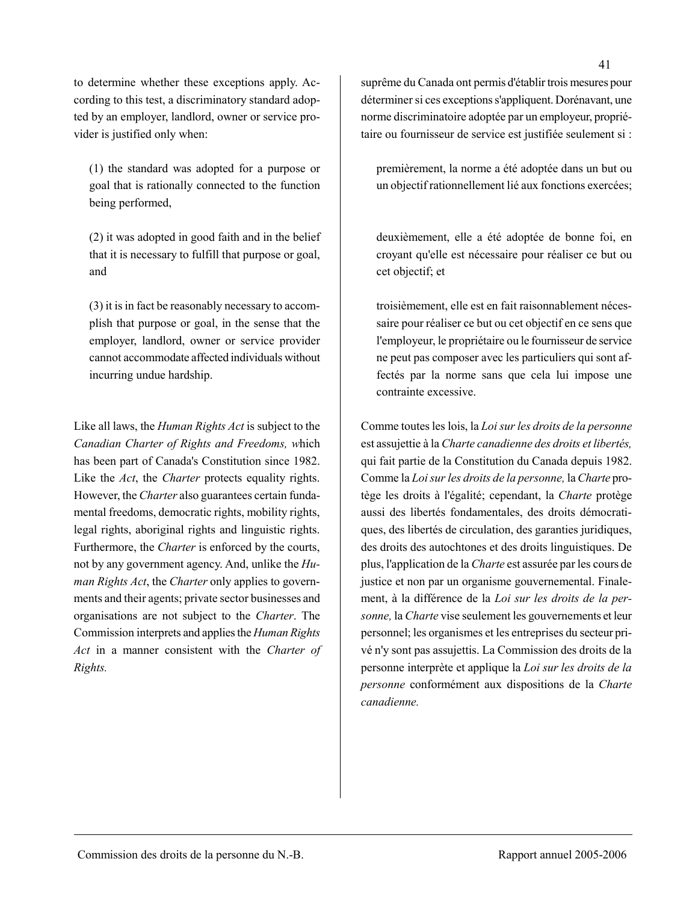to determine whether these exceptions apply. According to this test, a discriminatory standard adopted by an employer, landlord, owner or service provider is justified only when:

(1) the standard was adopted for a purpose or goal that is rationally connected to the function being performed,

(2) it was adopted in good faith and in the belief that it is necessary to fulfill that purpose or goal, and

(3) it is in fact be reasonably necessary to accomplish that purpose or goal, in the sense that the employer, landlord, owner or service provider cannot accommodate affected individuals without incurring undue hardship.

Like all laws, the *Human Rights Act* is subject to the *Canadian Charter of Rights and Freedoms, w*hich has been part of Canada's Constitution since 1982. Like the *Act*, the *Charter* protects equality rights. However, the *Charter* also guarantees certain fundamental freedoms, democratic rights, mobility rights, legal rights, aboriginal rights and linguistic rights. Furthermore, the *Charter* is enforced by the courts, not by any government agency. And, unlike the *Human Rights Act*, the *Charter* only applies to governments and their agents; private sector businesses and organisations are not subject to the *Charter*. The Commission interprets and applies the *Human Rights Act* in a manner consistent with the *Charter of Rights.*

suprême du Canada ont permis d'établir trois mesures pour déterminer si ces exceptions s'appliquent. Dorénavant, une norme discriminatoire adoptée par un employeur, propriétaire ou fournisseur de service est justifiée seulement si :

premièrement, la norme a été adoptée dans un but ou un objectif rationnellement lié aux fonctions exercées;

deuxièmement, elle a été adoptée de bonne foi, en croyant qu'elle est nécessaire pour réaliser ce but ou cet objectif; et

troisièmement, elle est en fait raisonnablement nécessaire pour réaliser ce but ou cet objectif en ce sens que l'employeur, le propriétaire ou le fournisseur de service ne peut pas composer avec les particuliers qui sont affectés par la norme sans que cela lui impose une contrainte excessive.

Comme toutes les lois, la *Loi sur les droits de la personne* est assujettie à la *Charte canadienne des droits et libertés,* qui fait partie de la Constitution du Canada depuis 1982. Comme la *Loi sur les droits de la personne,* la *Charte* protège les droits à l'égalité; cependant, la *Charte* protège aussi des libertés fondamentales, des droits démocratiques, des libertés de circulation, des garanties juridiques, des droits des autochtones et des droits linguistiques. De plus, l'application de la *Charte* est assurée par les cours de justice et non par un organisme gouvernemental. Finalement, à la différence de la *Loi sur les droits de la personne,* la *Charte* vise seulement les gouvernements et leur personnel; les organismes et les entreprises du secteur privé n'y sont pas assujettis. La Commission des droits de la personne interprète et applique la *Loi sur les droits de la personne* conformément aux dispositions de la *Charte canadienne.*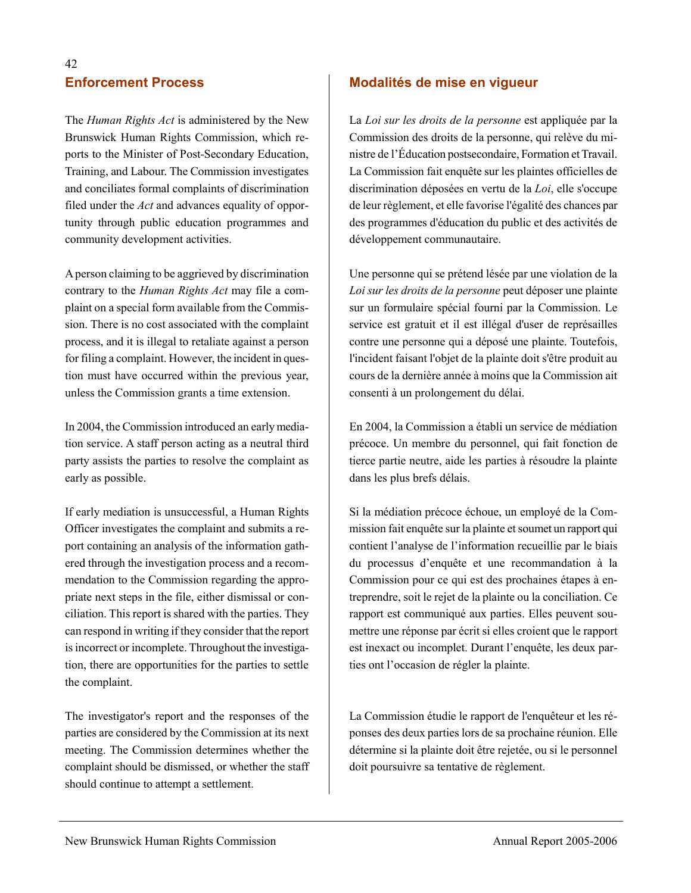## Enforcement Process

The *Human Rights Act* is administered by the New Brunswick Human Rights Commission, which reports to the Minister of Post-Secondary Education, Training, and Labour. The Commission investigates and conciliates formal complaints of discrimination filed under the *Act* and advances equality of opportunity through public education programmes and community development activities.

A person claiming to be aggrieved by discrimination contrary to the *Human Rights Act* may file a complaint on a special form available from the Commission. There is no cost associated with the complaint process, and it is illegal to retaliate against a person for filing a complaint. However, the incident in question must have occurred within the previous year, unless the Commission grants a time extension.

In 2004, the Commission introduced an early mediation service. A staff person acting as a neutral third party assists the parties to resolve the complaint as early as possible.

If early mediation is unsuccessful, a Human Rights Officer investigates the complaint and submits a report containing an analysis of the information gathered through the investigation process and a recommendation to the Commission regarding the appropriate next steps in the file, either dismissal or conciliation. This report is shared with the parties. They can respond in writing if they consider that the report is incorrect or incomplete. Throughout the investigation, there are opportunities for the parties to settle the complaint.

The investigator's report and the responses of the parties are considered by the Commission at its next meeting. The Commission determines whether the complaint should be dismissed, or whether the staff should continue to attempt a settlement.

## Modalités de mise en vigueur

La *Loi sur les droits de la personne* est appliquée par la Commission des droits de la personne, qui relève du ministre de l'Éducation postsecondaire, Formation et Travail. La Commission fait enquête sur les plaintes officielles de discrimination déposées en vertu de la *Loi*, elle s'occupe de leur règlement, et elle favorise l'égalité des chances par des programmes d'éducation du public et des activités de développement communautaire.

Une personne qui se prétend lésée par une violation de la *Loi sur les droits de la personne* peut déposer une plainte sur un formulaire spécial fourni par la Commission. Le service est gratuit et il est illégal d'user de représailles contre une personne qui a déposé une plainte. Toutefois, l'incident faisant l'objet de la plainte doit s'être produit au cours de la dernière année à moins que la Commission ait consenti à un prolongement du délai.

En 2004, la Commission a établi un service de médiation précoce. Un membre du personnel, qui fait fonction de tierce partie neutre, aide les parties à résoudre la plainte dans les plus brefs délais.

Si la médiation précoce échoue, un employé de la Commission fait enquête sur la plainte et soumet un rapport qui contient l'analyse de l'information recueillie par le biais du processus d'enquête et une recommandation à la Commission pour ce qui est des prochaines étapes à entreprendre, soit le rejet de la plainte ou la conciliation. Ce rapport est communiqué aux parties. Elles peuvent soumettre une réponse par écrit si elles croient que le rapport est inexact ou incomplet. Durant l'enquête, les deux parties ont l'occasion de régler la plainte.

La Commission étudie le rapport de l'enquêteur et les réponses des deux parties lors de sa prochaine réunion. Elle détermine si la plainte doit être rejetée, ou si le personnel doit poursuivre sa tentative de règlement.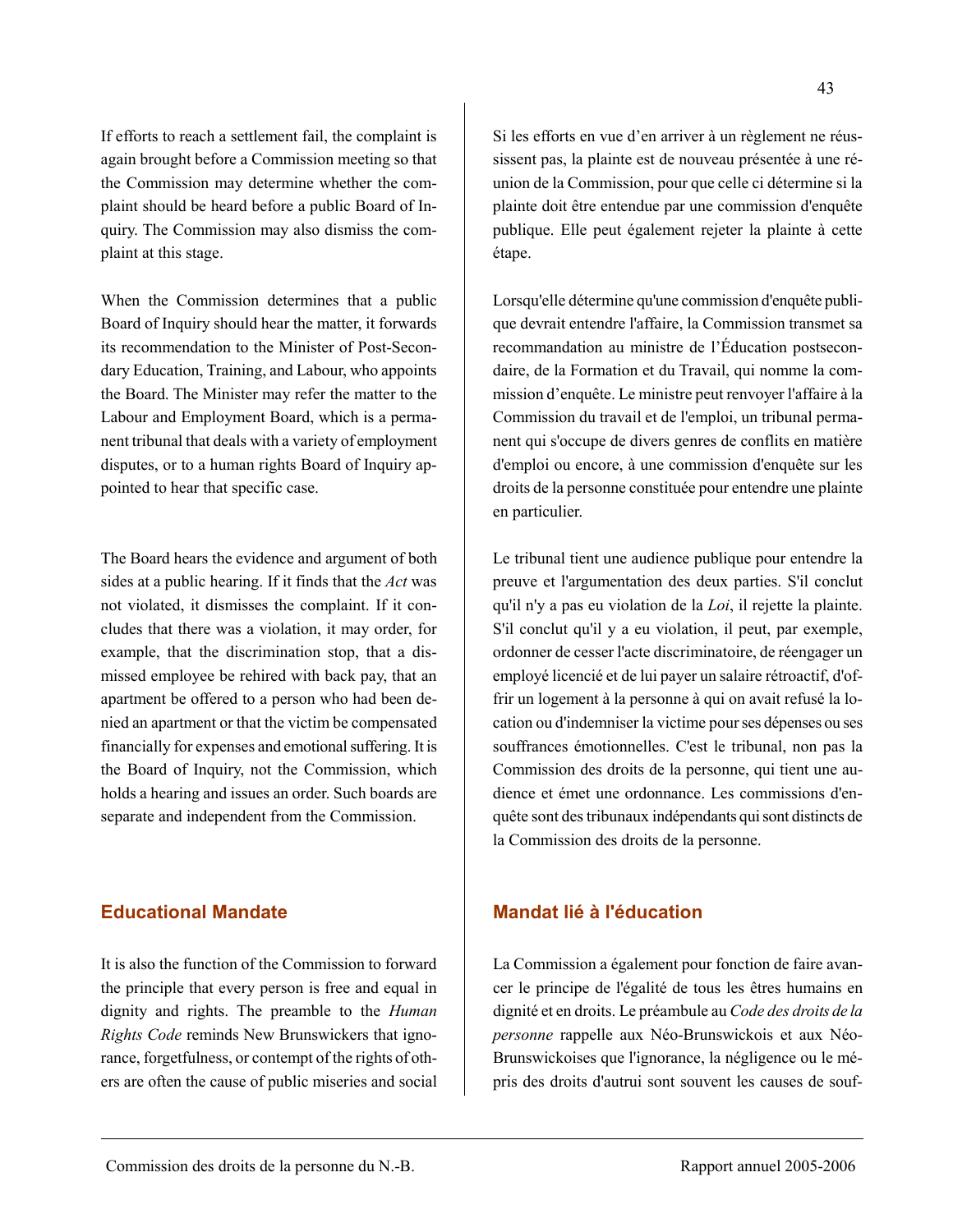If efforts to reach a settlement fail, the complaint is again brought before a Commission meeting so that the Commission may determine whether the complaint should be heard before a public Board of Inquiry. The Commission may also dismiss the complaint at this stage.

When the Commission determines that a public Board of Inquiry should hear the matter, it forwards its recommendation to the Minister of Post-Secondary Education, Training, and Labour, who appoints the Board. The Minister may refer the matter to the Labour and Employment Board, which is a permanent tribunal that deals with a variety of employment disputes, or to a human rights Board of Inquiry appointed to hear that specific case.

The Board hears the evidence and argument of both sides at a public hearing. If it finds that the *Act* was not violated, it dismisses the complaint. If it concludes that there was a violation, it may order, for example, that the discrimination stop, that a dismissed employee be rehired with back pay, that an apartment be offered to a person who had been denied an apartment or that the victim be compensated financially for expenses and emotional suffering. It is the Board of Inquiry, not the Commission, which holds a hearing and issues an order. Such boards are separate and independent from the Commission.

## Educational Mandate

It is also the function of the Commission to forward the principle that every person is free and equal in dignity and rights. The preamble to the *Human Rights Code* reminds New Brunswickers that ignorance, forgetfulness, or contempt of the rights of others are often the cause of public miseries and social

Si les efforts en vue d'en arriver à un règlement ne réussissent pas, la plainte est de nouveau présentée à une réunion de la Commission, pour que celle ci détermine si la plainte doit être entendue par une commission d'enquête publique. Elle peut également rejeter la plainte à cette étape.

Lorsqu'elle détermine qu'une commission d'enquête publique devrait entendre l'affaire, la Commission transmet sa recommandation au ministre de l'Éducation postsecondaire, de la Formation et du Travail, qui nomme la commission d'enquête. Le ministre peut renvoyer l'affaire à la Commission du travail et de l'emploi, un tribunal permanent qui s'occupe de divers genres de conflits en matière d'emploi ou encore, à une commission d'enquête sur les droits de la personne constituée pour entendre une plainte en particulier.

Le tribunal tient une audience publique pour entendre la preuve et l'argumentation des deux parties. S'il conclut qu'il n'y a pas eu violation de la *Loi*, il rejette la plainte. S'il conclut qu'il y a eu violation, il peut, par exemple, ordonner de cesser l'acte discriminatoire, de réengager un employé licencié et de lui payer un salaire rétroactif, d'offrir un logement à la personne à qui on avait refusé la location ou d'indemniser la victime pour ses dépenses ou ses souffrances émotionnelles. C'est le tribunal, non pas la Commission des droits de la personne, qui tient une audience et émet une ordonnance. Les commissions d'enquête sont des tribunaux indépendants qui sont distincts de la Commission des droits de la personne.

## Mandat lié à l'éducation

La Commission a également pour fonction de faire avancer le principe de l'égalité de tous les êtres humains en dignité et en droits. Le préambule au *Code des droits de la personne* rappelle aux Néo-Brunswickois et aux Néo-Brunswickoises que l'ignorance, la négligence ou le mépris des droits d'autrui sont souvent les causes de souf-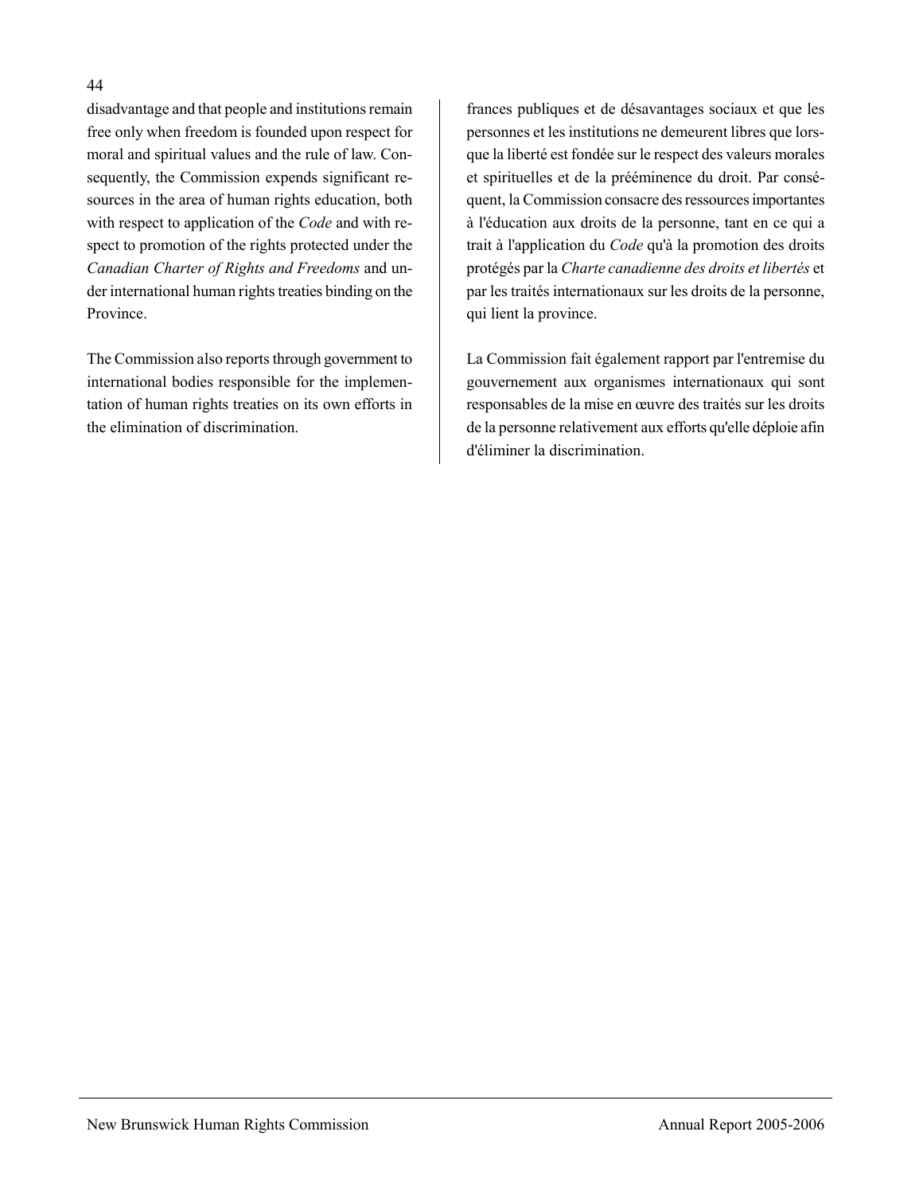disadvantage and that people and institutions remain free only when freedom is founded upon respect for moral and spiritual values and the rule of law. Consequently, the Commission expends significant resources in the area of human rights education, both with respect to application of the *Code* and with respect to promotion of the rights protected under the *Canadian Charter of Rights and Freedoms* and under international human rights treaties binding on the Province.

The Commission also reports through government to international bodies responsible for the implementation of human rights treaties on its own efforts in the elimination of discrimination.

frances publiques et de désavantages sociaux et que les personnes et les institutions ne demeurent libres que lorsque la liberté est fondée sur le respect des valeurs morales et spirituelles et de la prééminence du droit. Par conséquent, la Commission consacre des ressources importantes à l'éducation aux droits de la personne, tant en ce qui a trait à l'application du *Code* qu'à la promotion des droits protégés par la *Charte canadienne des droits et libertés* et par les traités internationaux sur les droits de la personne, qui lient la province.

La Commission fait également rapport par l'entremise du gouvernement aux organismes internationaux qui sont responsables de la mise en œuvre des traités sur les droits de la personne relativement aux efforts qu'elle déploie afin d'éliminer la discrimination.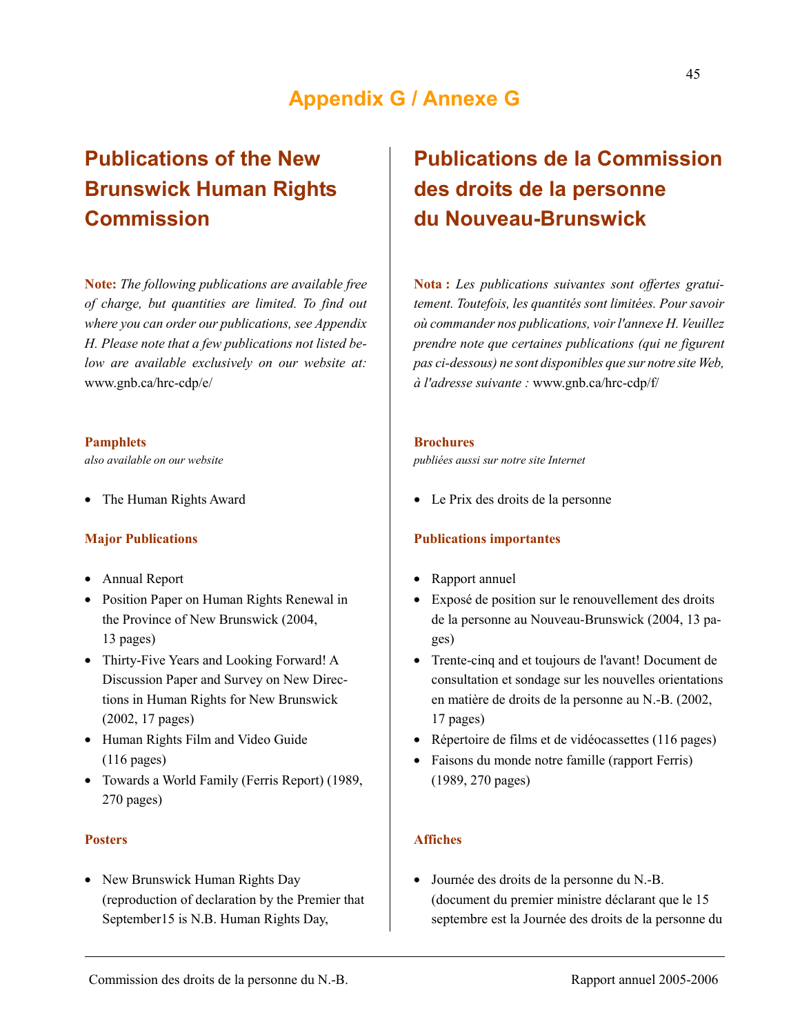# Appendix G / Annexe G

## Publications of the New Brunswick Human Rights Commission

**Note:** *The following publications are available free of charge, but quantities are limited. To find out where you can order our publications, see Appendix H. Please note that a few publications not listed below are available exclusively on our website at:* www.gnb.ca/hrc-cdp/e/

### Pamphlets

*also available on our website*

- The Human Rights Award

### Major Publications

- Annual Report
- Position Paper on Human Rights Renewal in the Province of New Brunswick (2004, 13 pages)
- Thirty-Five Years and Looking Forward! A Discussion Paper and Survey on New Directions in Human Rights for New Brunswick (2002, 17 pages)
- Human Rights Film and Video Guide (116 pages)
- Towards a World Family (Ferris Report) (1989, 270 pages)

### Posters

- New Brunswick Human Rights Day (reproduction of declaration by the Premier that September15 is N.B. Human Rights Day,

## Publications de la Commission des droits de la personne du Nouveau-Brunswick

**Nota :** *Les publications suivantes sont offertes gratuitement. Toutefois, les quantités sont limitées. Pour savoir où commander nos publications, voir l'annexe H. Veuillez prendre note que certaines publications (qui ne figurent pas ci-dessous) ne sont disponibles que sur notre site Web, à l'adresse suivante :* www.gnb.ca/hrc-cdp/f/

### Brochures

*publiées aussi sur notre site Internet*

- Le Prix des droits de la personne

### Publications importantes

- Rapport annuel
- Exposé de position sur le renouvellement des droits de la personne au Nouveau-Brunswick (2004, 13 pages)
- Trente-cinq and et toujours de l'avant! Document de consultation et sondage sur les nouvelles orientations en matière de droits de la personne au N.-B. (2002, 17 pages)
- Répertoire de films et de vidéocassettes (116 pages)
- Faisons du monde notre famille (rapport Ferris) (1989, 270 pages)

### Affiches

- Journée des droits de la personne du N.-B. (document du premier ministre déclarant que le 15 septembre est la Journée des droits de la personne du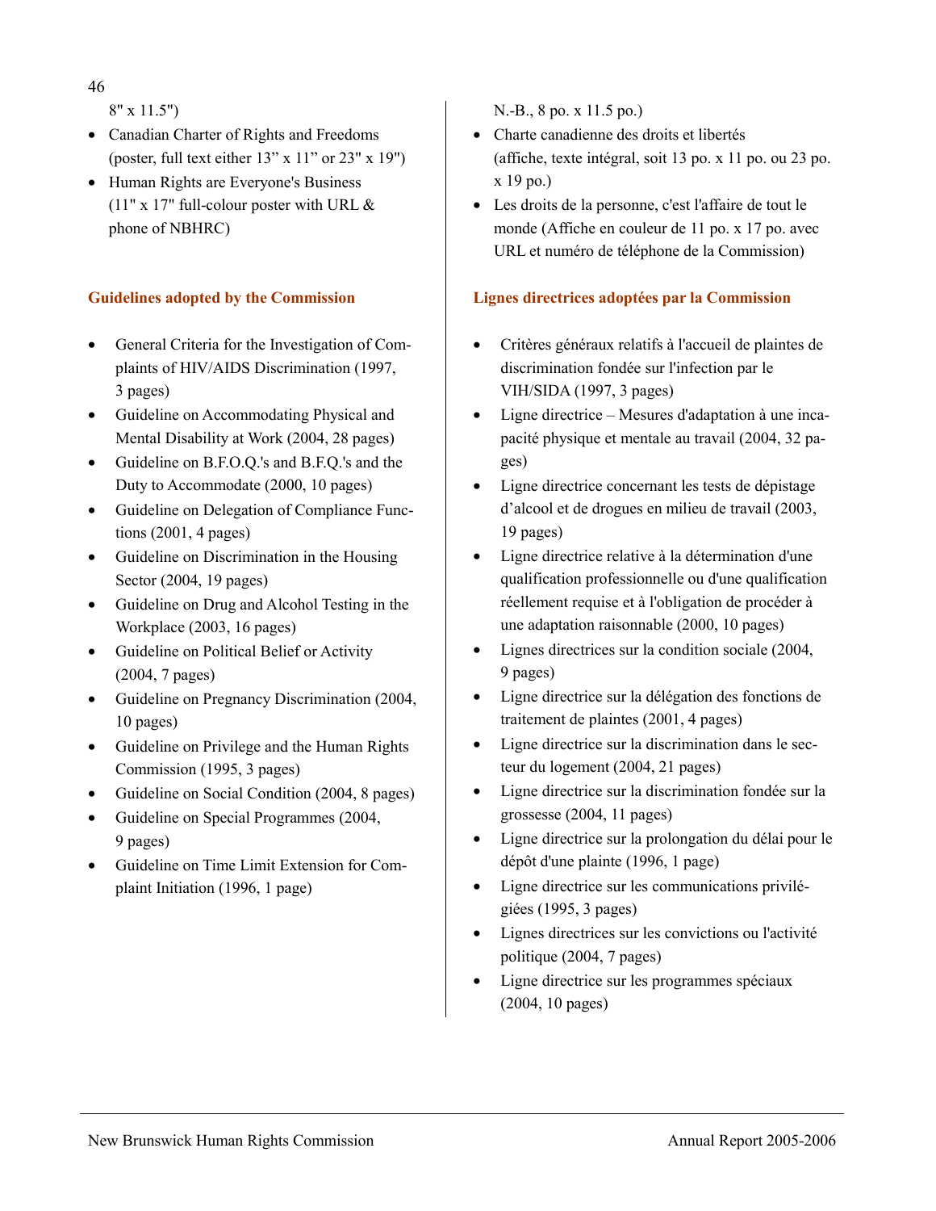8" x 11.5")

- Canadian Charter of Rights and Freedoms (poster, full text either 13" x 11" or 23" x 19")
- Human Rights are Everyone's Business (11" x 17" full-colour poster with URL & phone of NBHRC)

### Guidelines adopted by the Commission

- General Criteria for the Investigation of Complaints of HIV/AIDS Discrimination (1997, 3 pages)
- Guideline on Accommodating Physical and Mental Disability at Work (2004, 28 pages)
- Guideline on B.F.O.Q.'s and B.F.Q.'s and the Duty to Accommodate (2000, 10 pages)
- Guideline on Delegation of Compliance Functions (2001, 4 pages)
- Guideline on Discrimination in the Housing Sector (2004, 19 pages)
- Guideline on Drug and Alcohol Testing in the Workplace (2003, 16 pages)
- Guideline on Political Belief or Activity (2004, 7 pages)
- Guideline on Pregnancy Discrimination (2004, 10 pages)
- Guideline on Privilege and the Human Rights Commission (1995, 3 pages)
- Guideline on Social Condition (2004, 8 pages)
- Guideline on Special Programmes (2004, 9 pages)
- Guideline on Time Limit Extension for Complaint Initiation (1996, 1 page)

N.-B., 8 po. x 11.5 po.)

- Charte canadienne des droits et libertés (affiche, texte intégral, soit 13 po. x 11 po. ou 23 po. x 19 po.)
- Les droits de la personne, c'est l'affaire de tout le monde (Affiche en couleur de 11 po. x 17 po. avec URL et numéro de téléphone de la Commission)

### Lignes directrices adoptées par la Commission

- Critères généraux relatifs à l'accueil de plaintes de discrimination fondée sur l'infection par le VIH/SIDA (1997, 3 pages)
- Ligne directrice – Mesures d'adaptation à une incapacité physique et mentale au travail (2004, 32 pages)
- Ligne directrice concernant les tests de dépistage d'alcool et de drogues en milieu de travail (2003, 19 pages)
- Ligne directrice relative à la détermination d'une qualification professionnelle ou d'une qualification réellement requise et à l'obligation de procéder à une adaptation raisonnable (2000, 10 pages)
- Lignes directrices sur la condition sociale (2004, 9 pages)
- Ligne directrice sur la délégation des fonctions de traitement de plaintes (2001, 4 pages)
- Ligne directrice sur la discrimination dans le secteur du logement (2004, 21 pages)
- Ligne directrice sur la discrimination fondée sur la grossesse (2004, 11 pages)
- Ligne directrice sur la prolongation du délai pour le dépôt d'une plainte (1996, 1 page)
- Ligne directrice sur les communications privilégiées (1995, 3 pages)
- Lignes directrices sur les convictions ou l'activité politique (2004, 7 pages)
- Ligne directrice sur les programmes spéciaux (2004, 10 pages)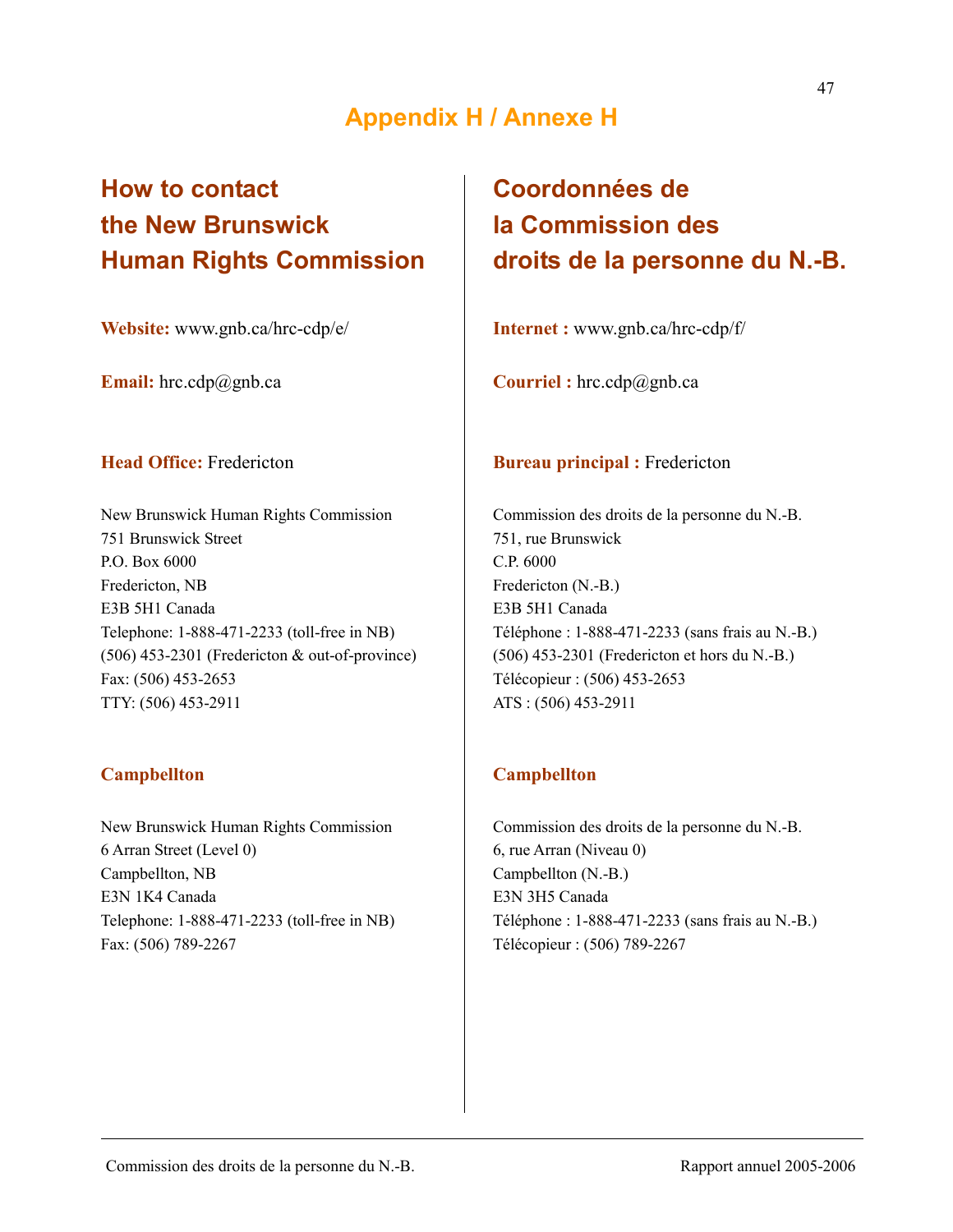# Appendix H / Annexe H

## How to contact the New Brunswick Human Rights Commission

**Website:** www.gnb.ca/hrc-cdp/e/

**Email:** hrc.cdp@gnb.ca

**Head Office:** Fredericton

New Brunswick Human Rights Commission
751 Brunswick Street
P.O. Box 6000
Fredericton, NB
E3B 5H1 Canada
Telephone: 1-888-471-2233 (toll-free in NB)
(506) 453-2301 (Fredericton & out-of-province)
Fax: (506) 453-2653
TTY: (506) 453-2911

**Campbellton**

New Brunswick Human Rights Commission
6 Arran Street (Level 0)
Campbellton, NB
E3N 1K4 Canada
Telephone: 1-888-471-2233 (toll-free in NB)
Fax: (506) 789-2267

## Coordonnées de la Commission des droits de la personne du N.-B.

**Internet :** www.gnb.ca/hrc-cdp/f/

**Courriel :** hrc.cdp@gnb.ca

**Bureau principal :** Fredericton

Commission des droits de la personne du N.-B.
751, rue Brunswick
C.P. 6000
Fredericton (N.-B.)
E3B 5H1 Canada
Téléphone : 1-888-471-2233 (sans frais au N.-B.)
(506) 453-2301 (Fredericton et hors du N.-B.)
Télécopieur : (506) 453-2653
ATS : (506) 453-2911

**Campbellton**

Commission des droits de la personne du N.-B.
6, rue Arran (Niveau 0)
Campbellton (N.-B.)
E3N 3H5 Canada
Téléphone : 1-888-471-2233 (sans frais au N.-B.)
Télécopieur : (506) 789-2267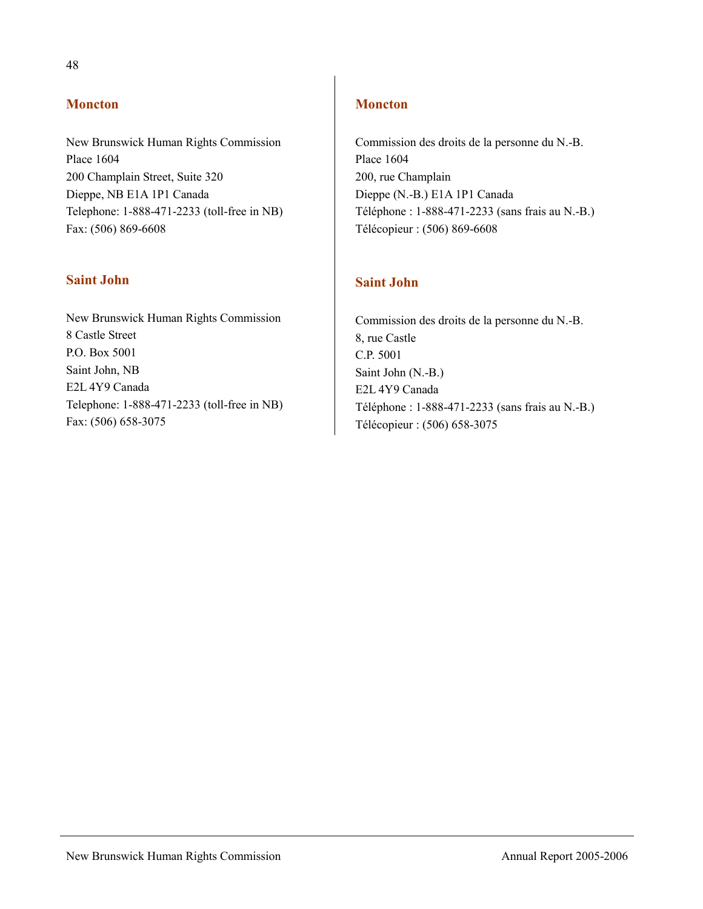## Moncton

New Brunswick Human Rights Commission
Place 1604
200 Champlain Street, Suite 320
Dieppe, NB E1A 1P1 Canada
Telephone: 1-888-471-2233 (toll-free in NB)
Fax: (506) 869-6608

## Saint John

New Brunswick Human Rights Commission
8 Castle Street
P.O. Box 5001
Saint John, NB
E2L 4Y9 Canada
Telephone: 1-888-471-2233 (toll-free in NB)
Fax: (506) 658-3075

## Moncton

Commission des droits de la personne du N.-B.
Place 1604
200, rue Champlain
Dieppe (N.-B.) E1A 1P1 Canada
Téléphone : 1-888-471-2233 (sans frais au N.-B.)
Télécopieur : (506) 869-6608

## Saint John

Commission des droits de la personne du N.-B.
8, rue Castle
C.P. 5001
Saint John (N.-B.)
E2L 4Y9 Canada
Téléphone : 1-888-471-2233 (sans frais au N.-B.)
Télécopieur : (506) 658-3075